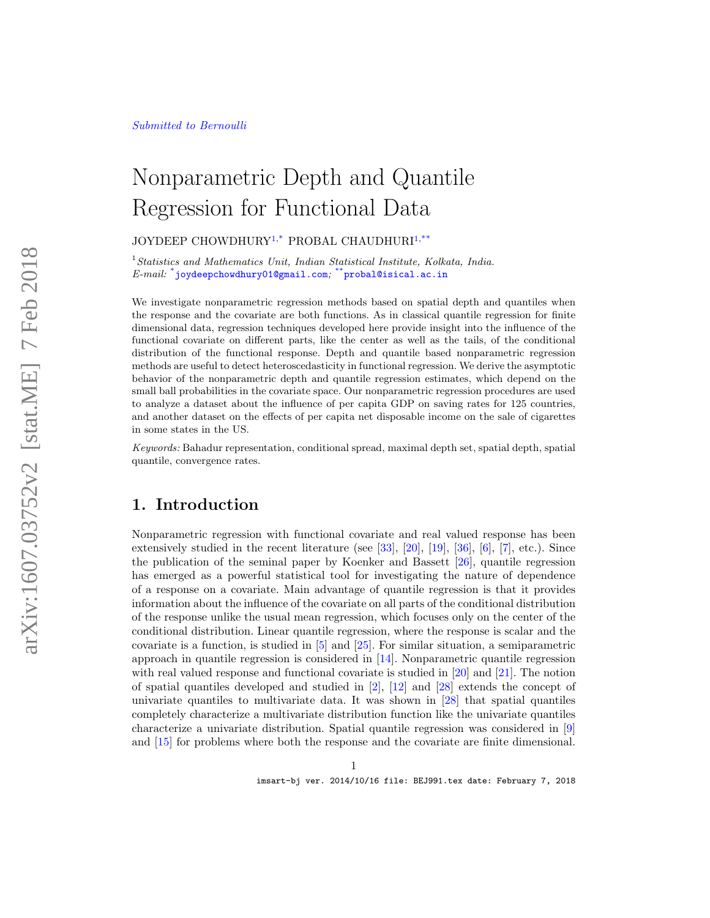Submitted to Bernoulli

# Nonparametric Depth and Quantile Regression for Functional Data

JOYDEEP CHOWDHURY[1,*] PROBAL CHAUDHURI[1,**]

[1] *Statistics and Mathematics Unit, Indian Statistical Institute, Kolkata, India.*
*E-mail:* [*] joydeepchowdhury01@gmail.com; [**] probal@isical.ac.in

We investigate nonparametric regression methods based on spatial depth and quantiles when the response and the covariate are both functions. As in classical quantile regression for finite dimensional data, regression techniques developed here provide insight into the influence of the functional covariate on different parts, like the center as well as the tails, of the conditional distribution of the functional response. Depth and quantile based nonparametric regression methods are useful to detect heteroscedasticity in functional regression. We derive the asymptotic behavior of the nonparametric depth and quantile regression estimates, which depend on the small ball probabilities in the covariate space. Our nonparametric regression procedures are used to analyze a dataset about the influence of per capita GDP on saving rates for 125 countries, and another dataset on the effects of per capita net disposable income on the sale of cigarettes in some states in the US.

*Keywords:* Bahadur representation, conditional spread, maximal depth set, spatial depth, spatial quantile, convergence rates.

## 1. Introduction

Nonparametric regression with functional covariate and real valued response has been extensively studied in the recent literature (see [33], [20], [19], [36], [6], [7], etc.). Since the publication of the seminal paper by Koenker and Bassett [26], quantile regression has emerged as a powerful statistical tool for investigating the nature of dependence of a response on a covariate. Main advantage of quantile regression is that it provides information about the influence of the covariate on all parts of the conditional distribution of the response unlike the usual mean regression, which focuses only on the center of the conditional distribution. Linear quantile regression, where the response is scalar and the covariate is a function, is studied in [5] and [25]. For similar situation, a semiparametric approach in quantile regression is considered in [14]. Nonparametric quantile regression with real valued response and functional covariate is studied in [20] and [21]. The notion of spatial quantiles developed and studied in [2], [12] and [28] extends the concept of univariate quantiles to multivariate data. It was shown in [28] that spatial quantiles completely characterize a multivariate distribution function like the univariate quantiles characterize a univariate distribution. Spatial quantile regression was considered in [9] and [15] for problems where both the response and the covariate are finite dimensional.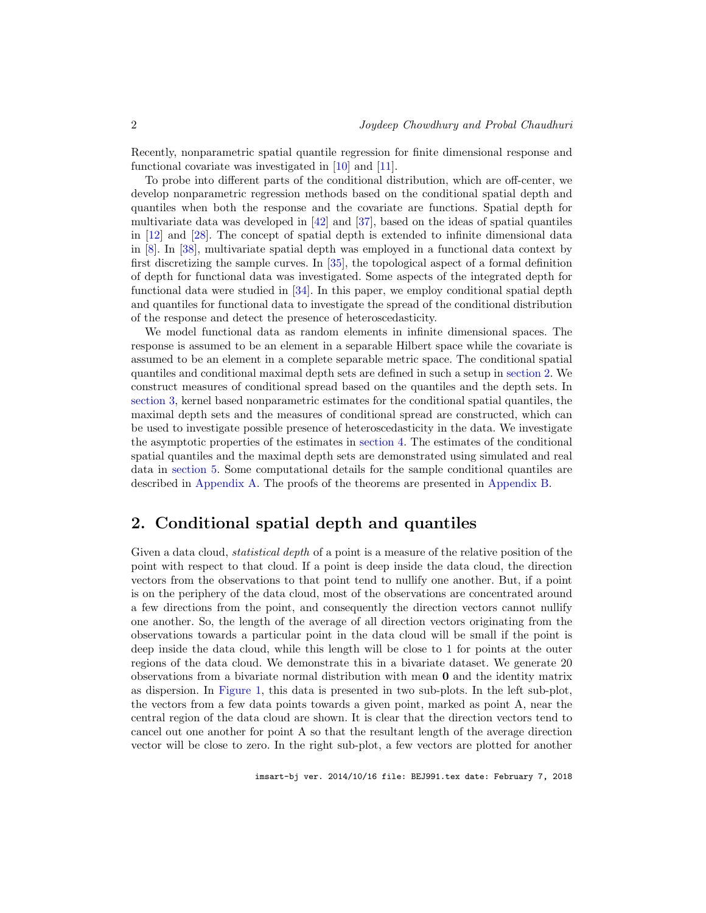Recently, nonparametric spatial quantile regression for finite dimensional response and functional covariate was investigated in [10] and [11].

To probe into different parts of the conditional distribution, which are off-center, we develop nonparametric regression methods based on the conditional spatial depth and quantiles when both the response and the covariate are functions. Spatial depth for multivariate data was developed in [42] and [37], based on the ideas of spatial quantiles in [12] and [28]. The concept of spatial depth is extended to infinite dimensional data in [8]. In [38], multivariate spatial depth was employed in a functional data context by first discretizing the sample curves. In [35], the topological aspect of a formal definition of depth for functional data was investigated. Some aspects of the integrated depth for functional data were studied in [34]. In this paper, we employ conditional spatial depth and quantiles for functional data to investigate the spread of the conditional distribution of the response and detect the presence of heteroscedasticity.

We model functional data as random elements in infinite dimensional spaces. The response is assumed to be an element in a separable Hilbert space while the covariate is assumed to be an element in a complete separable metric space. The conditional spatial quantiles and conditional maximal depth sets are defined in such a setup in section 2. We construct measures of conditional spread based on the quantiles and the depth sets. In section 3, kernel based nonparametric estimates for the conditional spatial quantiles, the maximal depth sets and the measures of conditional spread are constructed, which can be used to investigate possible presence of heteroscedasticity in the data. We investigate the asymptotic properties of the estimates in section 4. The estimates of the conditional spatial quantiles and the maximal depth sets are demonstrated using simulated and real data in section 5. Some computational details for the sample conditional quantiles are described in Appendix A. The proofs of the theorems are presented in Appendix B.

## 2. Conditional spatial depth and quantiles

Given a data cloud, *statistical depth* of a point is a measure of the relative position of the point with respect to that cloud. If a point is deep inside the data cloud, the direction vectors from the observations to that point tend to nullify one another. But, if a point is on the periphery of the data cloud, most of the observations are concentrated around a few directions from the point, and consequently the direction vectors cannot nullify one another. So, the length of the average of all direction vectors originating from the observations towards a particular point in the data cloud will be small if the point is deep inside the data cloud, while this length will be close to 1 for points at the outer regions of the data cloud. We demonstrate this in a bivariate dataset. We generate 20 observations from a bivariate normal distribution with mean $\mathbf{0}$ and the identity matrix as dispersion. In Figure 1, this data is presented in two sub-plots. In the left sub-plot, the vectors from a few data points towards a given point, marked as point A, near the central region of the data cloud are shown. It is clear that the direction vectors tend to cancel out one another for point A so that the resultant length of the average direction vector will be close to zero. In the right sub-plot, a few vectors are plotted for another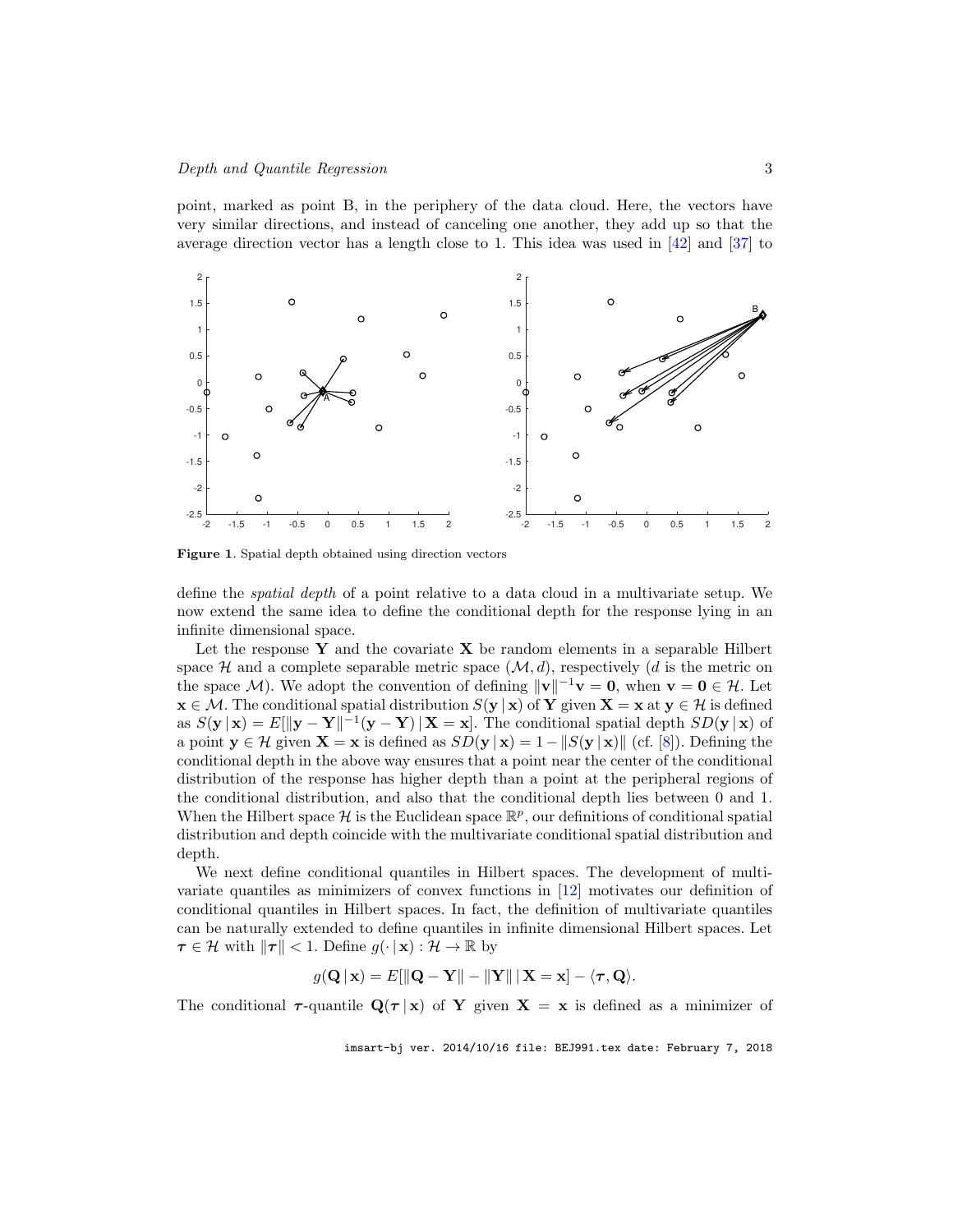point, marked as point B, in the periphery of the data cloud. Here, the vectors have very similar directions, and instead of canceling one another, they add up so that the average direction vector has a length close to 1. This idea was used in [42] and [37] to

**Figure 1**. Spatial depth obtained using direction vectors

define the *spatial depth* of a point relative to a data cloud in a multivariate setup. We now extend the same idea to define the conditional depth for the response lying in an infinite dimensional space.

Let the response $\mathbf{Y}$ and the covariate $\mathbf{X}$ be random elements in a separable Hilbert space $\mathcal{H}$ and a complete separable metric space $(\mathcal{M}, d)$, respectively ($d$ is the metric on the space $\mathcal{M}$). We adopt the convention of defining $\|\mathbf{v}\|^{-1}\mathbf{v} = \mathbf{0}$, when $\mathbf{v} = \mathbf{0} \in \mathcal{H}$. Let $\mathbf{x} \in \mathcal{M}$. The conditional spatial distribution $S(\mathbf{y} \,|\, \mathbf{x})$ of $\mathbf{Y}$ given $\mathbf{X} = \mathbf{x}$ at $\mathbf{y} \in \mathcal{H}$ is defined as $S(\mathbf{y} \,|\, \mathbf{x}) = E[\|\mathbf{y} - \mathbf{Y}\|^{-1}(\mathbf{y} - \mathbf{Y}) \,|\, \mathbf{X} = \mathbf{x}]$. The conditional spatial depth $SD(\mathbf{y} \,|\, \mathbf{x})$ of a point $\mathbf{y} \in \mathcal{H}$ given $\mathbf{X} = \mathbf{x}$ is defined as $SD(\mathbf{y} \,|\, \mathbf{x}) = 1 - \|S(\mathbf{y} \,|\, \mathbf{x})\|$ (cf. [8]). Defining the conditional depth in the above way ensures that a point near the center of the conditional distribution of the response has higher depth than a point at the peripheral regions of the conditional distribution, and also that the conditional depth lies between 0 and 1. When the Hilbert space $\mathcal{H}$ is the Euclidean space $\mathbb{R}^p$, our definitions of conditional spatial distribution and depth coincide with the multivariate conditional spatial distribution and depth.

We next define conditional quantiles in Hilbert spaces. The development of multivariate quantiles as minimizers of convex functions in [12] motivates our definition of conditional quantiles in Hilbert spaces. In fact, the definition of multivariate quantiles can be naturally extended to define quantiles in infinite dimensional Hilbert spaces. Let $\boldsymbol{\tau} \in \mathcal{H}$ with $\|\boldsymbol{\tau}\| < 1$. Define $g(\cdot \,|\, \mathbf{x}) : \mathcal{H} \to \mathbb{R}$ by

$$g(\mathbf{Q} \,|\, \mathbf{x}) = E[\|\mathbf{Q} - \mathbf{Y}\| - \|\mathbf{Y}\| \,|\, \mathbf{X} = \mathbf{x}] - \langle \boldsymbol{\tau}, \mathbf{Q} \rangle.$$

The conditional $\boldsymbol{\tau}$-quantile $\mathbf{Q}(\boldsymbol{\tau} \,|\, \mathbf{x})$ of $\mathbf{Y}$ given $\mathbf{X} = \mathbf{x}$ is defined as a minimizer of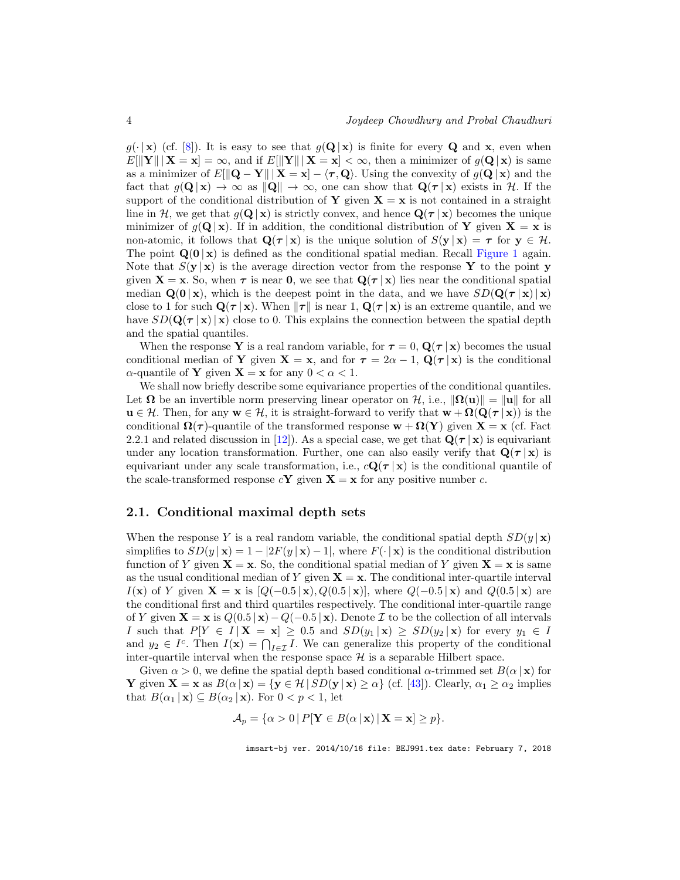$g(\cdot \mid \mathbf{x})$ (cf. [8]). It is easy to see that $g(\mathbf{Q} \mid \mathbf{x})$ is finite for every $\mathbf{Q}$ and $\mathbf{x}$, even when $E[\|\mathbf{Y}\| \mid \mathbf{X} = \mathbf{x}] = \infty$, and if $E[\|\mathbf{Y}\| \mid \mathbf{X} = \mathbf{x}] < \infty$, then a minimizer of $g(\mathbf{Q} \mid \mathbf{x})$ is same as a minimizer of $E[\|\mathbf{Q} - \mathbf{Y}\| \mid \mathbf{X} = \mathbf{x}] - \langle \boldsymbol{\tau}, \mathbf{Q} \rangle$. Using the convexity of $g(\mathbf{Q} \mid \mathbf{x})$ and the fact that $g(\mathbf{Q} \mid \mathbf{x}) \to \infty$ as $\|\mathbf{Q}\| \to \infty$, one can show that $\mathbf{Q}(\boldsymbol{\tau} \mid \mathbf{x})$ exists in $\mathcal{H}$. If the support of the conditional distribution of $\mathbf{Y}$ given $\mathbf{X} = \mathbf{x}$ is not contained in a straight line in $\mathcal{H}$, we get that $g(\mathbf{Q} \mid \mathbf{x})$ is strictly convex, and hence $\mathbf{Q}(\boldsymbol{\tau} \mid \mathbf{x})$ becomes the unique minimizer of $g(\mathbf{Q} \mid \mathbf{x})$. If in addition, the conditional distribution of $\mathbf{Y}$ given $\mathbf{X} = \mathbf{x}$ is non-atomic, it follows that $\mathbf{Q}(\boldsymbol{\tau} \mid \mathbf{x})$ is the unique solution of $S(\mathbf{y} \mid \mathbf{x}) = \boldsymbol{\tau}$ for $\mathbf{y} \in \mathcal{H}$. The point $\mathbf{Q}(\mathbf{0} \mid \mathbf{x})$ is defined as the conditional spatial median. Recall Figure 1 again. Note that $S(\mathbf{y} \mid \mathbf{x})$ is the average direction vector from the response $\mathbf{Y}$ to the point $\mathbf{y}$ given $\mathbf{X} = \mathbf{x}$. So, when $\boldsymbol{\tau}$ is near $\mathbf{0}$, we see that $\mathbf{Q}(\boldsymbol{\tau} \mid \mathbf{x})$ lies near the conditional spatial median $\mathbf{Q}(\mathbf{0} \mid \mathbf{x})$, which is the deepest point in the data, and we have $SD(\mathbf{Q}(\boldsymbol{\tau} \mid \mathbf{x}) \mid \mathbf{x})$ close to 1 for such $\mathbf{Q}(\boldsymbol{\tau} \mid \mathbf{x})$. When $\|\boldsymbol{\tau}\|$ is near 1, $\mathbf{Q}(\boldsymbol{\tau} \mid \mathbf{x})$ is an extreme quantile, and we have $SD(\mathbf{Q}(\boldsymbol{\tau} \mid \mathbf{x}) \mid \mathbf{x})$ close to 0. This explains the connection between the spatial depth and the spatial quantiles.

When the response $\mathbf{Y}$ is a real random variable, for $\boldsymbol{\tau} = 0$, $\mathbf{Q}(\boldsymbol{\tau} \mid \mathbf{x})$ becomes the usual conditional median of $\mathbf{Y}$ given $\mathbf{X} = \mathbf{x}$, and for $\boldsymbol{\tau} = 2\alpha - 1$, $\mathbf{Q}(\boldsymbol{\tau} \mid \mathbf{x})$ is the conditional $\alpha$-quantile of $\mathbf{Y}$ given $\mathbf{X} = \mathbf{x}$ for any $0 < \alpha < 1$.

We shall now briefly describe some equivariance properties of the conditional quantiles. Let $\boldsymbol{\Omega}$ be an invertible norm preserving linear operator on $\mathcal{H}$, i.e., $\|\boldsymbol{\Omega}(\mathbf{u})\| = \|\mathbf{u}\|$ for all $\mathbf{u} \in \mathcal{H}$. Then, for any $\mathbf{w} \in \mathcal{H}$, it is straight-forward to verify that $\mathbf{w} + \boldsymbol{\Omega}(\mathbf{Q}(\boldsymbol{\tau} \mid \mathbf{x}))$ is the conditional $\boldsymbol{\Omega}(\boldsymbol{\tau})$-quantile of the transformed response $\mathbf{w} + \boldsymbol{\Omega}(\mathbf{Y})$ given $\mathbf{X} = \mathbf{x}$ (cf. Fact 2.2.1 and related discussion in [12]). As a special case, we get that $\mathbf{Q}(\boldsymbol{\tau} \mid \mathbf{x})$ is equivariant under any location transformation. Further, one can also easily verify that $\mathbf{Q}(\boldsymbol{\tau} \mid \mathbf{x})$ is equivariant under any scale transformation, i.e., $c\mathbf{Q}(\boldsymbol{\tau} \mid \mathbf{x})$ is the conditional quantile of the scale-transformed response $c\mathbf{Y}$ given $\mathbf{X} = \mathbf{x}$ for any positive number $c$.

## 2.1. Conditional maximal depth sets

When the response $Y$ is a real random variable, the conditional spatial depth $SD(y \mid \mathbf{x})$ simplifies to $SD(y \mid \mathbf{x}) = 1 - |2F(y \mid \mathbf{x}) - 1|$, where $F(\cdot \mid \mathbf{x})$ is the conditional distribution function of $Y$ given $\mathbf{X} = \mathbf{x}$. So, the conditional spatial median of $Y$ given $\mathbf{X} = \mathbf{x}$ is same as the usual conditional median of $Y$ given $\mathbf{X} = \mathbf{x}$. The conditional inter-quartile interval $I(\mathbf{x})$ of $Y$ given $\mathbf{X} = \mathbf{x}$ is $[Q(-0.5 \mid \mathbf{x}), Q(0.5 \mid \mathbf{x})]$, where $Q(-0.5 \mid \mathbf{x})$ and $Q(0.5 \mid \mathbf{x})$ are the conditional first and third quartiles respectively. The conditional inter-quartile range of $Y$ given $\mathbf{X} = \mathbf{x}$ is $Q(0.5 \mid \mathbf{x}) - Q(-0.5 \mid \mathbf{x})$. Denote $\mathcal{I}$ to be the collection of all intervals $I$ such that $P[Y \in I \mid \mathbf{X} = \mathbf{x}] \geq 0.5$ and $SD(y_1 \mid \mathbf{x}) \geq SD(y_2 \mid \mathbf{x})$ for every $y_1 \in I$ and $y_2 \in I^c$. Then $I(\mathbf{x}) = \bigcap_{I \in \mathcal{I}} I$. We can generalize this property of the conditional inter-quartile interval when the response space $\mathcal{H}$ is a separable Hilbert space.

Given $\alpha > 0$, we define the spatial depth based conditional $\alpha$-trimmed set $B(\alpha \mid \mathbf{x})$ for $\mathbf{Y}$ given $\mathbf{X} = \mathbf{x}$ as $B(\alpha \mid \mathbf{x}) = \{\mathbf{y} \in \mathcal{H} \mid SD(\mathbf{y} \mid \mathbf{x}) \geq \alpha\}$ (cf. [43]). Clearly, $\alpha_1 \geq \alpha_2$ implies that $B(\alpha_1 \mid \mathbf{x}) \subseteq B(\alpha_2 \mid \mathbf{x})$. For $0 < p < 1$, let

$$\mathcal{A}_p = \{\alpha > 0 \mid P[\mathbf{Y} \in B(\alpha \mid \mathbf{x}) \mid \mathbf{X} = \mathbf{x}] \geq p\}.$$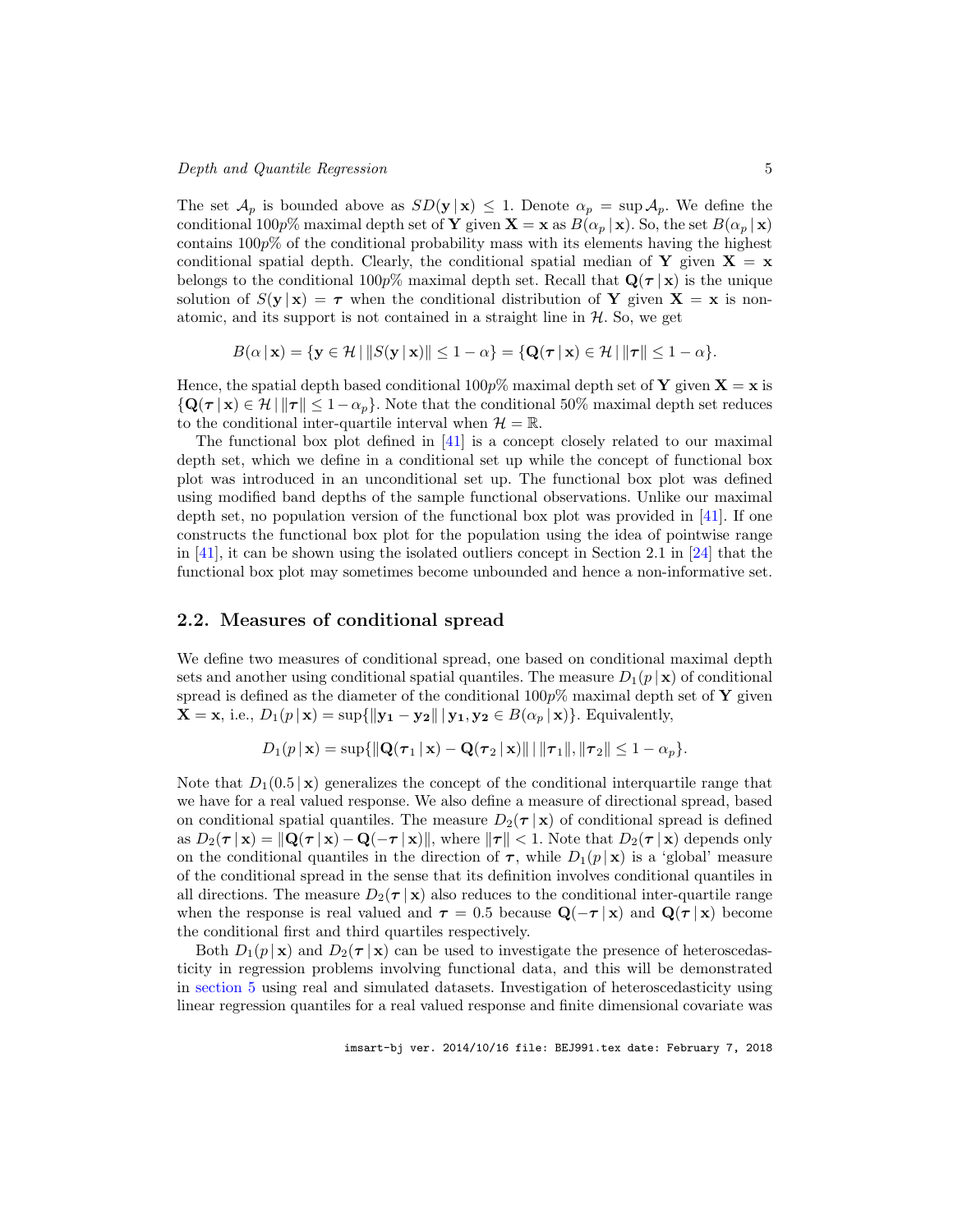The set $\mathcal{A}_p$ is bounded above as $SD(\mathbf{y} \,|\, \mathbf{x}) \leq 1$. Denote $\alpha_p = \sup \mathcal{A}_p$. We define the conditional $100p\%$ maximal depth set of $\mathbf{Y}$ given $\mathbf{X} = \mathbf{x}$ as $B(\alpha_p \,|\, \mathbf{x})$. So, the set $B(\alpha_p \,|\, \mathbf{x})$ contains $100p\%$ of the conditional probability mass with its elements having the highest conditional spatial depth. Clearly, the conditional spatial median of $\mathbf{Y}$ given $\mathbf{X} = \mathbf{x}$ belongs to the conditional $100p\%$ maximal depth set. Recall that $\mathbf{Q}(\boldsymbol{\tau} \,|\, \mathbf{x})$ is the unique solution of $S(\mathbf{y} \,|\, \mathbf{x}) = \boldsymbol{\tau}$ when the conditional distribution of $\mathbf{Y}$ given $\mathbf{X} = \mathbf{x}$ is non-atomic, and its support is not contained in a straight line in $\mathcal{H}$. So, we get

$$B(\alpha \,|\, \mathbf{x}) = \{\mathbf{y} \in \mathcal{H} \,|\, \|S(\mathbf{y} \,|\, \mathbf{x})\| \leq 1 - \alpha\} = \{\mathbf{Q}(\boldsymbol{\tau} \,|\, \mathbf{x}) \in \mathcal{H} \,|\, \|\boldsymbol{\tau}\| \leq 1 - \alpha\}.$$

Hence, the spatial depth based conditional $100p\%$ maximal depth set of $\mathbf{Y}$ given $\mathbf{X} = \mathbf{x}$ is $\{\mathbf{Q}(\boldsymbol{\tau} \,|\, \mathbf{x}) \in \mathcal{H} \,|\, \|\boldsymbol{\tau}\| \leq 1 - \alpha_p\}$. Note that the conditional 50% maximal depth set reduces to the conditional inter-quartile interval when $\mathcal{H} = \mathbb{R}$.

The functional box plot defined in [41] is a concept closely related to our maximal depth set, which we define in a conditional set up while the concept of functional box plot was introduced in an unconditional set up. The functional box plot was defined using modified band depths of the sample functional observations. Unlike our maximal depth set, no population version of the functional box plot was provided in [41]. If one constructs the functional box plot for the population using the idea of pointwise range in [41], it can be shown using the isolated outliers concept in Section 2.1 in [24] that the functional box plot may sometimes become unbounded and hence a non-informative set.

## 2.2. Measures of conditional spread

We define two measures of conditional spread, one based on conditional maximal depth sets and another using conditional spatial quantiles. The measure $D_1(p \,|\, \mathbf{x})$ of conditional spread is defined as the diameter of the conditional $100p\%$ maximal depth set of $\mathbf{Y}$ given $\mathbf{X} = \mathbf{x}$, i.e., $D_1(p \,|\, \mathbf{x}) = \sup\{\|\mathbf{y_1} - \mathbf{y_2}\| \,|\, \mathbf{y_1}, \mathbf{y_2} \in B(\alpha_p \,|\, \mathbf{x})\}$. Equivalently,

$$D_1(p \,|\, \mathbf{x}) = \sup\{\|\mathbf{Q}(\boldsymbol{\tau}_1 \,|\, \mathbf{x}) - \mathbf{Q}(\boldsymbol{\tau}_2 \,|\, \mathbf{x})\| \,|\, \|\boldsymbol{\tau}_1\|, \|\boldsymbol{\tau}_2\| \leq 1 - \alpha_p\}.$$

Note that $D_1(0.5 \,|\, \mathbf{x})$ generalizes the concept of the conditional interquartile range that we have for a real valued response. We also define a measure of directional spread, based on conditional spatial quantiles. The measure $D_2(\boldsymbol{\tau} \,|\, \mathbf{x})$ of conditional spread is defined as $D_2(\boldsymbol{\tau} \,|\, \mathbf{x}) = \|\mathbf{Q}(\boldsymbol{\tau} \,|\, \mathbf{x}) - \mathbf{Q}(-\boldsymbol{\tau} \,|\, \mathbf{x})\|$, where $\|\boldsymbol{\tau}\| < 1$. Note that $D_2(\boldsymbol{\tau} \,|\, \mathbf{x})$ depends only on the conditional quantiles in the direction of $\boldsymbol{\tau}$, while $D_1(p \,|\, \mathbf{x})$ is a 'global' measure of the conditional spread in the sense that its definition involves conditional quantiles in all directions. The measure $D_2(\boldsymbol{\tau} \,|\, \mathbf{x})$ also reduces to the conditional inter-quartile range when the response is real valued and $\boldsymbol{\tau} = 0.5$ because $\mathbf{Q}(-\boldsymbol{\tau} \,|\, \mathbf{x})$ and $\mathbf{Q}(\boldsymbol{\tau} \,|\, \mathbf{x})$ become the conditional first and third quartiles respectively.

Both $D_1(p \,|\, \mathbf{x})$ and $D_2(\boldsymbol{\tau} \,|\, \mathbf{x})$ can be used to investigate the presence of heteroscedasticity in regression problems involving functional data, and this will be demonstrated in section 5 using real and simulated datasets. Investigation of heteroscedasticity using linear regression quantiles for a real valued response and finite dimensional covariate was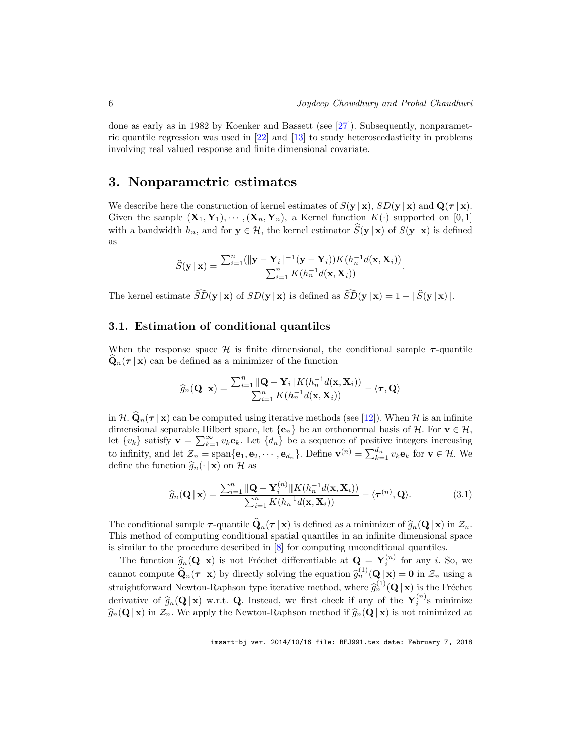done as early as in 1982 by Koenker and Bassett (see [27]). Subsequently, nonparametric quantile regression was used in [22] and [13] to study heteroscedasticity in problems involving real valued response and finite dimensional covariate.

## 3. Nonparametric estimates

We describe here the construction of kernel estimates of $S(\mathbf{y}\,|\,\mathbf{x})$, $SD(\mathbf{y}\,|\,\mathbf{x})$ and $\mathbf{Q}(\boldsymbol{\tau}\,|\,\mathbf{x})$. Given the sample $(\mathbf{X}_1, \mathbf{Y}_1), \cdots, (\mathbf{X}_n, \mathbf{Y}_n)$, a Kernel function $K(\cdot)$ supported on $[0, 1]$ with a bandwidth $h_n$, and for $\mathbf{y} \in \mathcal{H}$, the kernel estimator $\widehat{S}(\mathbf{y}\,|\,\mathbf{x})$ of $S(\mathbf{y}\,|\,\mathbf{x})$ is defined as

$$\widehat{S}(\mathbf{y}\,|\,\mathbf{x}) = \frac{\sum_{i=1}^{n} (\|\mathbf{y} - \mathbf{Y}_i\|^{-1}(\mathbf{y} - \mathbf{Y}_i))K(h_n^{-1}d(\mathbf{x}, \mathbf{X}_i))}{\sum_{i=1}^{n} K(h_n^{-1}d(\mathbf{x}, \mathbf{X}_i))}.$$

The kernel estimate $\widehat{SD}(\mathbf{y}\,|\,\mathbf{x})$ of $SD(\mathbf{y}\,|\,\mathbf{x})$ is defined as $\widehat{SD}(\mathbf{y}\,|\,\mathbf{x}) = 1 - \|\widehat{S}(\mathbf{y}\,|\,\mathbf{x})\|$.

### 3.1. Estimation of conditional quantiles

When the response space $\mathcal{H}$ is finite dimensional, the conditional sample $\boldsymbol{\tau}$-quantile $\widehat{\mathbf{Q}}_n(\boldsymbol{\tau}\,|\,\mathbf{x})$ can be defined as a minimizer of the function

$$\widehat{g}_n(\mathbf{Q}\,|\,\mathbf{x}) = \frac{\sum_{i=1}^{n} \|\mathbf{Q} - \mathbf{Y}_i\| K(h_n^{-1}d(\mathbf{x}, \mathbf{X}_i))}{\sum_{i=1}^{n} K(h_n^{-1}d(\mathbf{x}, \mathbf{X}_i))} - \langle \boldsymbol{\tau}, \mathbf{Q} \rangle$$

in $\mathcal{H}$. $\widehat{\mathbf{Q}}_n(\boldsymbol{\tau}\,|\,\mathbf{x})$ can be computed using iterative methods (see [12]). When $\mathcal{H}$ is an infinite dimensional separable Hilbert space, let $\{\mathbf{e}_n\}$ be an orthonormal basis of $\mathcal{H}$. For $\mathbf{v} \in \mathcal{H}$, let $\{v_k\}$ satisfy $\mathbf{v} = \sum_{k=1}^{\infty} v_k \mathbf{e}_k$. Let $\{d_n\}$ be a sequence of positive integers increasing to infinity, and let $\mathcal{Z}_n = \text{span}\{\mathbf{e}_1, \mathbf{e}_2, \cdots, \mathbf{e}_{d_n}\}$. Define $\mathbf{v}^{(n)} = \sum_{k=1}^{d_n} v_k \mathbf{e}_k$ for $\mathbf{v} \in \mathcal{H}$. We define the function $\widehat{g}_n(\cdot\,|\,\mathbf{x})$ on $\mathcal{H}$ as

$$\widehat{g}_n(\mathbf{Q}\,|\,\mathbf{x}) = \frac{\sum_{i=1}^{n} \|\mathbf{Q} - \mathbf{Y}_i^{(n)}\| K(h_n^{-1}d(\mathbf{x}, \mathbf{X}_i))}{\sum_{i=1}^{n} K(h_n^{-1}d(\mathbf{x}, \mathbf{X}_i))} - \langle \boldsymbol{\tau}^{(n)}, \mathbf{Q} \rangle. \tag{3.1}$$

The conditional sample $\boldsymbol{\tau}$-quantile $\widehat{\mathbf{Q}}_n(\boldsymbol{\tau}\,|\,\mathbf{x})$ is defined as a minimizer of $\widehat{g}_n(\mathbf{Q}\,|\,\mathbf{x})$ in $\mathcal{Z}_n$. This method of computing conditional spatial quantiles in an infinite dimensional space is similar to the procedure described in [8] for computing unconditional quantiles.

The function $\widehat{g}_n(\mathbf{Q}\,|\,\mathbf{x})$ is not Fréchet differentiable at $\mathbf{Q} = \mathbf{Y}_i^{(n)}$ for any $i$. So, we cannot compute $\widehat{\mathbf{Q}}_n(\boldsymbol{\tau}\,|\,\mathbf{x})$ by directly solving the equation $\widehat{g}_n^{(1)}(\mathbf{Q}\,|\,\mathbf{x}) = \mathbf{0}$ in $\mathcal{Z}_n$ using a straightforward Newton-Raphson type iterative method, where $\widehat{g}_n^{(1)}(\mathbf{Q}\,|\,\mathbf{x})$ is the Fréchet derivative of $\widehat{g}_n(\mathbf{Q}\,|\,\mathbf{x})$ w.r.t. $\mathbf{Q}$. Instead, we first check if any of the $\mathbf{Y}_i^{(n)}$s minimize $\widehat{g}_n(\mathbf{Q}\,|\,\mathbf{x})$ in $\mathcal{Z}_n$. We apply the Newton-Raphson method if $\widehat{g}_n(\mathbf{Q}\,|\,\mathbf{x})$ is not minimized at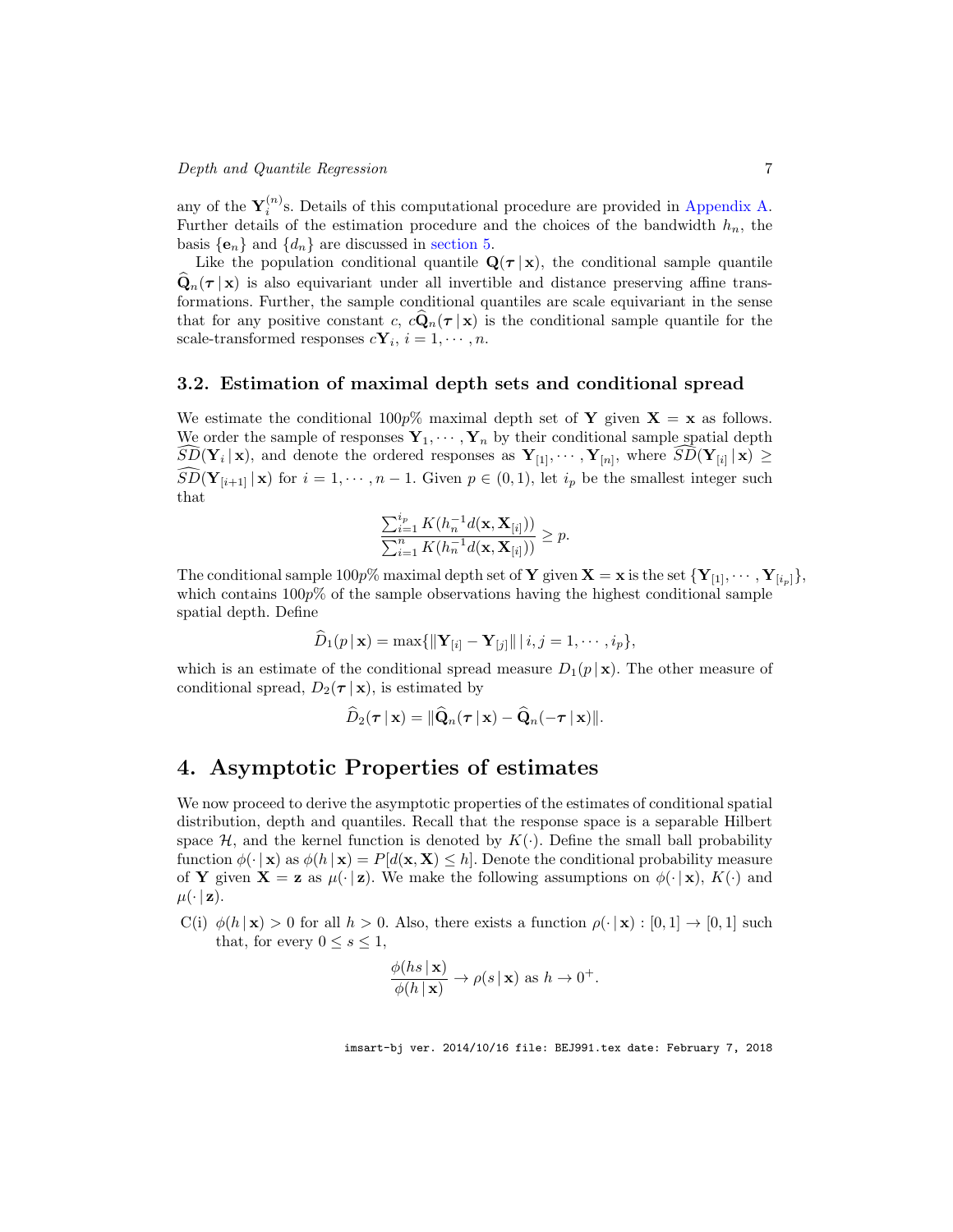any of the $\mathbf{Y}_i^{(n)}$s. Details of this computational procedure are provided in Appendix A. Further details of the estimation procedure and the choices of the bandwidth $h_n$, the basis $\{\mathbf{e}_n\}$ and $\{d_n\}$ are discussed in section 5.

Like the population conditional quantile $\mathbf{Q}(\boldsymbol{\tau}\,|\,\mathbf{x})$, the conditional sample quantile $\widehat{\mathbf{Q}}_n(\boldsymbol{\tau}\,|\,\mathbf{x})$ is also equivariant under all invertible and distance preserving affine transformations. Further, the sample conditional quantiles are scale equivariant in the sense that for any positive constant $c$, $c\widehat{\mathbf{Q}}_n(\boldsymbol{\tau}\,|\,\mathbf{x})$ is the conditional sample quantile for the scale-transformed responses $c\mathbf{Y}_i$, $i = 1, \cdots, n$.

### 3.2. Estimation of maximal depth sets and conditional spread

We estimate the conditional $100p\%$ maximal depth set of $\mathbf{Y}$ given $\mathbf{X} = \mathbf{x}$ as follows. We order the sample of responses $\mathbf{Y}_1, \cdots, \mathbf{Y}_n$ by their conditional sample spatial depth $\widehat{SD}(\mathbf{Y}_i\,|\,\mathbf{x})$, and denote the ordered responses as $\mathbf{Y}_{[1]}, \cdots, \mathbf{Y}_{[n]}$, where $\widehat{SD}(\mathbf{Y}_{[i]}\,|\,\mathbf{x}) \geq \widehat{SD}(\mathbf{Y}_{[i+1]}\,|\,\mathbf{x})$ for $i = 1, \cdots, n-1$. Given $p \in (0,1)$, let $i_p$ be the smallest integer such that

$$\frac{\sum_{i=1}^{i_p} K(h_n^{-1} d(\mathbf{x}, \mathbf{X}_{[i]}))}{\sum_{i=1}^{n} K(h_n^{-1} d(\mathbf{x}, \mathbf{X}_{[i]}))} \geq p.$$

The conditional sample $100p\%$ maximal depth set of $\mathbf{Y}$ given $\mathbf{X} = \mathbf{x}$ is the set $\{\mathbf{Y}_{[1]}, \cdots, \mathbf{Y}_{[i_p]}\}$, which contains $100p\%$ of the sample observations having the highest conditional sample spatial depth. Define

$$\widehat{D}_1(p\,|\,\mathbf{x}) = \max\{\|\mathbf{Y}_{[i]} - \mathbf{Y}_{[j]}\| \,|\, i, j = 1, \cdots, i_p\},$$

which is an estimate of the conditional spread measure $D_1(p\,|\,\mathbf{x})$. The other measure of conditional spread, $D_2(\boldsymbol{\tau}\,|\,\mathbf{x})$, is estimated by

$$\widehat{D}_2(\boldsymbol{\tau}\,|\,\mathbf{x}) = \|\widehat{\mathbf{Q}}_n(\boldsymbol{\tau}\,|\,\mathbf{x}) - \widehat{\mathbf{Q}}_n(-\boldsymbol{\tau}\,|\,\mathbf{x})\|.$$

## 4. Asymptotic Properties of estimates

We now proceed to derive the asymptotic properties of the estimates of conditional spatial distribution, depth and quantiles. Recall that the response space is a separable Hilbert space $\mathcal{H}$, and the kernel function is denoted by $K(\cdot)$. Define the small ball probability function $\phi(\cdot\,|\,\mathbf{x})$ as $\phi(h\,|\,\mathbf{x}) = P[d(\mathbf{x}, \mathbf{X}) \leq h]$. Denote the conditional probability measure of $\mathbf{Y}$ given $\mathbf{X} = \mathbf{z}$ as $\mu(\cdot\,|\,\mathbf{z})$. We make the following assumptions on $\phi(\cdot\,|\,\mathbf{x})$, $K(\cdot)$ and $\mu(\cdot\,|\,\mathbf{z})$.

C(i) $\phi(h\,|\,\mathbf{x}) > 0$ for all $h > 0$. Also, there exists a function $\rho(\cdot\,|\,\mathbf{x}) : [0,1] \to [0,1]$ such that, for every $0 \leq s \leq 1$,

$$\frac{\phi(hs\,|\,\mathbf{x})}{\phi(h\,|\,\mathbf{x})} \to \rho(s\,|\,\mathbf{x}) \text{ as } h \to 0^+.$$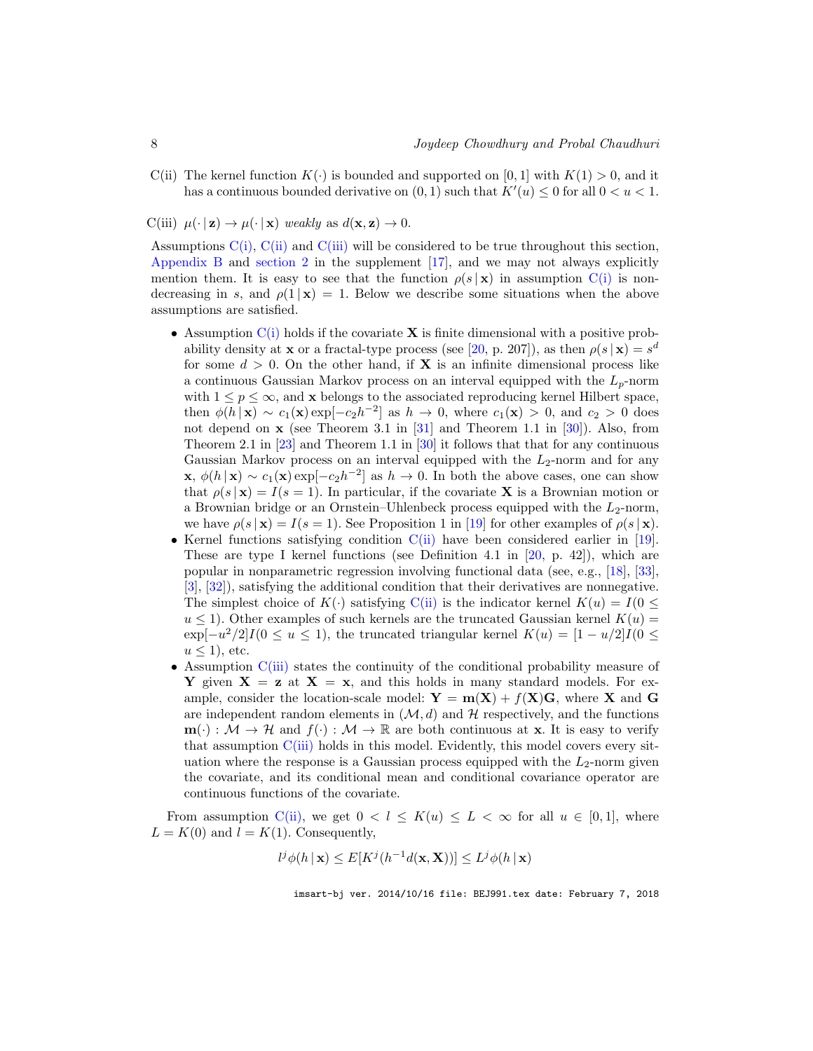C(ii) The kernel function $K(\cdot)$ is bounded and supported on $[0,1]$ with $K(1) > 0$, and it has a continuous bounded derivative on $(0,1)$ such that $K'(u) \leq 0$ for all $0 < u < 1$.

C(iii) $\mu(\cdot \,|\, \mathbf{z}) \to \mu(\cdot \,|\, \mathbf{x})$ *weakly* as $d(\mathbf{x}, \mathbf{z}) \to 0$.

Assumptions C(i), C(ii) and C(iii) will be considered to be true throughout this section, Appendix B and section 2 in the supplement [17], and we may not always explicitly mention them. It is easy to see that the function $\rho(s \,|\, \mathbf{x})$ in assumption C(i) is nondecreasing in $s$, and $\rho(1 \,|\, \mathbf{x}) = 1$. Below we describe some situations when the above assumptions are satisfied.

- Assumption C(i) holds if the covariate $\mathbf{X}$ is finite dimensional with a positive probability density at $\mathbf{x}$ or a fractal-type process (see [20, p. 207]), as then $\rho(s \,|\, \mathbf{x}) = s^d$ for some $d > 0$. On the other hand, if $\mathbf{X}$ is an infinite dimensional process like a continuous Gaussian Markov process on an interval equipped with the $L_p$-norm with $1 \leq p \leq \infty$, and $\mathbf{x}$ belongs to the associated reproducing kernel Hilbert space, then $\phi(h \,|\, \mathbf{x}) \sim c_1(\mathbf{x}) \exp[-c_2 h^{-2}]$ as $h \to 0$, where $c_1(\mathbf{x}) > 0$, and $c_2 > 0$ does not depend on $\mathbf{x}$ (see Theorem 3.1 in [31] and Theorem 1.1 in [30]). Also, from Theorem 2.1 in [23] and Theorem 1.1 in [30] it follows that that for any continuous Gaussian Markov process on an interval equipped with the $L_2$-norm and for any $\mathbf{x}$, $\phi(h \,|\, \mathbf{x}) \sim c_1(\mathbf{x}) \exp[-c_2 h^{-2}]$ as $h \to 0$. In both the above cases, one can show that $\rho(s \,|\, \mathbf{x}) = I(s = 1)$. In particular, if the covariate $\mathbf{X}$ is a Brownian motion or a Brownian bridge or an Ornstein–Uhlenbeck process equipped with the $L_2$-norm, we have $\rho(s \,|\, \mathbf{x}) = I(s = 1)$. See Proposition 1 in [19] for other examples of $\rho(s \,|\, \mathbf{x})$.
- Kernel functions satisfying condition C(ii) have been considered earlier in [19]. These are type I kernel functions (see Definition 4.1 in [20, p. 42]), which are popular in nonparametric regression involving functional data (see, e.g., [18], [33], [3], [32]), satisfying the additional condition that their derivatives are nonnegative. The simplest choice of $K(\cdot)$ satisfying C(ii) is the indicator kernel $K(u) = I(0 \leq u \leq 1)$. Other examples of such kernels are the truncated Gaussian kernel $K(u) = \exp[-u^2/2] I(0 \leq u \leq 1)$, the truncated triangular kernel $K(u) = [1 - u/2] I(0 \leq u \leq 1)$, etc.
- Assumption C(iii) states the continuity of the conditional probability measure of $\mathbf{Y}$ given $\mathbf{X} = \mathbf{z}$ at $\mathbf{X} = \mathbf{x}$, and this holds in many standard models. For example, consider the location-scale model: $\mathbf{Y} = \mathbf{m}(\mathbf{X}) + f(\mathbf{X})\mathbf{G}$, where $\mathbf{X}$ and $\mathbf{G}$ are independent random elements in $(\mathcal{M}, d)$ and $\mathcal{H}$ respectively, and the functions $\mathbf{m}(\cdot) : \mathcal{M} \to \mathcal{H}$ and $f(\cdot) : \mathcal{M} \to \mathbb{R}$ are both continuous at $\mathbf{x}$. It is easy to verify assumption C(iii) holds in this model. Evidently, this model covers every situation where the response is a Gaussian process equipped with the $L_2$-norm given the covariate, and its conditional mean and conditional covariance operator are continuous functions of the covariate.

From assumption C(ii), we get $0 < l \leq K(u) \leq L < \infty$ for all $u \in [0,1]$, where $L = K(0)$ and $l = K(1)$. Consequently,

$$l^j \phi(h \,|\, \mathbf{x}) \leq E[K^j(h^{-1} d(\mathbf{x}, \mathbf{X}))] \leq L^j \phi(h \,|\, \mathbf{x})$$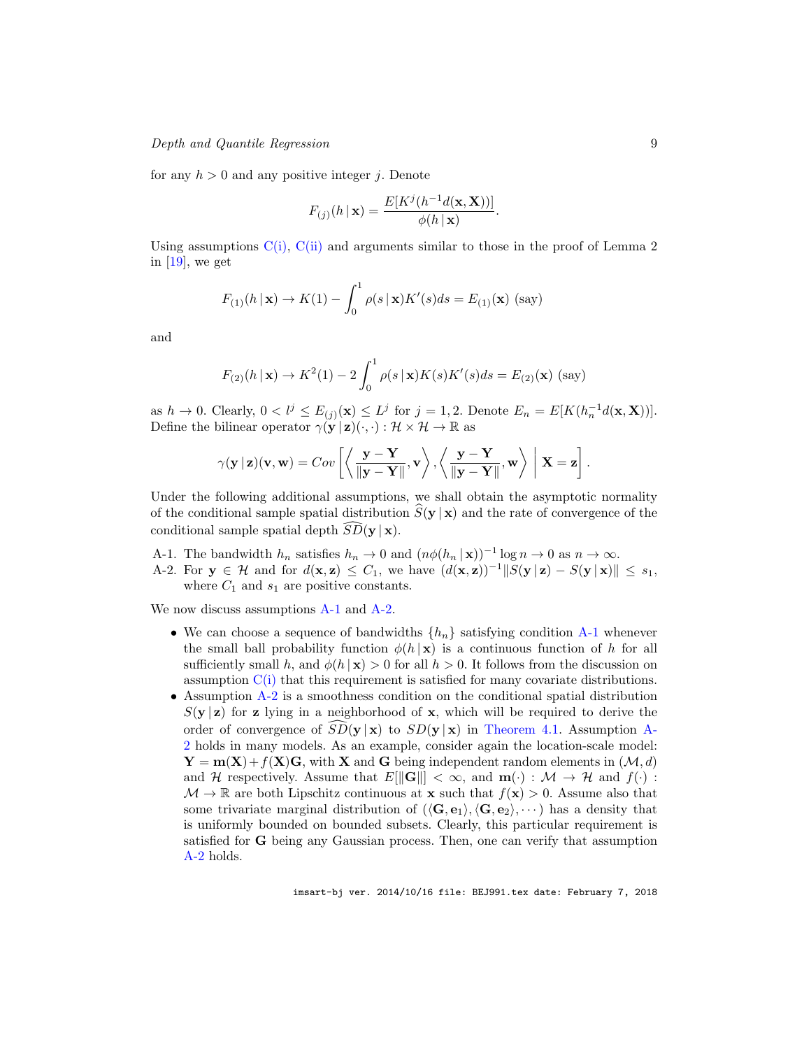for any $h > 0$ and any positive integer $j$. Denote

$$F_{(j)}(h \,|\, \mathbf{x}) = \frac{E[K^j(h^{-1}d(\mathbf{x}, \mathbf{X}))]}{\phi(h \,|\, \mathbf{x})}.$$

Using assumptions C(i), C(ii) and arguments similar to those in the proof of Lemma 2 in [19], we get

$$F_{(1)}(h \,|\, \mathbf{x}) \to K(1) - \int_0^1 \rho(s \,|\, \mathbf{x}) K'(s) ds = E_{(1)}(\mathbf{x}) \text{ (say)}$$

and

$$F_{(2)}(h \,|\, \mathbf{x}) \to K^2(1) - 2\int_0^1 \rho(s \,|\, \mathbf{x}) K(s) K'(s) ds = E_{(2)}(\mathbf{x}) \text{ (say)}$$

as $h \to 0$. Clearly, $0 < l^j \leq E_{(j)}(\mathbf{x}) \leq L^j$ for $j = 1, 2$. Denote $E_n = E[K(h_n^{-1}d(\mathbf{x}, \mathbf{X}))]$. Define the bilinear operator $\gamma(\mathbf{y} \,|\, \mathbf{z})(\cdot, \cdot) : \mathcal{H} \times \mathcal{H} \to \mathbb{R}$ as

$$\gamma(\mathbf{y} \,|\, \mathbf{z})(\mathbf{v}, \mathbf{w}) = Cov\left[\left\langle \frac{\mathbf{y} - \mathbf{Y}}{\|\mathbf{y} - \mathbf{Y}\|}, \mathbf{v} \right\rangle, \left\langle \frac{\mathbf{y} - \mathbf{Y}}{\|\mathbf{y} - \mathbf{Y}\|}, \mathbf{w} \right\rangle \,\middle|\, \mathbf{X} = \mathbf{z}\right].$$

Under the following additional assumptions, we shall obtain the asymptotic normality of the conditional sample spatial distribution $\widehat{S}(\mathbf{y} \,|\, \mathbf{x})$ and the rate of convergence of the conditional sample spatial depth $\widehat{SD}(\mathbf{y} \,|\, \mathbf{x})$.

- A-1. The bandwidth $h_n$ satisfies $h_n \to 0$ and $(n\phi(h_n \,|\, \mathbf{x}))^{-1} \log n \to 0$ as $n \to \infty$.
- A-2. For $\mathbf{y} \in \mathcal{H}$ and for $d(\mathbf{x}, \mathbf{z}) \leq C_1$, we have $(d(\mathbf{x}, \mathbf{z}))^{-1} \|S(\mathbf{y} \,|\, \mathbf{z}) - S(\mathbf{y} \,|\, \mathbf{x})\| \leq s_1$, where $C_1$ and $s_1$ are positive constants.

We now discuss assumptions A-1 and A-2.

- We can choose a sequence of bandwidths $\{h_n\}$ satisfying condition A-1 whenever the small ball probability function $\phi(h \,|\, \mathbf{x})$ is a continuous function of $h$ for all sufficiently small $h$, and $\phi(h \,|\, \mathbf{x}) > 0$ for all $h > 0$. It follows from the discussion on assumption C(i) that this requirement is satisfied for many covariate distributions.
- Assumption A-2 is a smoothness condition on the conditional spatial distribution $S(\mathbf{y} \,|\, \mathbf{z})$ for $\mathbf{z}$ lying in a neighborhood of $\mathbf{x}$, which will be required to derive the order of convergence of $\widehat{SD}(\mathbf{y} \,|\, \mathbf{x})$ to $SD(\mathbf{y} \,|\, \mathbf{x})$ in Theorem 4.1. Assumption A-2 holds in many models. As an example, consider again the location-scale model: $\mathbf{Y} = \mathbf{m}(\mathbf{X}) + f(\mathbf{X})\mathbf{G}$, with $\mathbf{X}$ and $\mathbf{G}$ being independent random elements in $(\mathcal{M}, d)$ and $\mathcal{H}$ respectively. Assume that $E[\|\mathbf{G}\|] < \infty$, and $\mathbf{m}(\cdot) : \mathcal{M} \to \mathcal{H}$ and $f(\cdot) : \mathcal{M} \to \mathbb{R}$ are both Lipschitz continuous at $\mathbf{x}$ such that $f(\mathbf{x}) > 0$. Assume also that some trivariate marginal distribution of $(\langle \mathbf{G}, \mathbf{e}_1 \rangle, \langle \mathbf{G}, \mathbf{e}_2 \rangle, \cdots)$ has a density that is uniformly bounded on bounded subsets. Clearly, this particular requirement is satisfied for $\mathbf{G}$ being any Gaussian process. Then, one can verify that assumption A-2 holds.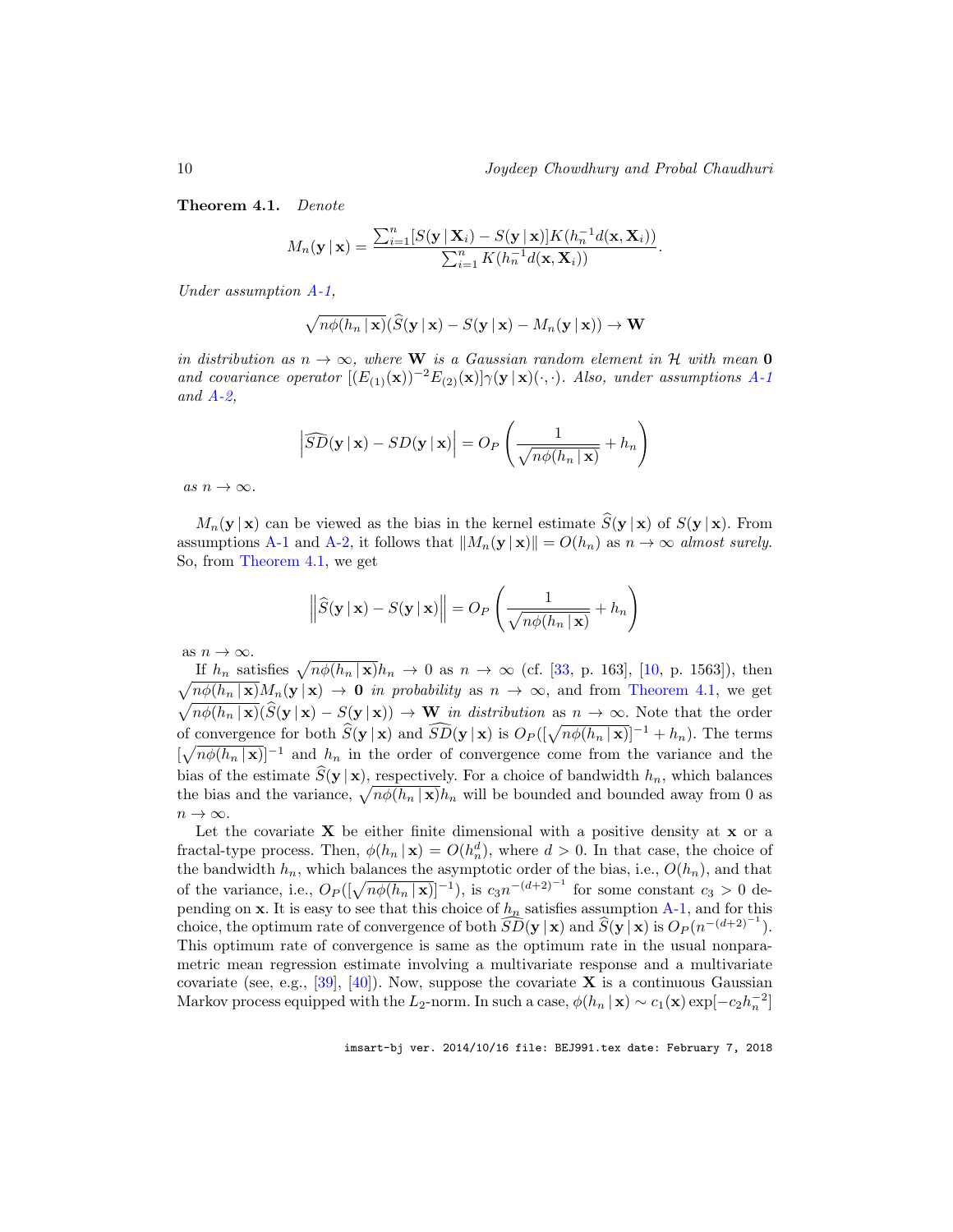**Theorem 4.1.** *Denote*

$$M_n(\mathbf{y}\,|\,\mathbf{x}) = \frac{\sum_{i=1}^n [S(\mathbf{y}\,|\,\mathbf{X}_i) - S(\mathbf{y}\,|\,\mathbf{x})] K(h_n^{-1} d(\mathbf{x}, \mathbf{X}_i))}{\sum_{i=1}^n K(h_n^{-1} d(\mathbf{x}, \mathbf{X}_i))}.$$

*Under assumption A-1,*

$$\sqrt{n\phi(h_n\,|\,\mathbf{x})}(\widehat{S}(\mathbf{y}\,|\,\mathbf{x}) - S(\mathbf{y}\,|\,\mathbf{x}) - M_n(\mathbf{y}\,|\,\mathbf{x})) \to \mathbf{W}$$

*in distribution as $n \to \infty$, where $\mathbf{W}$ is a Gaussian random element in $\mathcal{H}$ with mean $\mathbf{0}$ and covariance operator $[(E_{(1)}(\mathbf{x}))^{-2} E_{(2)}(\mathbf{x})]\gamma(\mathbf{y}\,|\,\mathbf{x})(\cdot,\cdot)$. Also, under assumptions A-1 and A-2,*

$$\left|\widehat{SD}(\mathbf{y}\,|\,\mathbf{x}) - SD(\mathbf{y}\,|\,\mathbf{x})\right| = O_P\left(\frac{1}{\sqrt{n\phi(h_n\,|\,\mathbf{x})}} + h_n\right)$$

*as $n \to \infty$.*

$M_n(\mathbf{y}\,|\,\mathbf{x})$ can be viewed as the bias in the kernel estimate $\widehat{S}(\mathbf{y}\,|\,\mathbf{x})$ of $S(\mathbf{y}\,|\,\mathbf{x})$. From assumptions A-1 and A-2, it follows that $\|M_n(\mathbf{y}\,|\,\mathbf{x})\| = O(h_n)$ as $n \to \infty$ *almost surely*. So, from Theorem 4.1, we get

$$\left\|\widehat{S}(\mathbf{y}\,|\,\mathbf{x}) - S(\mathbf{y}\,|\,\mathbf{x})\right\| = O_P\left(\frac{1}{\sqrt{n\phi(h_n\,|\,\mathbf{x})}} + h_n\right)$$

as $n \to \infty$.

If $h_n$ satisfies $\sqrt{n\phi(h_n\,|\,\mathbf{x})}h_n \to 0$ as $n \to \infty$ (cf. [33, p. 163], [10, p. 1563]), then $\sqrt{n\phi(h_n\,|\,\mathbf{x})}M_n(\mathbf{y}\,|\,\mathbf{x}) \to \mathbf{0}$ *in probability* as $n \to \infty$, and from Theorem 4.1, we get $\sqrt{n\phi(h_n\,|\,\mathbf{x})}(\widehat{S}(\mathbf{y}\,|\,\mathbf{x}) - S(\mathbf{y}\,|\,\mathbf{x})) \to \mathbf{W}$ *in distribution* as $n \to \infty$. Note that the order of convergence for both $\widehat{S}(\mathbf{y}\,|\,\mathbf{x})$ and $\widehat{SD}(\mathbf{y}\,|\,\mathbf{x})$ is $O_P([\sqrt{n\phi(h_n\,|\,\mathbf{x})}]^{-1} + h_n)$. The terms $[\sqrt{n\phi(h_n\,|\,\mathbf{x})}]^{-1}$ and $h_n$ in the order of convergence come from the variance and the bias of the estimate $\widehat{S}(\mathbf{y}\,|\,\mathbf{x})$, respectively. For a choice of bandwidth $h_n$, which balances the bias and the variance, $\sqrt{n\phi(h_n\,|\,\mathbf{x})}h_n$ will be bounded and bounded away from 0 as $n \to \infty$.

Let the covariate $\mathbf{X}$ be either finite dimensional with a positive density at $\mathbf{x}$ or a fractal-type process. Then, $\phi(h_n\,|\,\mathbf{x}) = O(h_n^d)$, where $d > 0$. In that case, the choice of the bandwidth $h_n$, which balances the asymptotic order of the bias, i.e., $O(h_n)$, and that of the variance, i.e., $O_P([\sqrt{n\phi(h_n\,|\,\mathbf{x})}]^{-1})$, is $c_3 n^{-(d+2)^{-1}}$ for some constant $c_3 > 0$ depending on $\mathbf{x}$. It is easy to see that this choice of $h_n$ satisfies assumption A-1, and for this choice, the optimum rate of convergence of both $\widehat{SD}(\mathbf{y}\,|\,\mathbf{x})$ and $\widehat{S}(\mathbf{y}\,|\,\mathbf{x})$ is $O_P(n^{-(d+2)^{-1}})$. This optimum rate of convergence is same as the optimum rate in the usual nonparametric mean regression estimate involving a multivariate response and a multivariate covariate (see, e.g., [39], [40]). Now, suppose the covariate $\mathbf{X}$ is a continuous Gaussian Markov process equipped with the $L_2$-norm. In such a case, $\phi(h_n\,|\,\mathbf{x}) \sim c_1(\mathbf{x})\exp[-c_2 h_n^{-2}]$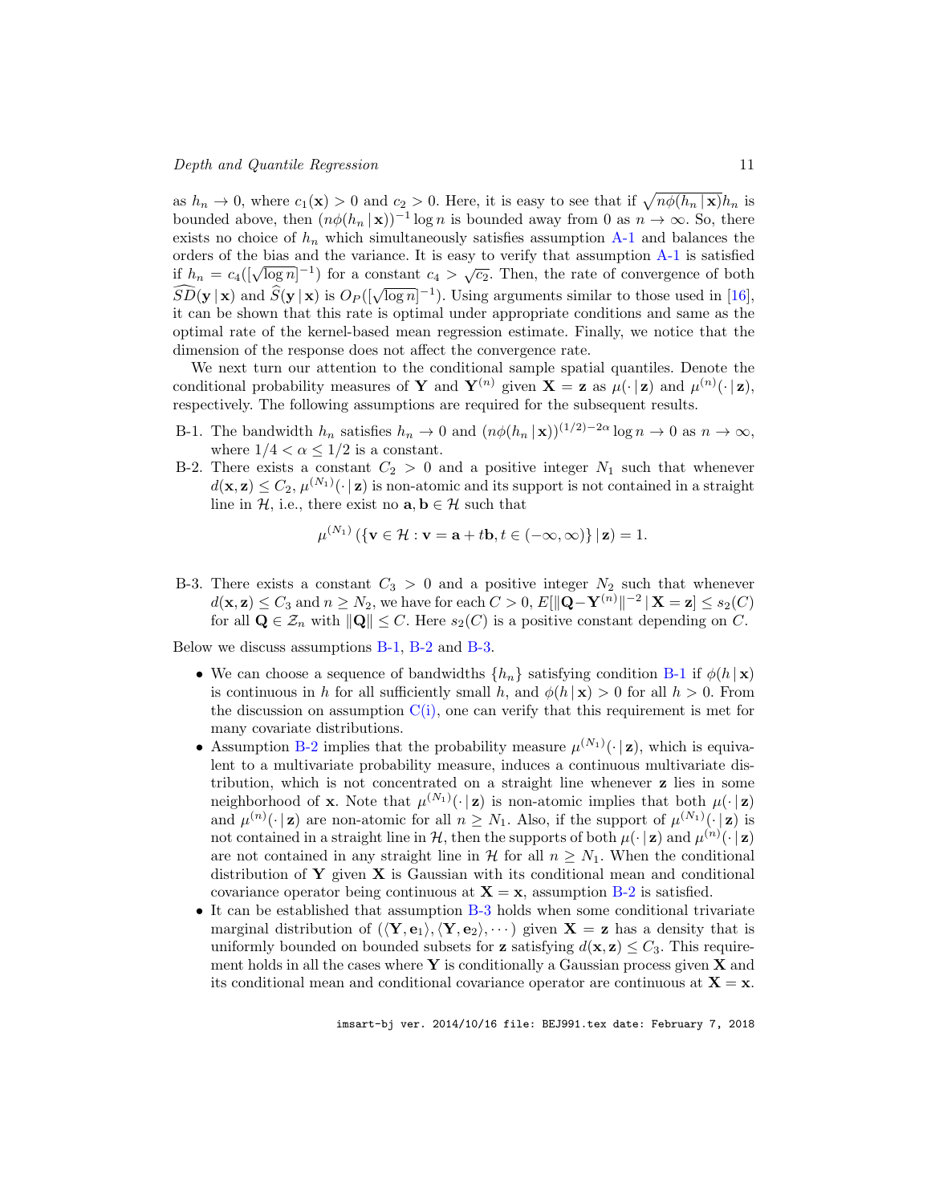as $h_n \to 0$, where $c_1(\mathbf{x}) > 0$ and $c_2 > 0$. Here, it is easy to see that if $\sqrt{n\phi(h_n \,|\, \mathbf{x})}h_n$ is bounded above, then $(n\phi(h_n \,|\, \mathbf{x}))^{-1} \log n$ is bounded away from 0 as $n \to \infty$. So, there exists no choice of $h_n$ which simultaneously satisfies assumption A-1 and balances the orders of the bias and the variance. It is easy to verify that assumption A-1 is satisfied if $h_n = c_4([\sqrt{\log n}]^{-1})$ for a constant $c_4 > \sqrt{c_2}$. Then, the rate of convergence of both $\widehat{SD}(\mathbf{y} \,|\, \mathbf{x})$ and $\widehat{S}(\mathbf{y} \,|\, \mathbf{x})$ is $O_P([\sqrt{\log n}]^{-1})$. Using arguments similar to those used in [16], it can be shown that this rate is optimal under appropriate conditions and same as the optimal rate of the kernel-based mean regression estimate. Finally, we notice that the dimension of the response does not affect the convergence rate.

We next turn our attention to the conditional sample spatial quantiles. Denote the conditional probability measures of $\mathbf{Y}$ and $\mathbf{Y}^{(n)}$ given $\mathbf{X} = \mathbf{z}$ as $\mu(\cdot \,|\, \mathbf{z})$ and $\mu^{(n)}(\cdot \,|\, \mathbf{z})$, respectively. The following assumptions are required for the subsequent results.

- B-1. The bandwidth $h_n$ satisfies $h_n \to 0$ and $(n\phi(h_n \,|\, \mathbf{x}))^{(1/2)-2\alpha} \log n \to 0$ as $n \to \infty$, where $1/4 < \alpha \leq 1/2$ is a constant.
- B-2. There exists a constant $C_2 > 0$ and a positive integer $N_1$ such that whenever $d(\mathbf{x}, \mathbf{z}) \leq C_2$, $\mu^{(N_1)}(\cdot \,|\, \mathbf{z})$ is non-atomic and its support is not contained in a straight line in $\mathcal{H}$, i.e., there exist no $\mathbf{a}, \mathbf{b} \in \mathcal{H}$ such that

$$\mu^{(N_1)}\left(\{\mathbf{v} \in \mathcal{H} : \mathbf{v} = \mathbf{a} + t\mathbf{b}, t \in (-\infty, \infty)\} \,|\, \mathbf{z}\right) = 1.$$

- B-3. There exists a constant $C_3 > 0$ and a positive integer $N_2$ such that whenever $d(\mathbf{x}, \mathbf{z}) \leq C_3$ and $n \geq N_2$, we have for each $C > 0$, $E[\|\mathbf{Q} - \mathbf{Y}^{(n)}\|^{-2} \,|\, \mathbf{X} = \mathbf{z}] \leq s_2(C)$ for all $\mathbf{Q} \in \mathcal{Z}_n$ with $\|\mathbf{Q}\| \leq C$. Here $s_2(C)$ is a positive constant depending on $C$.

Below we discuss assumptions B-1, B-2 and B-3.

- We can choose a sequence of bandwidths $\{h_n\}$ satisfying condition B-1 if $\phi(h \,|\, \mathbf{x})$ is continuous in $h$ for all sufficiently small $h$, and $\phi(h \,|\, \mathbf{x}) > 0$ for all $h > 0$. From the discussion on assumption C(i), one can verify that this requirement is met for many covariate distributions.
- Assumption B-2 implies that the probability measure $\mu^{(N_1)}(\cdot \,|\, \mathbf{z})$, which is equivalent to a multivariate probability measure, induces a continuous multivariate distribution, which is not concentrated on a straight line whenever $\mathbf{z}$ lies in some neighborhood of $\mathbf{x}$. Note that $\mu^{(N_1)}(\cdot \,|\, \mathbf{z})$ is non-atomic implies that both $\mu(\cdot \,|\, \mathbf{z})$ and $\mu^{(n)}(\cdot \,|\, \mathbf{z})$ are non-atomic for all $n \geq N_1$. Also, if the support of $\mu^{(N_1)}(\cdot \,|\, \mathbf{z})$ is not contained in a straight line in $\mathcal{H}$, then the supports of both $\mu(\cdot \,|\, \mathbf{z})$ and $\mu^{(n)}(\cdot \,|\, \mathbf{z})$ are not contained in any straight line in $\mathcal{H}$ for all $n \geq N_1$. When the conditional distribution of $\mathbf{Y}$ given $\mathbf{X}$ is Gaussian with its conditional mean and conditional covariance operator being continuous at $\mathbf{X} = \mathbf{x}$, assumption B-2 is satisfied.
- It can be established that assumption B-3 holds when some conditional trivariate marginal distribution of $(\langle \mathbf{Y}, \mathbf{e}_1 \rangle, \langle \mathbf{Y}, \mathbf{e}_2 \rangle, \cdots)$ given $\mathbf{X} = \mathbf{z}$ has a density that is uniformly bounded on bounded subsets for $\mathbf{z}$ satisfying $d(\mathbf{x}, \mathbf{z}) \leq C_3$. This requirement holds in all the cases where $\mathbf{Y}$ is conditionally a Gaussian process given $\mathbf{X}$ and its conditional mean and conditional covariance operator are continuous at $\mathbf{X} = \mathbf{x}$.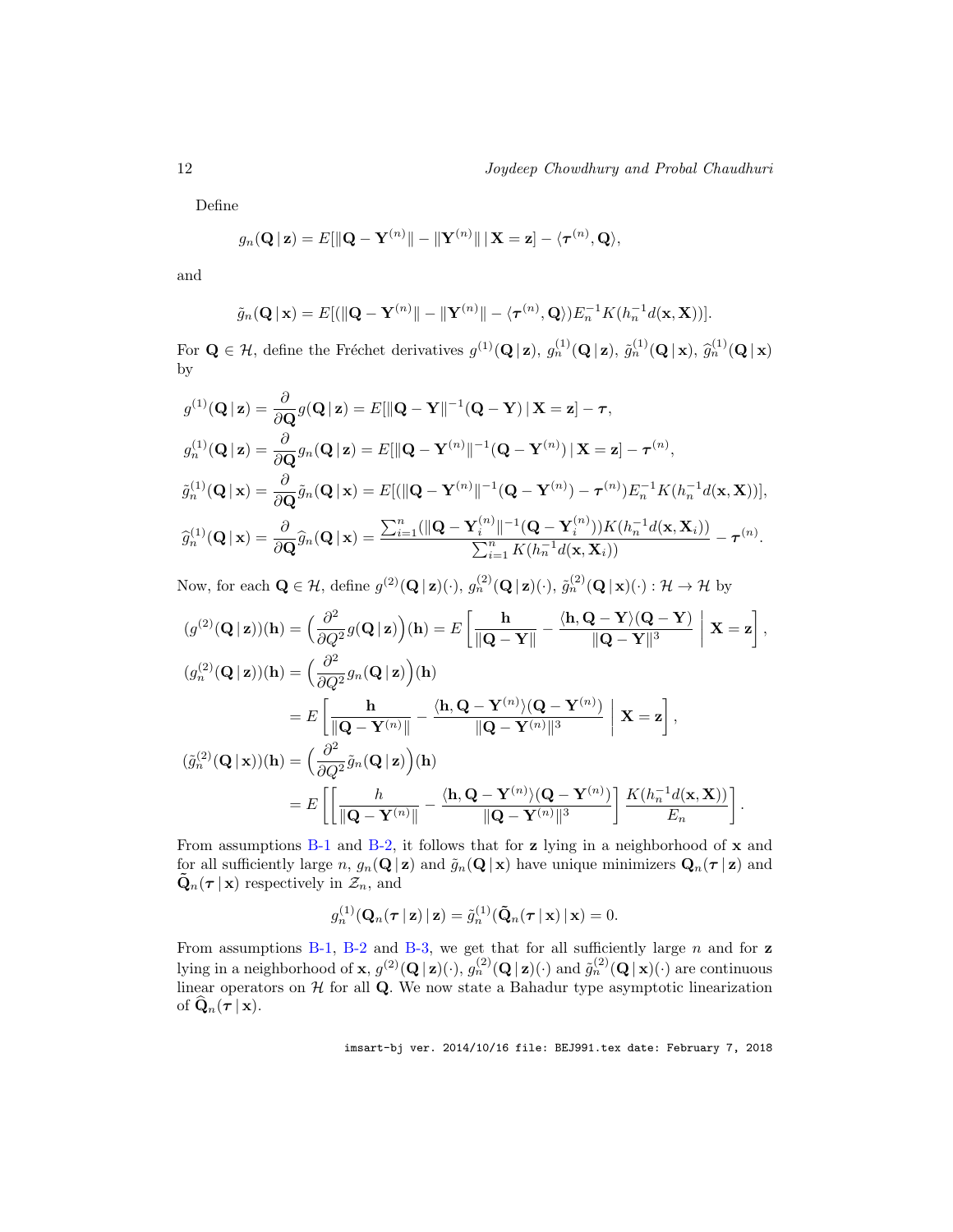Define

$$g_n(\mathbf{Q}\,|\,\mathbf{z}) = E[\|\mathbf{Q}-\mathbf{Y}^{(n)}\| - \|\mathbf{Y}^{(n)}\|\,|\,\mathbf{X}=\mathbf{z}] - \langle \boldsymbol{\tau}^{(n)}, \mathbf{Q}\rangle,$$

and

$$\tilde{g}_n(\mathbf{Q}\,|\,\mathbf{x}) = E[(\|\mathbf{Q}-\mathbf{Y}^{(n)}\| - \|\mathbf{Y}^{(n)}\| - \langle \boldsymbol{\tau}^{(n)}, \mathbf{Q}\rangle) E_n^{-1} K(h_n^{-1} d(\mathbf{x}, \mathbf{X}))].$$

For $\mathbf{Q} \in \mathcal{H}$, define the Fréchet derivatives $g^{(1)}(\mathbf{Q}\,|\,\mathbf{z})$, $g_n^{(1)}(\mathbf{Q}\,|\,\mathbf{z})$, $\tilde{g}_n^{(1)}(\mathbf{Q}\,|\,\mathbf{x})$, $\widehat{g}_n^{(1)}(\mathbf{Q}\,|\,\mathbf{x})$ by

$$\begin{aligned}
g^{(1)}(\mathbf{Q}\,|\,\mathbf{z}) &= \frac{\partial}{\partial \mathbf{Q}} g(\mathbf{Q}\,|\,\mathbf{z}) = E[\|\mathbf{Q}-\mathbf{Y}\|^{-1}(\mathbf{Q}-\mathbf{Y})\,|\,\mathbf{X}=\mathbf{z}] - \boldsymbol{\tau}, \\
g_n^{(1)}(\mathbf{Q}\,|\,\mathbf{z}) &= \frac{\partial}{\partial \mathbf{Q}} g_n(\mathbf{Q}\,|\,\mathbf{z}) = E[\|\mathbf{Q}-\mathbf{Y}^{(n)}\|^{-1}(\mathbf{Q}-\mathbf{Y}^{(n)})\,|\,\mathbf{X}=\mathbf{z}] - \boldsymbol{\tau}^{(n)}, \\
\tilde{g}_n^{(1)}(\mathbf{Q}\,|\,\mathbf{x}) &= \frac{\partial}{\partial \mathbf{Q}} \tilde{g}_n(\mathbf{Q}\,|\,\mathbf{x}) = E[(\|\mathbf{Q}-\mathbf{Y}^{(n)}\|^{-1}(\mathbf{Q}-\mathbf{Y}^{(n)}) - \boldsymbol{\tau}^{(n)}) E_n^{-1} K(h_n^{-1} d(\mathbf{x}, \mathbf{X}))], \\
\widehat{g}_n^{(1)}(\mathbf{Q}\,|\,\mathbf{x}) &= \frac{\partial}{\partial \mathbf{Q}} \widehat{g}_n(\mathbf{Q}\,|\,\mathbf{x}) = \frac{\sum_{i=1}^n (\|\mathbf{Q}-\mathbf{Y}_i^{(n)}\|^{-1}(\mathbf{Q}-\mathbf{Y}_i^{(n)})) K(h_n^{-1} d(\mathbf{x}, \mathbf{X}_i))}{\sum_{i=1}^n K(h_n^{-1} d(\mathbf{x}, \mathbf{X}_i))} - \boldsymbol{\tau}^{(n)}.
\end{aligned}$$

Now, for each $\mathbf{Q} \in \mathcal{H}$, define $g^{(2)}(\mathbf{Q}\,|\,\mathbf{z})(\cdot)$, $g_n^{(2)}(\mathbf{Q}\,|\,\mathbf{z})(\cdot)$, $\tilde{g}_n^{(2)}(\mathbf{Q}\,|\,\mathbf{x})(\cdot) : \mathcal{H} \to \mathcal{H}$ by

$$\begin{aligned}
(g^{(2)}(\mathbf{Q}\,|\,\mathbf{z}))(\mathbf{h}) &= \Big(\frac{\partial^2}{\partial Q^2} g(\mathbf{Q}\,|\,\mathbf{z})\Big)(\mathbf{h}) = E\left[\frac{\mathbf{h}}{\|\mathbf{Q}-\mathbf{Y}\|} - \frac{\langle \mathbf{h}, \mathbf{Q}-\mathbf{Y}\rangle(\mathbf{Q}-\mathbf{Y})}{\|\mathbf{Q}-\mathbf{Y}\|^3} \;\Big|\; \mathbf{X}=\mathbf{z}\right], \\
(g_n^{(2)}(\mathbf{Q}\,|\,\mathbf{z}))(\mathbf{h}) &= \Big(\frac{\partial^2}{\partial Q^2} g_n(\mathbf{Q}\,|\,\mathbf{z})\Big)(\mathbf{h}) \\
&= E\left[\frac{\mathbf{h}}{\|\mathbf{Q}-\mathbf{Y}^{(n)}\|} - \frac{\langle \mathbf{h}, \mathbf{Q}-\mathbf{Y}^{(n)}\rangle(\mathbf{Q}-\mathbf{Y}^{(n)})}{\|\mathbf{Q}-\mathbf{Y}^{(n)}\|^3} \;\Big|\; \mathbf{X}=\mathbf{z}\right], \\
(\tilde{g}_n^{(2)}(\mathbf{Q}\,|\,\mathbf{x}))(\mathbf{h}) &= \Big(\frac{\partial^2}{\partial Q^2} \tilde{g}_n(\mathbf{Q}\,|\,\mathbf{z})\Big)(\mathbf{h}) \\
&= E\left[\left[\frac{h}{\|\mathbf{Q}-\mathbf{Y}^{(n)}\|} - \frac{\langle \mathbf{h}, \mathbf{Q}-\mathbf{Y}^{(n)}\rangle(\mathbf{Q}-\mathbf{Y}^{(n)})}{\|\mathbf{Q}-\mathbf{Y}^{(n)}\|^3}\right] \frac{K(h_n^{-1} d(\mathbf{x}, \mathbf{X}))}{E_n}\right].
\end{aligned}$$

From assumptions B-1 and B-2, it follows that for $\mathbf{z}$ lying in a neighborhood of $\mathbf{x}$ and for all sufficiently large $n$, $g_n(\mathbf{Q}\,|\,\mathbf{z})$ and $\tilde{g}_n(\mathbf{Q}\,|\,\mathbf{x})$ have unique minimizers $\mathbf{Q}_n(\boldsymbol{\tau}\,|\,\mathbf{z})$ and $\tilde{\mathbf{Q}}_n(\boldsymbol{\tau}\,|\,\mathbf{x})$ respectively in $\mathcal{Z}_n$, and

$$g_n^{(1)}(\mathbf{Q}_n(\boldsymbol{\tau}\,|\,\mathbf{z})\,|\,\mathbf{z}) = \tilde{g}_n^{(1)}(\tilde{\mathbf{Q}}_n(\boldsymbol{\tau}\,|\,\mathbf{x})\,|\,\mathbf{x}) = 0.$$

From assumptions B-1, B-2 and B-3, we get that for all sufficiently large $n$ and for $\mathbf{z}$ lying in a neighborhood of $\mathbf{x}$, $g^{(2)}(\mathbf{Q}\,|\,\mathbf{z})(\cdot)$, $g_n^{(2)}(\mathbf{Q}\,|\,\mathbf{z})(\cdot)$ and $\tilde{g}_n^{(2)}(\mathbf{Q}\,|\,\mathbf{x})(\cdot)$ are continuous linear operators on $\mathcal{H}$ for all $\mathbf{Q}$. We now state a Bahadur type asymptotic linearization of $\widehat{\mathbf{Q}}_n(\boldsymbol{\tau}\,|\,\mathbf{x})$.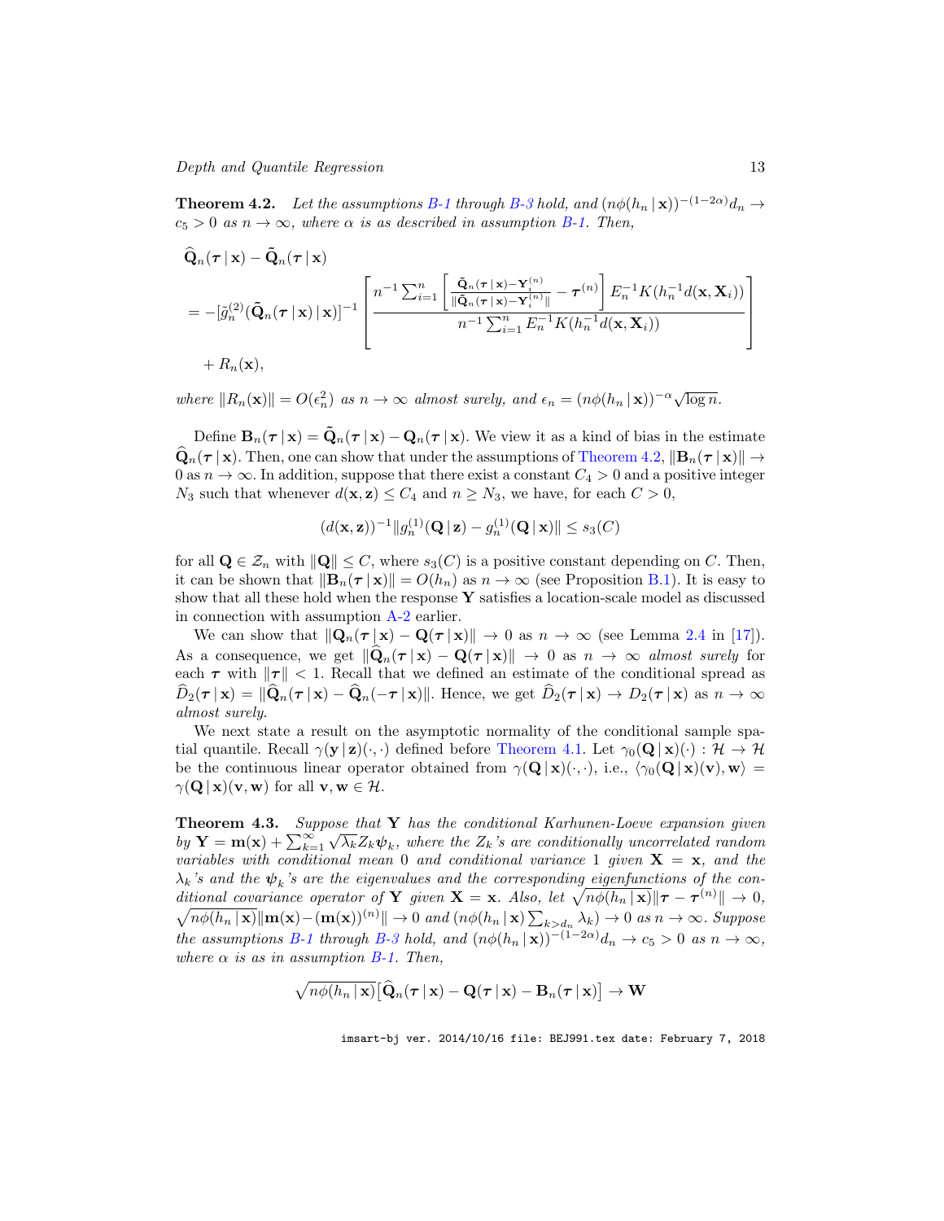**Theorem 4.2.** *Let the assumptions B-1 through B-3 hold, and $(n\phi(h_n \,|\, \mathbf{x}))^{-(1-2\alpha)} d_n \to c_5 > 0$ as $n \to \infty$, where $\alpha$ is as described in assumption B-1. Then,*

$$
\begin{aligned}
&\widehat{\mathbf{Q}}_n(\boldsymbol{\tau} \,|\, \mathbf{x}) - \tilde{\mathbf{Q}}_n(\boldsymbol{\tau} \,|\, \mathbf{x}) \\
&= -[\tilde{g}_n^{(2)}(\tilde{\mathbf{Q}}_n(\boldsymbol{\tau} \,|\, \mathbf{x}) \,|\, \mathbf{x})]^{-1} \left[ \frac{n^{-1} \sum_{i=1}^{n} \left[ \frac{\tilde{\mathbf{Q}}_n(\boldsymbol{\tau} \,|\, \mathbf{x}) - \mathbf{Y}_i^{(n)}}{\|\tilde{\mathbf{Q}}_n(\boldsymbol{\tau} \,|\, \mathbf{x}) - \mathbf{Y}_i^{(n)}\|} - \boldsymbol{\tau}^{(n)} \right] E_n^{-1} K(h_n^{-1} d(\mathbf{x}, \mathbf{X}_i))}{n^{-1} \sum_{i=1}^{n} E_n^{-1} K(h_n^{-1} d(\mathbf{x}, \mathbf{X}_i))} \right] \\
&\quad + R_n(\mathbf{x}),
\end{aligned}
$$

*where $\|R_n(\mathbf{x})\| = O(\epsilon_n^2)$ as $n \to \infty$ almost surely, and $\epsilon_n = (n\phi(h_n \,|\, \mathbf{x}))^{-\alpha} \sqrt{\log n}$.*

Define $\mathbf{B}_n(\boldsymbol{\tau} \,|\, \mathbf{x}) = \tilde{\mathbf{Q}}_n(\boldsymbol{\tau} \,|\, \mathbf{x}) - \mathbf{Q}_n(\boldsymbol{\tau} \,|\, \mathbf{x})$. We view it as a kind of bias in the estimate $\widehat{\mathbf{Q}}_n(\boldsymbol{\tau} \,|\, \mathbf{x})$. Then, one can show that under the assumptions of Theorem 4.2, $\|\mathbf{B}_n(\boldsymbol{\tau} \,|\, \mathbf{x})\| \to 0$ as $n \to \infty$. In addition, suppose that there exist a constant $C_4 > 0$ and a positive integer $N_3$ such that whenever $d(\mathbf{x}, \mathbf{z}) \le C_4$ and $n \ge N_3$, we have, for each $C > 0$,

$$
(d(\mathbf{x}, \mathbf{z}))^{-1} \|g_n^{(1)}(\mathbf{Q} \,|\, \mathbf{z}) - g_n^{(1)}(\mathbf{Q} \,|\, \mathbf{x})\| \le s_3(C)
$$

for all $\mathbf{Q} \in \mathcal{Z}_n$ with $\|\mathbf{Q}\| \le C$, where $s_3(C)$ is a positive constant depending on $C$. Then, it can be shown that $\|\mathbf{B}_n(\boldsymbol{\tau} \,|\, \mathbf{x})\| = O(h_n)$ as $n \to \infty$ (see Proposition B.1). It is easy to show that all these hold when the response $\mathbf{Y}$ satisfies a location-scale model as discussed in connection with assumption A-2 earlier.

We can show that $\|\mathbf{Q}_n(\boldsymbol{\tau} \,|\, \mathbf{x}) - \mathbf{Q}(\boldsymbol{\tau} \,|\, \mathbf{x})\| \to 0$ as $n \to \infty$ (see Lemma 2.4 in [17]). As a consequence, we get $\|\widehat{\mathbf{Q}}_n(\boldsymbol{\tau} \,|\, \mathbf{x}) - \mathbf{Q}(\boldsymbol{\tau} \,|\, \mathbf{x})\| \to 0$ as $n \to \infty$ *almost surely* for each $\boldsymbol{\tau}$ with $\|\boldsymbol{\tau}\| < 1$. Recall that we defined an estimate of the conditional spread as $\widehat{D}_2(\boldsymbol{\tau} \,|\, \mathbf{x}) = \|\widehat{\mathbf{Q}}_n(\boldsymbol{\tau} \,|\, \mathbf{x}) - \widehat{\mathbf{Q}}_n(-\boldsymbol{\tau} \,|\, \mathbf{x})\|$. Hence, we get $\widehat{D}_2(\boldsymbol{\tau} \,|\, \mathbf{x}) \to D_2(\boldsymbol{\tau} \,|\, \mathbf{x})$ as $n \to \infty$ *almost surely*.

We next state a result on the asymptotic normality of the conditional sample spatial quantile. Recall $\gamma(\mathbf{y} \,|\, \mathbf{z})(\cdot, \cdot)$ defined before Theorem 4.1. Let $\gamma_0(\mathbf{Q} \,|\, \mathbf{x})(\cdot) : \mathcal{H} \to \mathcal{H}$ be the continuous linear operator obtained from $\gamma(\mathbf{Q} \,|\, \mathbf{x})(\cdot, \cdot)$, i.e., $\langle \gamma_0(\mathbf{Q} \,|\, \mathbf{x})(\mathbf{v}), \mathbf{w} \rangle = \gamma(\mathbf{Q} \,|\, \mathbf{x})(\mathbf{v}, \mathbf{w})$ for all $\mathbf{v}, \mathbf{w} \in \mathcal{H}$.

**Theorem 4.3.** *Suppose that $\mathbf{Y}$ has the conditional Karhunen-Loeve expansion given by $\mathbf{Y} = \mathbf{m}(\mathbf{x}) + \sum_{k=1}^{\infty} \sqrt{\lambda_k} Z_k \boldsymbol{\psi}_k$, where the $Z_k$'s are conditionally uncorrelated random variables with conditional mean 0 and conditional variance 1 given $\mathbf{X} = \mathbf{x}$, and the $\lambda_k$'s and the $\boldsymbol{\psi}_k$'s are the eigenvalues and the corresponding eigenfunctions of the conditional covariance operator of $\mathbf{Y}$ given $\mathbf{X} = \mathbf{x}$. Also, let $\sqrt{n\phi(h_n \,|\, \mathbf{x})} \|\boldsymbol{\tau} - \boldsymbol{\tau}^{(n)}\| \to 0$, $\sqrt{n\phi(h_n \,|\, \mathbf{x})} \|\mathbf{m}(\mathbf{x}) - (\mathbf{m}(\mathbf{x}))^{(n)}\| \to 0$ and $(n\phi(h_n \,|\, \mathbf{x}) \sum_{k > d_n} \lambda_k) \to 0$ as $n \to \infty$. Suppose the assumptions B-1 through B-3 hold, and $(n\phi(h_n \,|\, \mathbf{x}))^{-(1-2\alpha)} d_n \to c_5 > 0$ as $n \to \infty$, where $\alpha$ is as in assumption B-1. Then,*

$$
\sqrt{n\phi(h_n \,|\, \mathbf{x})} \big[ \widehat{\mathbf{Q}}_n(\boldsymbol{\tau} \,|\, \mathbf{x}) - \mathbf{Q}(\boldsymbol{\tau} \,|\, \mathbf{x}) - \mathbf{B}_n(\boldsymbol{\tau} \,|\, \mathbf{x}) \big] \to \mathbf{W}
$$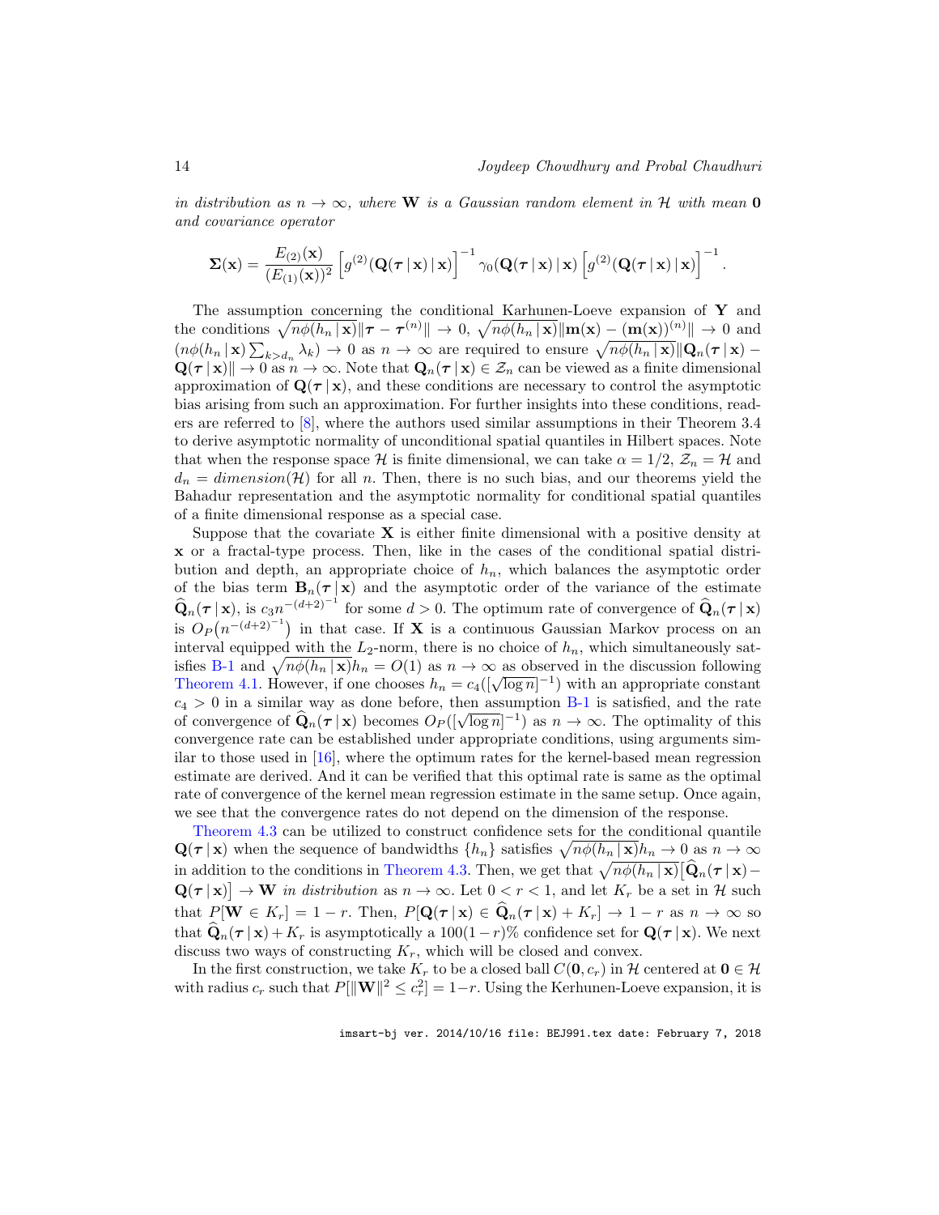*in distribution as $n \to \infty$, where $\mathbf{W}$ is a Gaussian random element in $\mathcal{H}$ with mean $\mathbf{0}$ and covariance operator*

$$\boldsymbol{\Sigma}(\mathbf{x}) = \frac{E_{(2)}(\mathbf{x})}{(E_{(1)}(\mathbf{x}))^2} \left[ g^{(2)}(\mathbf{Q}(\boldsymbol{\tau} \,|\, \mathbf{x}) \,|\, \mathbf{x}) \right]^{-1} \gamma_0(\mathbf{Q}(\boldsymbol{\tau} \,|\, \mathbf{x}) \,|\, \mathbf{x}) \left[ g^{(2)}(\mathbf{Q}(\boldsymbol{\tau} \,|\, \mathbf{x}) \,|\, \mathbf{x}) \right]^{-1}.$$

The assumption concerning the conditional Karhunen-Loeve expansion of $\mathbf{Y}$ and the conditions $\sqrt{n\phi(h_n \,|\, \mathbf{x})}\|\boldsymbol{\tau} - \boldsymbol{\tau}^{(n)}\| \to 0$, $\sqrt{n\phi(h_n \,|\, \mathbf{x})}\|\mathbf{m}(\mathbf{x}) - (\mathbf{m}(\mathbf{x}))^{(n)}\| \to 0$ and $(n\phi(h_n \,|\, \mathbf{x}) \sum_{k > d_n} \lambda_k) \to 0$ as $n \to \infty$ are required to ensure $\sqrt{n\phi(h_n \,|\, \mathbf{x})}\|\mathbf{Q}_n(\boldsymbol{\tau} \,|\, \mathbf{x}) - \mathbf{Q}(\boldsymbol{\tau} \,|\, \mathbf{x})\| \to 0$ as $n \to \infty$. Note that $\mathbf{Q}_n(\boldsymbol{\tau} \,|\, \mathbf{x}) \in \mathcal{Z}_n$ can be viewed as a finite dimensional approximation of $\mathbf{Q}(\boldsymbol{\tau} \,|\, \mathbf{x})$, and these conditions are necessary to control the asymptotic bias arising from such an approximation. For further insights into these conditions, readers are referred to [8], where the authors used similar assumptions in their Theorem 3.4 to derive asymptotic normality of unconditional spatial quantiles in Hilbert spaces. Note that when the response space $\mathcal{H}$ is finite dimensional, we can take $\alpha = 1/2$, $\mathcal{Z}_n = \mathcal{H}$ and $d_n = dimension(\mathcal{H})$ for all $n$. Then, there is no such bias, and our theorems yield the Bahadur representation and the asymptotic normality for conditional spatial quantiles of a finite dimensional response as a special case.

Suppose that the covariate $\mathbf{X}$ is either finite dimensional with a positive density at $\mathbf{x}$ or a fractal-type process. Then, like in the cases of the conditional spatial distribution and depth, an appropriate choice of $h_n$, which balances the asymptotic order of the bias term $\mathbf{B}_n(\boldsymbol{\tau} \,|\, \mathbf{x})$ and the asymptotic order of the variance of the estimate $\widehat{\mathbf{Q}}_n(\boldsymbol{\tau} \,|\, \mathbf{x})$, is $c_3 n^{-(d+2)^{-1}}$ for some $d > 0$. The optimum rate of convergence of $\widehat{\mathbf{Q}}_n(\boldsymbol{\tau} \,|\, \mathbf{x})$ is $O_P\big(n^{-(d+2)^{-1}}\big)$ in that case. If $\mathbf{X}$ is a continuous Gaussian Markov process on an interval equipped with the $L_2$-norm, there is no choice of $h_n$, which simultaneously satisfies B-1 and $\sqrt{n\phi(h_n \,|\, \mathbf{x})}h_n = O(1)$ as $n \to \infty$ as observed in the discussion following Theorem 4.1. However, if one chooses $h_n = c_4([\sqrt{\log n}]^{-1})$ with an appropriate constant $c_4 > 0$ in a similar way as done before, then assumption B-1 is satisfied, and the rate of convergence of $\widehat{\mathbf{Q}}_n(\boldsymbol{\tau} \,|\, \mathbf{x})$ becomes $O_P([\sqrt{\log n}]^{-1})$ as $n \to \infty$. The optimality of this convergence rate can be established under appropriate conditions, using arguments similar to those used in [16], where the optimum rates for the kernel-based mean regression estimate are derived. And it can be verified that this optimal rate is same as the optimal rate of convergence of the kernel mean regression estimate in the same setup. Once again, we see that the convergence rates do not depend on the dimension of the response.

Theorem 4.3 can be utilized to construct confidence sets for the conditional quantile $\mathbf{Q}(\boldsymbol{\tau} \,|\, \mathbf{x})$ when the sequence of bandwidths $\{h_n\}$ satisfies $\sqrt{n\phi(h_n \,|\, \mathbf{x})}h_n \to 0$ as $n \to \infty$ in addition to the conditions in Theorem 4.3. Then, we get that $\sqrt{n\phi(h_n \,|\, \mathbf{x})}\big[\widehat{\mathbf{Q}}_n(\boldsymbol{\tau} \,|\, \mathbf{x}) - \mathbf{Q}(\boldsymbol{\tau} \,|\, \mathbf{x})\big] \to \mathbf{W}$ *in distribution* as $n \to \infty$. Let $0 < r < 1$, and let $K_r$ be a set in $\mathcal{H}$ such that $P[\mathbf{W} \in K_r] = 1 - r$. Then, $P[\mathbf{Q}(\boldsymbol{\tau} \,|\, \mathbf{x}) \in \widehat{\mathbf{Q}}_n(\boldsymbol{\tau} \,|\, \mathbf{x}) + K_r] \to 1 - r$ as $n \to \infty$ so that $\widehat{\mathbf{Q}}_n(\boldsymbol{\tau} \,|\, \mathbf{x}) + K_r$ is asymptotically a $100(1-r)\%$ confidence set for $\mathbf{Q}(\boldsymbol{\tau} \,|\, \mathbf{x})$. We next discuss two ways of constructing $K_r$, which will be closed and convex.

In the first construction, we take $K_r$ to be a closed ball $C(\mathbf{0}, c_r)$ in $\mathcal{H}$ centered at $\mathbf{0} \in \mathcal{H}$ with radius $c_r$ such that $P[\|\mathbf{W}\|^2 \leq c_r^2] = 1-r$. Using the Kerhunen-Loeve expansion, it is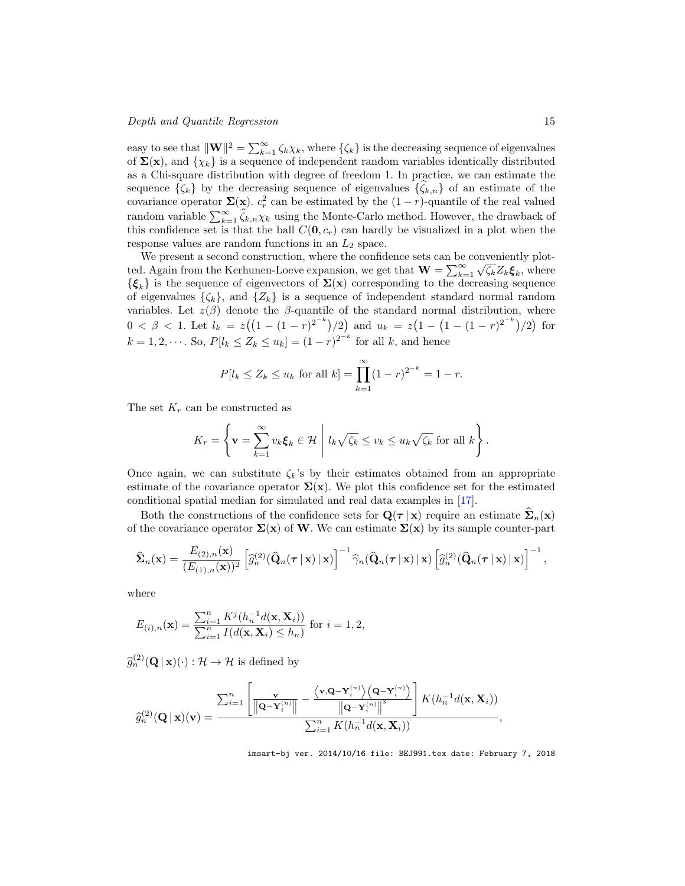easy to see that $\|\mathbf{W}\|^2 = \sum_{k=1}^{\infty} \zeta_k \chi_k$, where $\{\zeta_k\}$ is the decreasing sequence of eigenvalues of $\mathbf{\Sigma}(\mathbf{x})$, and $\{\chi_k\}$ is a sequence of independent random variables identically distributed as a Chi-square distribution with degree of freedom 1. In practice, we can estimate the sequence $\{\zeta_k\}$ by the decreasing sequence of eigenvalues $\{\widehat{\zeta}_{k,n}\}$ of an estimate of the covariance operator $\mathbf{\Sigma}(\mathbf{x})$. $c_r^2$ can be estimated by the $(1-r)$-quantile of the real valued random variable $\sum_{k=1}^{\infty} \widehat{\zeta}_{k,n} \chi_k$ using the Monte-Carlo method. However, the drawback of this confidence set is that the ball $C(\mathbf{0}, c_r)$ can hardly be visualized in a plot when the response values are random functions in an $L_2$ space.

We present a second construction, where the confidence sets can be conveniently plotted. Again from the Kerhunen-Loeve expansion, we get that $\mathbf{W} = \sum_{k=1}^{\infty} \sqrt{\zeta_k} Z_k \boldsymbol{\xi}_k$, where $\{\boldsymbol{\xi}_k\}$ is the sequence of eigenvectors of $\mathbf{\Sigma}(\mathbf{x})$ corresponding to the decreasing sequence of eigenvalues $\{\zeta_k\}$, and $\{Z_k\}$ is a sequence of independent standard normal random variables. Let $z(\beta)$ denote the $\beta$-quantile of the standard normal distribution, where $0 < \beta < 1$. Let $l_k = z\big((1-(1-r)^{2^{-k}})/2\big)$ and $u_k = z\big(1 - \big(1-(1-r)^{2^{-k}}\big)/2\big)$ for $k = 1, 2, \cdots$. So, $P[l_k \leq Z_k \leq u_k] = (1-r)^{2^{-k}}$ for all $k$, and hence

$$P[l_k \leq Z_k \leq u_k \text{ for all } k] = \prod_{k=1}^{\infty} (1-r)^{2^{-k}} = 1 - r.$$

The set $K_r$ can be constructed as

$$K_r = \left\{ \mathbf{v} = \sum_{k=1}^{\infty} v_k \boldsymbol{\xi}_k \in \mathcal{H} \;\middle|\; l_k \sqrt{\zeta_k} \leq v_k \leq u_k \sqrt{\zeta_k} \text{ for all } k \right\}.$$

Once again, we can substitute $\zeta_k$'s by their estimates obtained from an appropriate estimate of the covariance operator $\mathbf{\Sigma}(\mathbf{x})$. We plot this confidence set for the estimated conditional spatial median for simulated and real data examples in [17].

Both the constructions of the confidence sets for $\mathbf{Q}(\boldsymbol{\tau} \,|\, \mathbf{x})$ require an estimate $\widehat{\mathbf{\Sigma}}_n(\mathbf{x})$ of the covariance operator $\mathbf{\Sigma}(\mathbf{x})$ of $\mathbf{W}$. We can estimate $\mathbf{\Sigma}(\mathbf{x})$ by its sample counter-part

$$\widehat{\mathbf{\Sigma}}_n(\mathbf{x}) = \frac{E_{(2),n}(\mathbf{x})}{(E_{(1),n}(\mathbf{x}))^2} \left[ \widehat{g}_n^{(2)}(\widehat{\mathbf{Q}}_n(\boldsymbol{\tau} \,|\, \mathbf{x}) \,|\, \mathbf{x}) \right]^{-1} \widehat{\gamma}_n(\widehat{\mathbf{Q}}_n(\boldsymbol{\tau} \,|\, \mathbf{x}) \,|\, \mathbf{x}) \left[ \widehat{g}_n^{(2)}(\widehat{\mathbf{Q}}_n(\boldsymbol{\tau} \,|\, \mathbf{x}) \,|\, \mathbf{x}) \right]^{-1},$$

where

$$E_{(i),n}(\mathbf{x}) = \frac{\sum_{i=1}^{n} K^j(h_n^{-1} d(\mathbf{x}, \mathbf{X}_i))}{\sum_{i=1}^{n} I(d(\mathbf{x}, \mathbf{X}_i) \leq h_n)} \text{ for } i = 1, 2,$$

$\widehat{g}_n^{(2)}(\mathbf{Q} \,|\, \mathbf{x})(\cdot) : \mathcal{H} \to \mathcal{H}$ is defined by

$$\widehat{g}_n^{(2)}(\mathbf{Q} \,|\, \mathbf{x})(\mathbf{v}) = \frac{\sum_{i=1}^{n} \left[ \frac{\mathbf{v}}{\left\|\mathbf{Q} - \mathbf{Y}_i^{(n)}\right\|} - \frac{\left\langle \mathbf{v}, \mathbf{Q} - \mathbf{Y}_i^{(n)} \right\rangle \left(\mathbf{Q} - \mathbf{Y}_i^{(n)}\right)}{\left\|\mathbf{Q} - \mathbf{Y}_i^{(n)}\right\|^3} \right] K(h_n^{-1} d(\mathbf{x}, \mathbf{X}_i))}{\sum_{i=1}^{n} K(h_n^{-1} d(\mathbf{x}, \mathbf{X}_i))},$$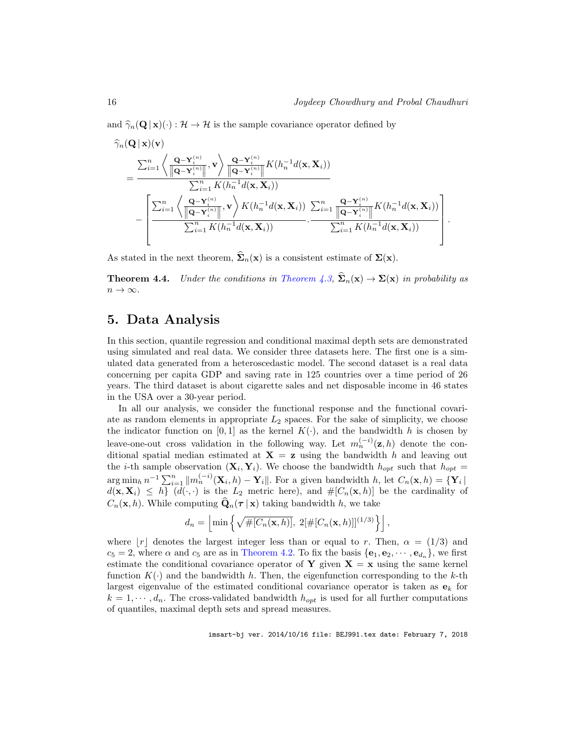and $\widehat{\gamma}_n(\mathbf{Q}\,|\,\mathbf{x})(\cdot) : \mathcal{H} \to \mathcal{H}$ is the sample covariance operator defined by

$$
\begin{aligned}
&\widehat{\gamma}_n(\mathbf{Q}\,|\,\mathbf{x})(\mathbf{v}) \\
&= \frac{\sum_{i=1}^n \left\langle \frac{\mathbf{Q}-\mathbf{Y}_i^{(n)}}{\left\|\mathbf{Q}-\mathbf{Y}_i^{(n)}\right\|}, \mathbf{v} \right\rangle \frac{\mathbf{Q}-\mathbf{Y}_i^{(n)}}{\left\|\mathbf{Q}-\mathbf{Y}_i^{(n)}\right\|} K(h_n^{-1} d(\mathbf{x}, \mathbf{X}_i))}{\sum_{i=1}^n K(h_n^{-1} d(\mathbf{x}, \mathbf{X}_i))} \\
&\quad - \left[ \frac{\sum_{i=1}^n \left\langle \frac{\mathbf{Q}-\mathbf{Y}_i^{(n)}}{\left\|\mathbf{Q}-\mathbf{Y}_i^{(n)}\right\|}, \mathbf{v} \right\rangle K(h_n^{-1} d(\mathbf{x}, \mathbf{X}_i))}{\sum_{i=1}^n K(h_n^{-1} d(\mathbf{x}, \mathbf{X}_i))} \cdot \frac{\sum_{i=1}^n \frac{\mathbf{Q}-\mathbf{Y}_i^{(n)}}{\left\|\mathbf{Q}-\mathbf{Y}_i^{(n)}\right\|} K(h_n^{-1} d(\mathbf{x}, \mathbf{X}_i))}{\sum_{i=1}^n K(h_n^{-1} d(\mathbf{x}, \mathbf{X}_i))} \right].
\end{aligned}
$$

As stated in the next theorem, $\widehat{\mathbf{\Sigma}}_n(\mathbf{x})$ is a consistent estimate of $\mathbf{\Sigma}(\mathbf{x})$.

**Theorem 4.4.** *Under the conditions in Theorem 4.3, $\widehat{\mathbf{\Sigma}}_n(\mathbf{x}) \to \mathbf{\Sigma}(\mathbf{x})$ in probability as $n \to \infty$.*

## 5. Data Analysis

In this section, quantile regression and conditional maximal depth sets are demonstrated using simulated and real data. We consider three datasets here. The first one is a simulated data generated from a heteroscedastic model. The second dataset is a real data concerning per capita GDP and saving rate in 125 countries over a time period of 26 years. The third dataset is about cigarette sales and net disposable income in 46 states in the USA over a 30-year period.

In all our analysis, we consider the functional response and the functional covariate as random elements in appropriate $L_2$ spaces. For the sake of simplicity, we choose the indicator function on $[0, 1]$ as the kernel $K(\cdot)$, and the bandwidth $h$ is chosen by leave-one-out cross validation in the following way. Let $m_n^{(-i)}(\mathbf{z}, h)$ denote the conditional spatial median estimated at $\mathbf{X} = \mathbf{z}$ using the bandwidth $h$ and leaving out the $i$-th sample observation $(\mathbf{X}_i, \mathbf{Y}_i)$. We choose the bandwidth $h_{opt}$ such that $h_{opt} = \arg\min_h n^{-1} \sum_{i=1}^n \|m_n^{(-i)}(\mathbf{X}_i, h) - \mathbf{Y}_i\|$. For a given bandwidth $h$, let $C_n(\mathbf{x}, h) = \{\mathbf{Y}_i \,|\, d(\mathbf{x}, \mathbf{X}_i) \leq h\}$ ($d(\cdot, \cdot)$ is the $L_2$ metric here), and $\#[C_n(\mathbf{x}, h)]$ be the cardinality of $C_n(\mathbf{x}, h)$. While computing $\widehat{\mathbf{Q}}_n(\boldsymbol{\tau}\,|\,\mathbf{x})$ taking bandwidth $h$, we take

$$
d_n = \left\lfloor \min\left\{ \sqrt{\#[C_n(\mathbf{x}, h)]},\ 2[\#[C_n(\mathbf{x}, h)]]^{(1/3)} \right\} \right\rfloor,
$$

where $\lfloor r \rfloor$ denotes the largest integer less than or equal to $r$. Then, $\alpha = (1/3)$ and $c_5 = 2$, where $\alpha$ and $c_5$ are as in Theorem 4.2. To fix the basis $\{\mathbf{e}_1, \mathbf{e}_2, \cdots, \mathbf{e}_{d_n}\}$, we first estimate the conditional covariance operator of $\mathbf{Y}$ given $\mathbf{X} = \mathbf{x}$ using the same kernel function $K(\cdot)$ and the bandwidth $h$. Then, the eigenfunction corresponding to the $k$-th largest eigenvalue of the estimated conditional covariance operator is taken as $\mathbf{e}_k$ for $k = 1, \cdots, d_n$. The cross-validated bandwidth $h_{opt}$ is used for all further computations of quantiles, maximal depth sets and spread measures.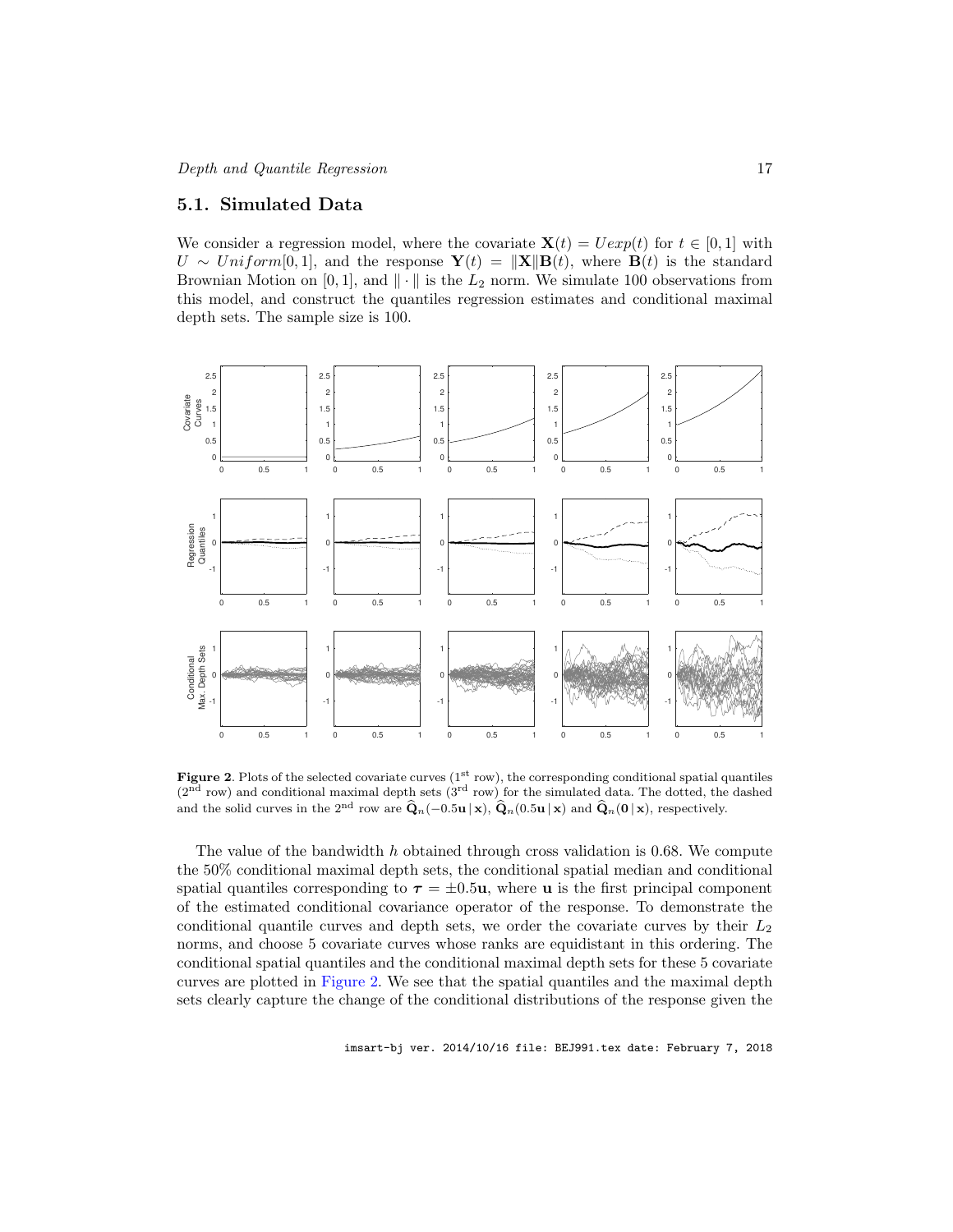## 5.1. Simulated Data

We consider a regression model, where the covariate $\mathbf{X}(t) = Uexp(t)$ for $t \in [0,1]$ with $U \sim Uniform[0,1]$, and the response $\mathbf{Y}(t) = \|\mathbf{X}\|\mathbf{B}(t)$, where $\mathbf{B}(t)$ is the standard Brownian Motion on $[0,1]$, and $\|\cdot\|$ is the $L_2$ norm. We simulate 100 observations from this model, and construct the quantiles regression estimates and conditional maximal depth sets. The sample size is 100.

**Figure 2**. Plots of the selected covariate curves (1st row), the corresponding conditional spatial quantiles (2nd row) and conditional maximal depth sets (3rd row) for the simulated data. The dotted, the dashed and the solid curves in the 2nd row are $\widehat{\mathbf{Q}}_n(-0.5\mathbf{u}\,|\,\mathbf{x})$, $\widehat{\mathbf{Q}}_n(0.5\mathbf{u}\,|\,\mathbf{x})$ and $\widehat{\mathbf{Q}}_n(\mathbf{0}\,|\,\mathbf{x})$, respectively.

The value of the bandwidth $h$ obtained through cross validation is 0.68. We compute the 50% conditional maximal depth sets, the conditional spatial median and conditional spatial quantiles corresponding to $\boldsymbol{\tau} = \pm 0.5\mathbf{u}$, where $\mathbf{u}$ is the first principal component of the estimated conditional covariance operator of the response. To demonstrate the conditional quantile curves and depth sets, we order the covariate curves by their $L_2$ norms, and choose 5 covariate curves whose ranks are equidistant in this ordering. The conditional spatial quantiles and the conditional maximal depth sets for these 5 covariate curves are plotted in Figure 2. We see that the spatial quantiles and the maximal depth sets clearly capture the change of the conditional distributions of the response given the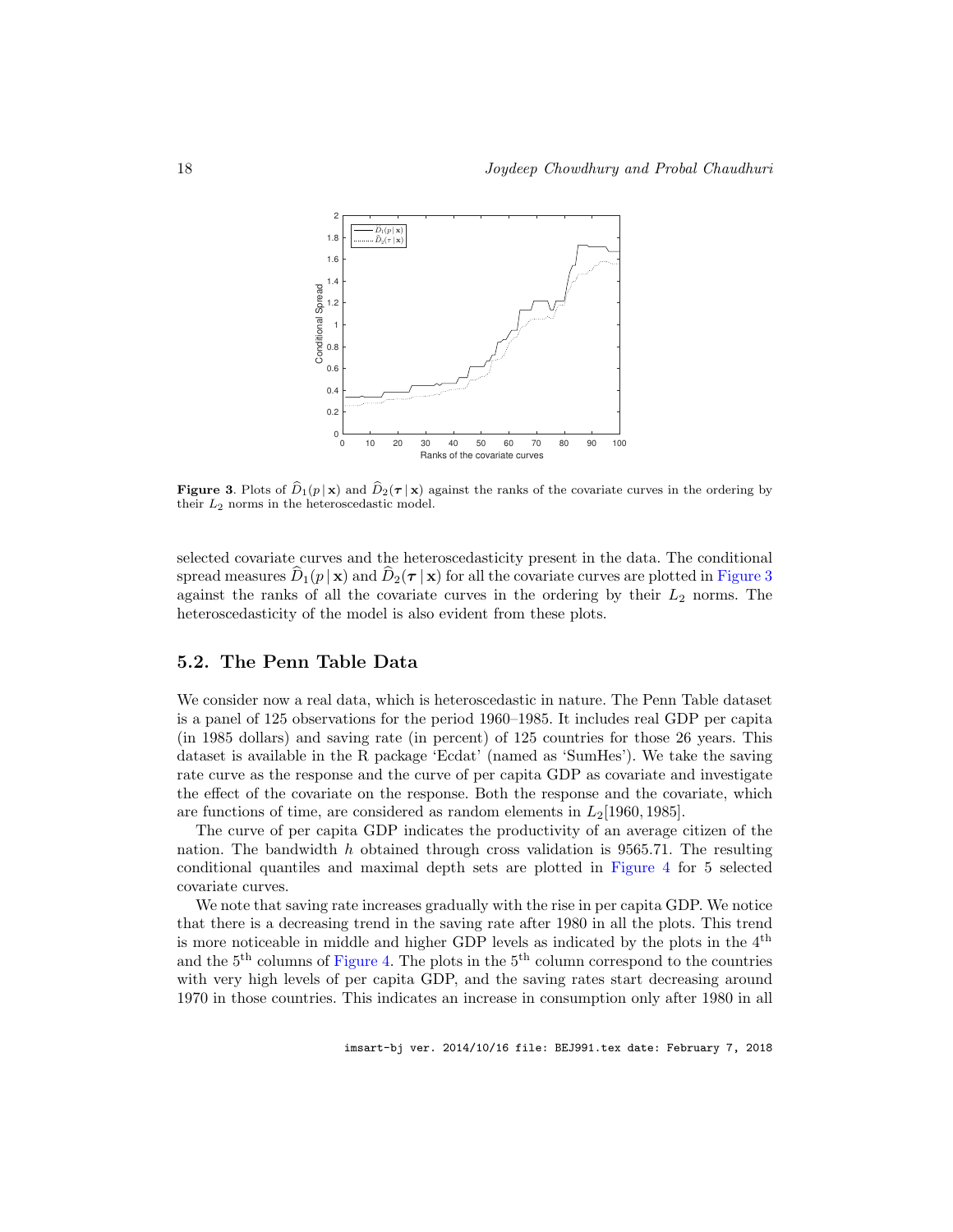**Figure 3**. Plots of $\widehat{D}_1(p \mid \mathbf{x})$ and $\widehat{D}_2(\boldsymbol{\tau} \mid \mathbf{x})$ against the ranks of the covariate curves in the ordering by their $L_2$ norms in the heteroscedastic model.

selected covariate curves and the heteroscedasticity present in the data. The conditional spread measures $\widehat{D}_1(p \mid \mathbf{x})$ and $\widehat{D}_2(\boldsymbol{\tau} \mid \mathbf{x})$ for all the covariate curves are plotted in Figure 3 against the ranks of all the covariate curves in the ordering by their $L_2$ norms. The heteroscedasticity of the model is also evident from these plots.

## 5.2. The Penn Table Data

We consider now a real data, which is heteroscedastic in nature. The Penn Table dataset is a panel of 125 observations for the period 1960–1985. It includes real GDP per capita (in 1985 dollars) and saving rate (in percent) of 125 countries for those 26 years. This dataset is available in the R package 'Ecdat' (named as 'SumHes'). We take the saving rate curve as the response and the curve of per capita GDP as covariate and investigate the effect of the covariate on the response. Both the response and the covariate, which are functions of time, are considered as random elements in $L_2[1960, 1985]$.

The curve of per capita GDP indicates the productivity of an average citizen of the nation. The bandwidth $h$ obtained through cross validation is 9565.71. The resulting conditional quantiles and maximal depth sets are plotted in Figure 4 for 5 selected covariate curves.

We note that saving rate increases gradually with the rise in per capita GDP. We notice that there is a decreasing trend in the saving rate after 1980 in all the plots. This trend is more noticeable in middle and higher GDP levels as indicated by the plots in the 4$^{\text{th}}$ and the 5$^{\text{th}}$ columns of Figure 4. The plots in the 5$^{\text{th}}$ column correspond to the countries with very high levels of per capita GDP, and the saving rates start decreasing around 1970 in those countries. This indicates an increase in consumption only after 1980 in all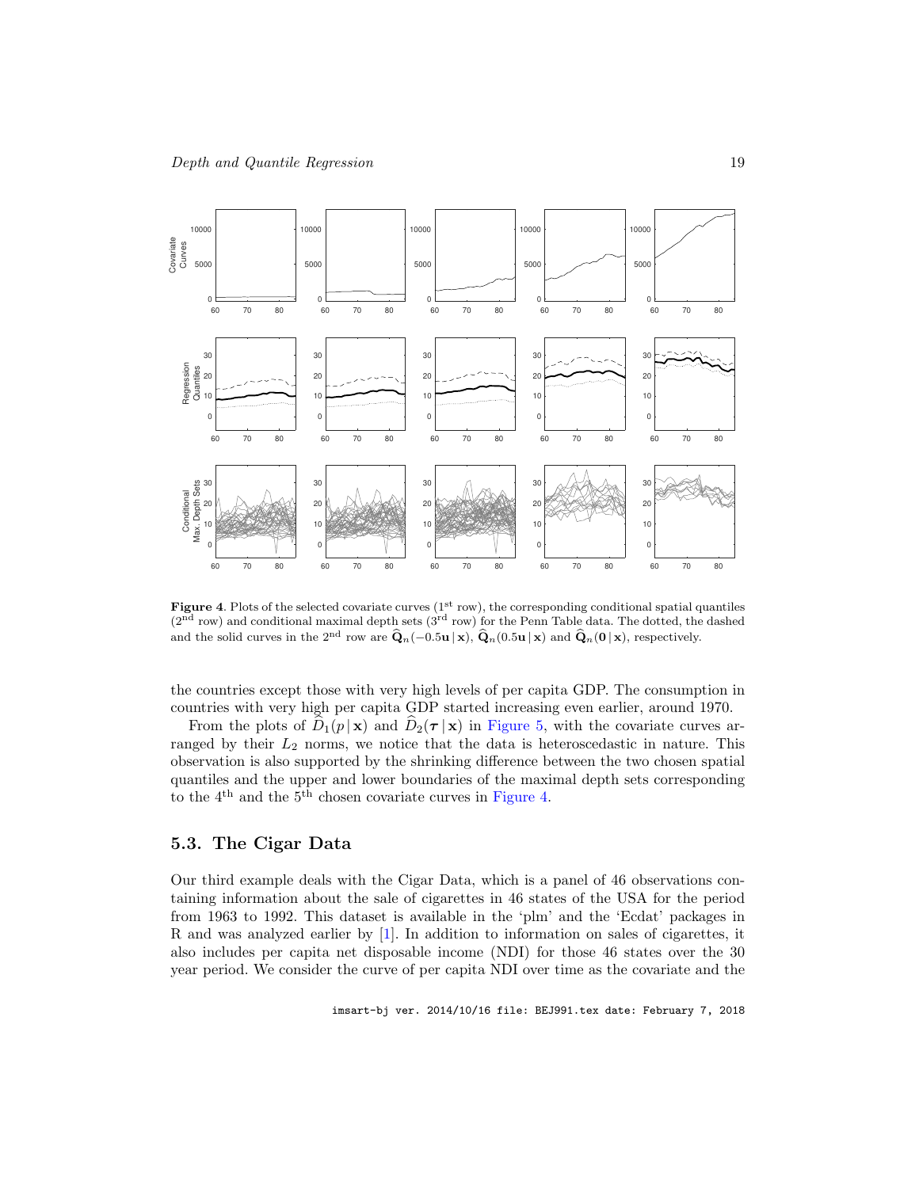**Figure 4**. Plots of the selected covariate curves (1st row), the corresponding conditional spatial quantiles (2nd row) and conditional maximal depth sets (3rd row) for the Penn Table data. The dotted, the dashed and the solid curves in the 2nd row are $\widehat{\mathbf{Q}}_n(-0.5\mathbf{u}\,|\,\mathbf{x})$, $\widehat{\mathbf{Q}}_n(0.5\mathbf{u}\,|\,\mathbf{x})$ and $\widehat{\mathbf{Q}}_n(\mathbf{0}\,|\,\mathbf{x})$, respectively.

the countries except those with very high levels of per capita GDP. The consumption in countries with very high per capita GDP started increasing even earlier, around 1970.

From the plots of $\widehat{D}_1(p\,|\,\mathbf{x})$ and $\widehat{D}_2(\boldsymbol{\tau}\,|\,\mathbf{x})$ in Figure 5, with the covariate curves arranged by their $L_2$ norms, we notice that the data is heteroscedastic in nature. This observation is also supported by the shrinking difference between the two chosen spatial quantiles and the upper and lower boundaries of the maximal depth sets corresponding to the 4th and the 5th chosen covariate curves in Figure 4.

## 5.3. The Cigar Data

Our third example deals with the Cigar Data, which is a panel of 46 observations containing information about the sale of cigarettes in 46 states of the USA for the period from 1963 to 1992. This dataset is available in the 'plm' and the 'Ecdat' packages in R and was analyzed earlier by [1]. In addition to information on sales of cigarettes, it also includes per capita net disposable income (NDI) for those 46 states over the 30 year period. We consider the curve of per capita NDI over time as the covariate and the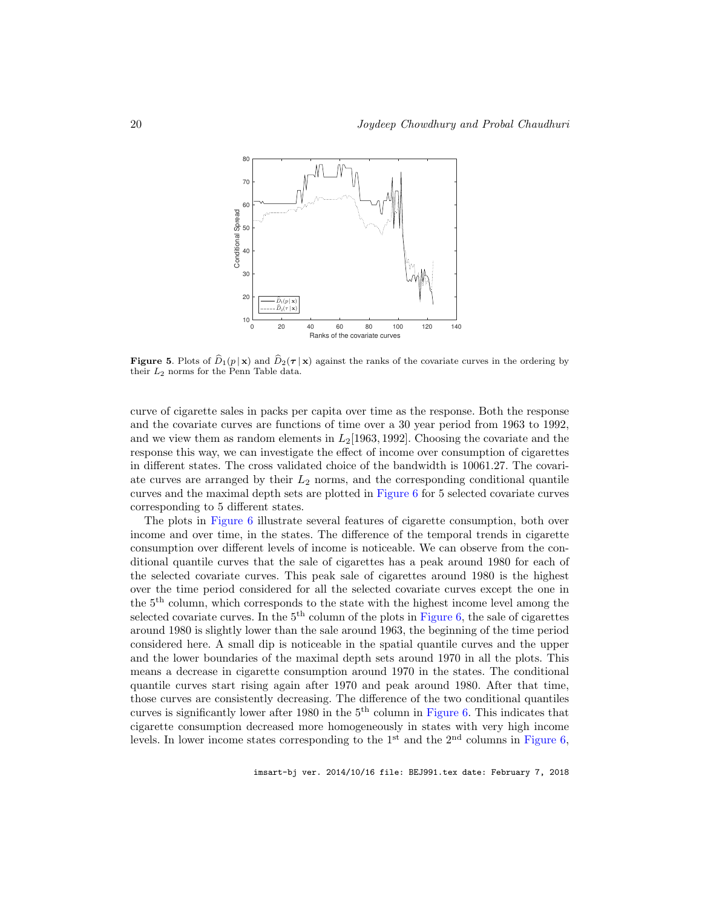**Figure 5**. Plots of $\widehat{D}_1(p \mid \mathbf{x})$ and $\widehat{D}_2(\boldsymbol{\tau} \mid \mathbf{x})$ against the ranks of the covariate curves in the ordering by their $L_2$ norms for the Penn Table data.

curve of cigarette sales in packs per capita over time as the response. Both the response and the covariate curves are functions of time over a 30 year period from 1963 to 1992, and we view them as random elements in $L_2[1963, 1992]$. Choosing the covariate and the response this way, we can investigate the effect of income over consumption of cigarettes in different states. The cross validated choice of the bandwidth is 10061.27. The covariate curves are arranged by their $L_2$ norms, and the corresponding conditional quantile curves and the maximal depth sets are plotted in Figure 6 for 5 selected covariate curves corresponding to 5 different states.

The plots in Figure 6 illustrate several features of cigarette consumption, both over income and over time, in the states. The difference of the temporal trends in cigarette consumption over different levels of income is noticeable. We can observe from the conditional quantile curves that the sale of cigarettes has a peak around 1980 for each of the selected covariate curves. This peak sale of cigarettes around 1980 is the highest over the time period considered for all the selected covariate curves except the one in the $5^{\text{th}}$ column, which corresponds to the state with the highest income level among the selected covariate curves. In the $5^{\text{th}}$ column of the plots in Figure 6, the sale of cigarettes around 1980 is slightly lower than the sale around 1963, the beginning of the time period considered here. A small dip is noticeable in the spatial quantile curves and the upper and the lower boundaries of the maximal depth sets around 1970 in all the plots. This means a decrease in cigarette consumption around 1970 in the states. The conditional quantile curves start rising again after 1970 and peak around 1980. After that time, those curves are consistently decreasing. The difference of the two conditional quantiles curves is significantly lower after 1980 in the $5^{\text{th}}$ column in Figure 6. This indicates that cigarette consumption decreased more homogeneously in states with very high income levels. In lower income states corresponding to the $1^{\text{st}}$ and the $2^{\text{nd}}$ columns in Figure 6,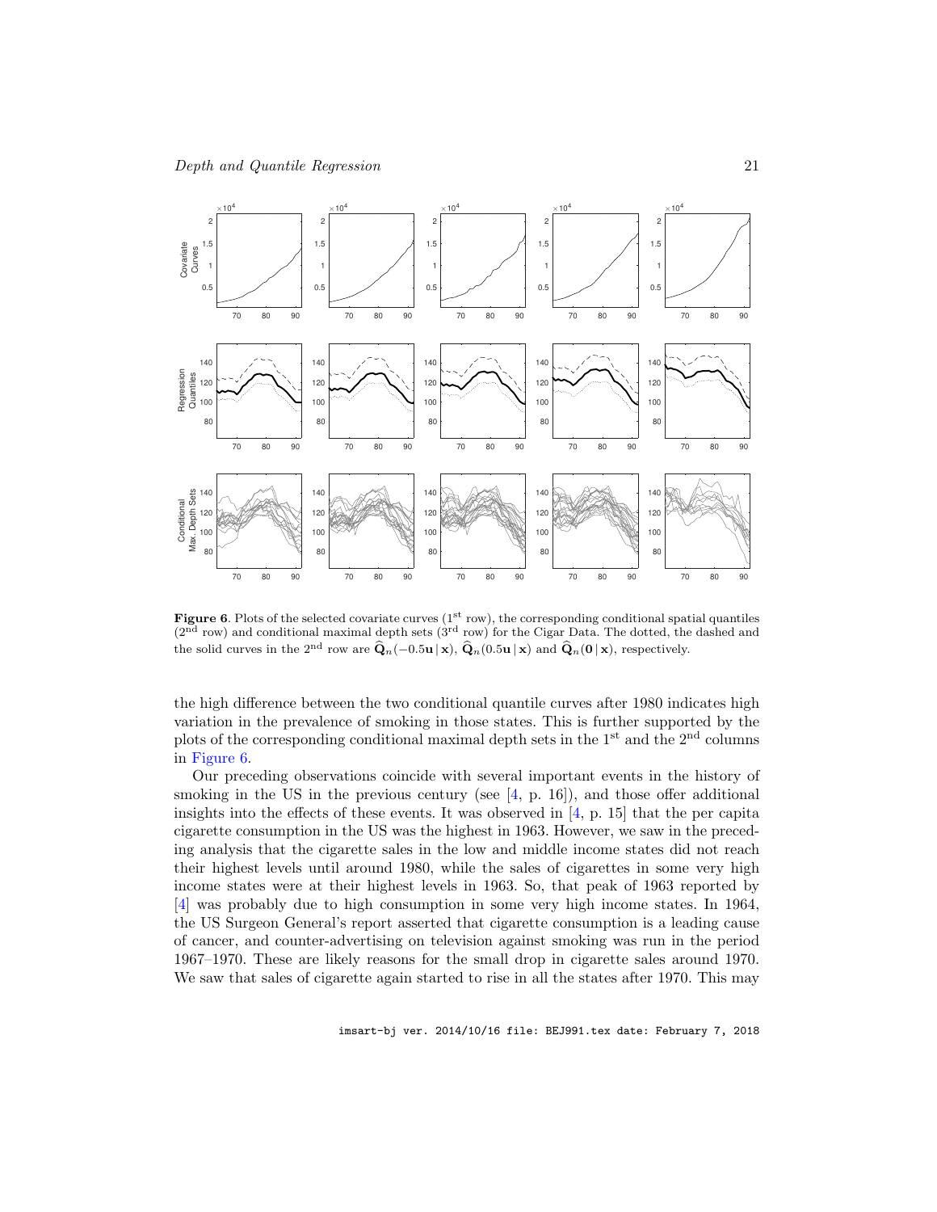**Figure 6**. Plots of the selected covariate curves (1st row), the corresponding conditional spatial quantiles (2nd row) and conditional maximal depth sets (3rd row) for the Cigar Data. The dotted, the dashed and the solid curves in the 2nd row are $\widehat{\mathbf{Q}}_n(-0.5\mathbf{u}\,|\,\mathbf{x})$, $\widehat{\mathbf{Q}}_n(0.5\mathbf{u}\,|\,\mathbf{x})$ and $\widehat{\mathbf{Q}}_n(\mathbf{0}\,|\,\mathbf{x})$, respectively.

the high difference between the two conditional quantile curves after 1980 indicates high variation in the prevalence of smoking in those states. This is further supported by the plots of the corresponding conditional maximal depth sets in the 1st and the 2nd columns in Figure 6.

Our preceding observations coincide with several important events in the history of smoking in the US in the previous century (see [4, p. 16]), and those offer additional insights into the effects of these events. It was observed in [4, p. 15] that the per capita cigarette consumption in the US was the highest in 1963. However, we saw in the preceding analysis that the cigarette sales in the low and middle income states did not reach their highest levels until around 1980, while the sales of cigarettes in some very high income states were at their highest levels in 1963. So, that peak of 1963 reported by [4] was probably due to high consumption in some very high income states. In 1964, the US Surgeon General's report asserted that cigarette consumption is a leading cause of cancer, and counter-advertising on television against smoking was run in the period 1967–1970. These are likely reasons for the small drop in cigarette sales around 1970. We saw that sales of cigarette again started to rise in all the states after 1970. This may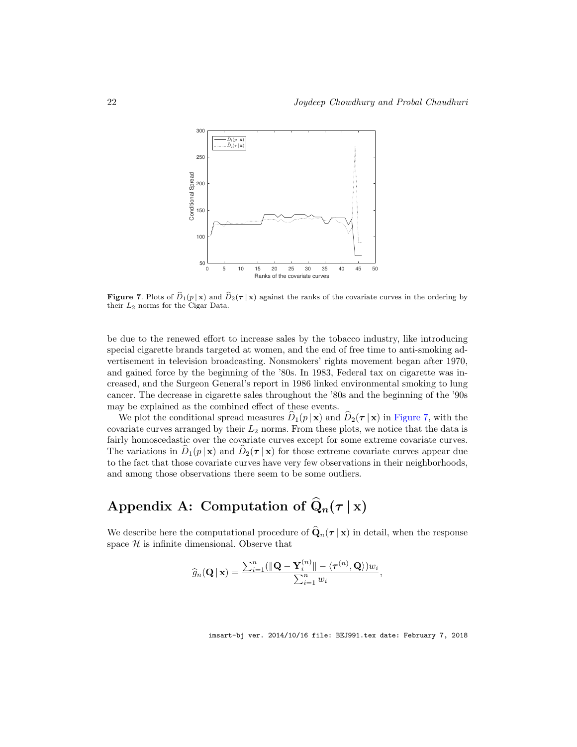**Figure 7**. Plots of $\widehat{D}_1(p \mid \mathbf{x})$ and $\widehat{D}_2(\boldsymbol{\tau} \mid \mathbf{x})$ against the ranks of the covariate curves in the ordering by their $L_2$ norms for the Cigar Data.

be due to the renewed effort to increase sales by the tobacco industry, like introducing special cigarette brands targeted at women, and the end of free time to anti-smoking advertisement in television broadcasting. Nonsmokers' rights movement began after 1970, and gained force by the beginning of the '80s. In 1983, Federal tax on cigarette was increased, and the Surgeon General's report in 1986 linked environmental smoking to lung cancer. The decrease in cigarette sales throughout the '80s and the beginning of the '90s may be explained as the combined effect of these events.

We plot the conditional spread measures $\widehat{D}_1(p \mid \mathbf{x})$ and $\widehat{D}_2(\boldsymbol{\tau} \mid \mathbf{x})$ in Figure 7, with the covariate curves arranged by their $L_2$ norms. From these plots, we notice that the data is fairly homoscedastic over the covariate curves except for some extreme covariate curves. The variations in $\widehat{D}_1(p \mid \mathbf{x})$ and $\widehat{D}_2(\boldsymbol{\tau} \mid \mathbf{x})$ for those extreme covariate curves appear due to the fact that those covariate curves have very few observations in their neighborhoods, and among those observations there seem to be some outliers.

# Appendix A: Computation of $\widehat{\mathbf{Q}}_n(\boldsymbol{\tau} \mid \mathbf{x})$

We describe here the computational procedure of $\widehat{\mathbf{Q}}_n(\boldsymbol{\tau} \mid \mathbf{x})$ in detail, when the response space $\mathcal{H}$ is infinite dimensional. Observe that

$$\widehat{g}_n(\mathbf{Q} \mid \mathbf{x}) = \frac{\sum_{i=1}^{n} (\|\mathbf{Q} - \mathbf{Y}_i^{(n)}\| - \langle \boldsymbol{\tau}^{(n)}, \mathbf{Q} \rangle) w_i}{\sum_{i=1}^{n} w_i},$$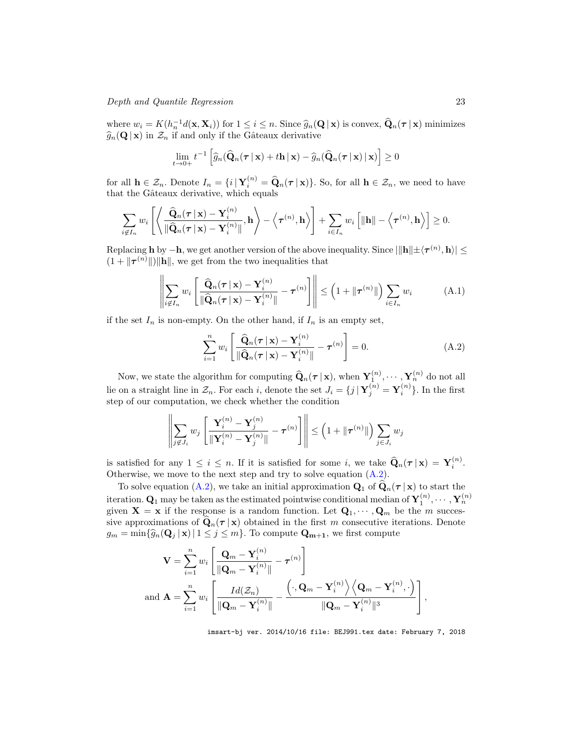where $w_i = K(h_n^{-1} d(\mathbf{x}, \mathbf{X}_i))$ for $1 \le i \le n$. Since $\widehat{g}_n(\mathbf{Q} \,|\, \mathbf{x})$ is convex, $\widehat{\mathbf{Q}}_n(\boldsymbol{\tau} \,|\, \mathbf{x})$ minimizes $\widehat{g}_n(\mathbf{Q} \,|\, \mathbf{x})$ in $\mathcal{Z}_n$ if and only if the Gâteaux derivative

$$\lim_{t \to 0+} t^{-1} \left[ \widehat{g}_n(\widehat{\mathbf{Q}}_n(\boldsymbol{\tau} \,|\, \mathbf{x}) + t\mathbf{h} \,|\, \mathbf{x}) - \widehat{g}_n(\widehat{\mathbf{Q}}_n(\boldsymbol{\tau} \,|\, \mathbf{x}) \,|\, \mathbf{x}) \right] \ge 0$$

for all $\mathbf{h} \in \mathcal{Z}_n$. Denote $I_n = \{ i \,|\, \mathbf{Y}_i^{(n)} = \widehat{\mathbf{Q}}_n(\boldsymbol{\tau} \,|\, \mathbf{x}) \}$. So, for all $\mathbf{h} \in \mathcal{Z}_n$, we need to have that the Gâteaux derivative, which equals

$$\sum_{i \notin I_n} w_i \left[ \left\langle \frac{\widehat{\mathbf{Q}}_n(\boldsymbol{\tau} \,|\, \mathbf{x}) - \mathbf{Y}_i^{(n)}}{\|\widehat{\mathbf{Q}}_n(\boldsymbol{\tau} \,|\, \mathbf{x}) - \mathbf{Y}_i^{(n)}\|}, \mathbf{h} \right\rangle - \left\langle \boldsymbol{\tau}^{(n)}, \mathbf{h} \right\rangle \right] + \sum_{i \in I_n} w_i \left[ \|\mathbf{h}\| - \left\langle \boldsymbol{\tau}^{(n)}, \mathbf{h} \right\rangle \right] \ge 0.$$

Replacing $\mathbf{h}$ by $-\mathbf{h}$, we get another version of the above inequality. Since $|\|\mathbf{h}\| \pm \langle \boldsymbol{\tau}^{(n)}, \mathbf{h} \rangle| \le (1 + \|\boldsymbol{\tau}^{(n)}\|)\|\mathbf{h}\|$, we get from the two inequalities that

$$\left\| \sum_{i \notin I_n} w_i \left[ \frac{\widehat{\mathbf{Q}}_n(\boldsymbol{\tau} \,|\, \mathbf{x}) - \mathbf{Y}_i^{(n)}}{\|\widehat{\mathbf{Q}}_n(\boldsymbol{\tau} \,|\, \mathbf{x}) - \mathbf{Y}_i^{(n)}\|} - \boldsymbol{\tau}^{(n)} \right] \right\| \le \left( 1 + \|\boldsymbol{\tau}^{(n)}\| \right) \sum_{i \in I_n} w_i \tag{A.1}$$

if the set $I_n$ is non-empty. On the other hand, if $I_n$ is an empty set,

$$\sum_{i=1}^{n} w_i \left[ \frac{\widehat{\mathbf{Q}}_n(\boldsymbol{\tau} \,|\, \mathbf{x}) - \mathbf{Y}_i^{(n)}}{\|\widehat{\mathbf{Q}}_n(\boldsymbol{\tau} \,|\, \mathbf{x}) - \mathbf{Y}_i^{(n)}\|} - \boldsymbol{\tau}^{(n)} \right] = 0. \tag{A.2}$$

Now, we state the algorithm for computing $\widehat{\mathbf{Q}}_n(\boldsymbol{\tau} \,|\, \mathbf{x})$, when $\mathbf{Y}_1^{(n)}, \cdots, \mathbf{Y}_n^{(n)}$ do not all lie on a straight line in $\mathcal{Z}_n$. For each $i$, denote the set $J_i = \{ j \,|\, \mathbf{Y}_j^{(n)} = \mathbf{Y}_i^{(n)} \}$. In the first step of our computation, we check whether the condition

$$\left\| \sum_{j \notin J_i} w_j \left[ \frac{\mathbf{Y}_i^{(n)} - \mathbf{Y}_j^{(n)}}{\|\mathbf{Y}_i^{(n)} - \mathbf{Y}_j^{(n)}\|} - \boldsymbol{\tau}^{(n)} \right] \right\| \le \left( 1 + \|\boldsymbol{\tau}^{(n)}\| \right) \sum_{j \in J_i} w_j$$

is satisfied for any $1 \le i \le n$. If it is satisfied for some $i$, we take $\widehat{\mathbf{Q}}_n(\boldsymbol{\tau} \,|\, \mathbf{x}) = \mathbf{Y}_i^{(n)}$. Otherwise, we move to the next step and try to solve equation (A.2).

To solve equation (A.2), we take an initial approximation $\mathbf{Q}_1$ of $\widehat{\mathbf{Q}}_n(\boldsymbol{\tau} \,|\, \mathbf{x})$ to start the iteration. $\mathbf{Q}_1$ may be taken as the estimated pointwise conditional median of $\mathbf{Y}_1^{(n)}, \cdots, \mathbf{Y}_n^{(n)}$ given $\mathbf{X} = \mathbf{x}$ if the response is a random function. Let $\mathbf{Q}_1, \cdots, \mathbf{Q}_m$ be the $m$ successive approximations of $\widehat{\mathbf{Q}}_n(\boldsymbol{\tau} \,|\, \mathbf{x})$ obtained in the first $m$ consecutive iterations. Denote $g_m = \min\{ \widehat{g}_n(\mathbf{Q}_j \,|\, \mathbf{x}) \,|\, 1 \le j \le m \}$. To compute $\mathbf{Q_{m+1}}$, we first compute

$$\mathbf{V} = \sum_{i=1}^{n} w_i \left[ \frac{\mathbf{Q}_m - \mathbf{Y}_i^{(n)}}{\|\mathbf{Q}_m - \mathbf{Y}_i^{(n)}\|} - \boldsymbol{\tau}^{(n)} \right]$$

$$\text{and } \mathbf{A} = \sum_{i=1}^{n} w_i \left[ \frac{Id(\mathcal{Z}_n)}{\|\mathbf{Q}_m - \mathbf{Y}_i^{(n)}\|} - \frac{\left( \cdot, \mathbf{Q}_m - \mathbf{Y}_i^{(n)} \right\rangle \left\langle \mathbf{Q}_m - \mathbf{Y}_i^{(n)}, \cdot \right)}{\|\mathbf{Q}_m - \mathbf{Y}_i^{(n)}\|^3} \right],$$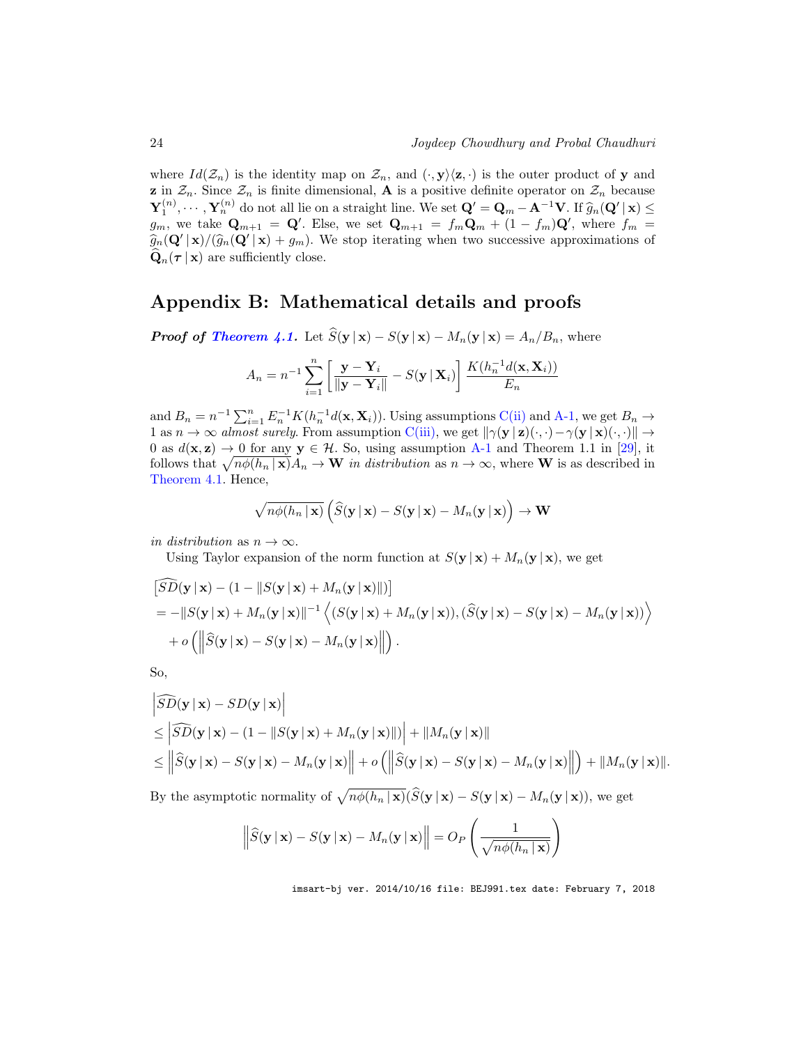where $Id(\mathcal{Z}_n)$ is the identity map on $\mathcal{Z}_n$, and $(\cdot, \mathbf{y}\rangle\langle \mathbf{z}, \cdot)$ is the outer product of $\mathbf{y}$ and $\mathbf{z}$ in $\mathcal{Z}_n$. Since $\mathcal{Z}_n$ is finite dimensional, $\mathbf{A}$ is a positive definite operator on $\mathcal{Z}_n$ because $\mathbf{Y}_1^{(n)}, \cdots, \mathbf{Y}_n^{(n)}$ do not all lie on a straight line. We set $\mathbf{Q}' = \mathbf{Q}_m - \mathbf{A}^{-1}\mathbf{V}$. If $\widehat{g}_n(\mathbf{Q}' \,|\, \mathbf{x}) \leq g_m$, we take $\mathbf{Q}_{m+1} = \mathbf{Q}'$. Else, we set $\mathbf{Q}_{m+1} = f_m \mathbf{Q}_m + (1 - f_m)\mathbf{Q}'$, where $f_m = \widehat{g}_n(\mathbf{Q}' \,|\, \mathbf{x})/(\widehat{g}_n(\mathbf{Q}' \,|\, \mathbf{x}) + g_m)$. We stop iterating when two successive approximations of $\widehat{\mathbf{Q}}_n(\boldsymbol{\tau} \,|\, \mathbf{x})$ are sufficiently close.

## Appendix B: Mathematical details and proofs

***Proof of Theorem 4.1.*** Let $\widehat{S}(\mathbf{y} \,|\, \mathbf{x}) - S(\mathbf{y} \,|\, \mathbf{x}) - M_n(\mathbf{y} \,|\, \mathbf{x}) = A_n/B_n$, where

$$A_n = n^{-1} \sum_{i=1}^{n} \left[ \frac{\mathbf{y} - \mathbf{Y}_i}{\|\mathbf{y} - \mathbf{Y}_i\|} - S(\mathbf{y} \,|\, \mathbf{X}_i) \right] \frac{K(h_n^{-1} d(\mathbf{x}, \mathbf{X}_i))}{E_n}$$

and $B_n = n^{-1} \sum_{i=1}^{n} E_n^{-1} K(h_n^{-1} d(\mathbf{x}, \mathbf{X}_i))$. Using assumptions C(ii) and A-1, we get $B_n \to 1$ as $n \to \infty$ *almost surely*. From assumption C(iii), we get $\|\gamma(\mathbf{y} \,|\, \mathbf{z})(\cdot, \cdot) - \gamma(\mathbf{y} \,|\, \mathbf{x})(\cdot, \cdot)\| \to 0$ as $d(\mathbf{x}, \mathbf{z}) \to 0$ for any $\mathbf{y} \in \mathcal{H}$. So, using assumption A-1 and Theorem 1.1 in [29], it follows that $\sqrt{n\phi(h_n \,|\, \mathbf{x})} A_n \to \mathbf{W}$ *in distribution* as $n \to \infty$, where $\mathbf{W}$ is as described in Theorem 4.1. Hence,

$$\sqrt{n\phi(h_n \,|\, \mathbf{x})} \left( \widehat{S}(\mathbf{y} \,|\, \mathbf{x}) - S(\mathbf{y} \,|\, \mathbf{x}) - M_n(\mathbf{y} \,|\, \mathbf{x}) \right) \to \mathbf{W}$$

*in distribution* as $n \to \infty$.

Using Taylor expansion of the norm function at $S(\mathbf{y} \,|\, \mathbf{x}) + M_n(\mathbf{y} \,|\, \mathbf{x})$, we get

$$\begin{aligned}
&\left[\widehat{SD}(\mathbf{y} \,|\, \mathbf{x}) - (1 - \|S(\mathbf{y} \,|\, \mathbf{x}) + M_n(\mathbf{y} \,|\, \mathbf{x})\|)\right] \\
&= -\|S(\mathbf{y} \,|\, \mathbf{x}) + M_n(\mathbf{y} \,|\, \mathbf{x})\|^{-1} \left\langle (S(\mathbf{y} \,|\, \mathbf{x}) + M_n(\mathbf{y} \,|\, \mathbf{x})), (\widehat{S}(\mathbf{y} \,|\, \mathbf{x}) - S(\mathbf{y} \,|\, \mathbf{x}) - M_n(\mathbf{y} \,|\, \mathbf{x})) \right\rangle \\
&\quad + o\left( \left\| \widehat{S}(\mathbf{y} \,|\, \mathbf{x}) - S(\mathbf{y} \,|\, \mathbf{x}) - M_n(\mathbf{y} \,|\, \mathbf{x}) \right\| \right).
\end{aligned}$$

So,

$$\begin{aligned}
&\left| \widehat{SD}(\mathbf{y} \,|\, \mathbf{x}) - SD(\mathbf{y} \,|\, \mathbf{x}) \right| \\
&\leq \left| \widehat{SD}(\mathbf{y} \,|\, \mathbf{x}) - (1 - \|S(\mathbf{y} \,|\, \mathbf{x}) + M_n(\mathbf{y} \,|\, \mathbf{x})\|) \right| + \|M_n(\mathbf{y} \,|\, \mathbf{x})\| \\
&\leq \left\| \widehat{S}(\mathbf{y} \,|\, \mathbf{x}) - S(\mathbf{y} \,|\, \mathbf{x}) - M_n(\mathbf{y} \,|\, \mathbf{x}) \right\| + o\left( \left\| \widehat{S}(\mathbf{y} \,|\, \mathbf{x}) - S(\mathbf{y} \,|\, \mathbf{x}) - M_n(\mathbf{y} \,|\, \mathbf{x}) \right\| \right) + \|M_n(\mathbf{y} \,|\, \mathbf{x})\|.
\end{aligned}$$

By the asymptotic normality of $\sqrt{n\phi(h_n \,|\, \mathbf{x})}(\widehat{S}(\mathbf{y} \,|\, \mathbf{x}) - S(\mathbf{y} \,|\, \mathbf{x}) - M_n(\mathbf{y} \,|\, \mathbf{x}))$, we get

$$\left\| \widehat{S}(\mathbf{y} \,|\, \mathbf{x}) - S(\mathbf{y} \,|\, \mathbf{x}) - M_n(\mathbf{y} \,|\, \mathbf{x}) \right\| = O_P\left( \frac{1}{\sqrt{n\phi(h_n \,|\, \mathbf{x})}} \right)$$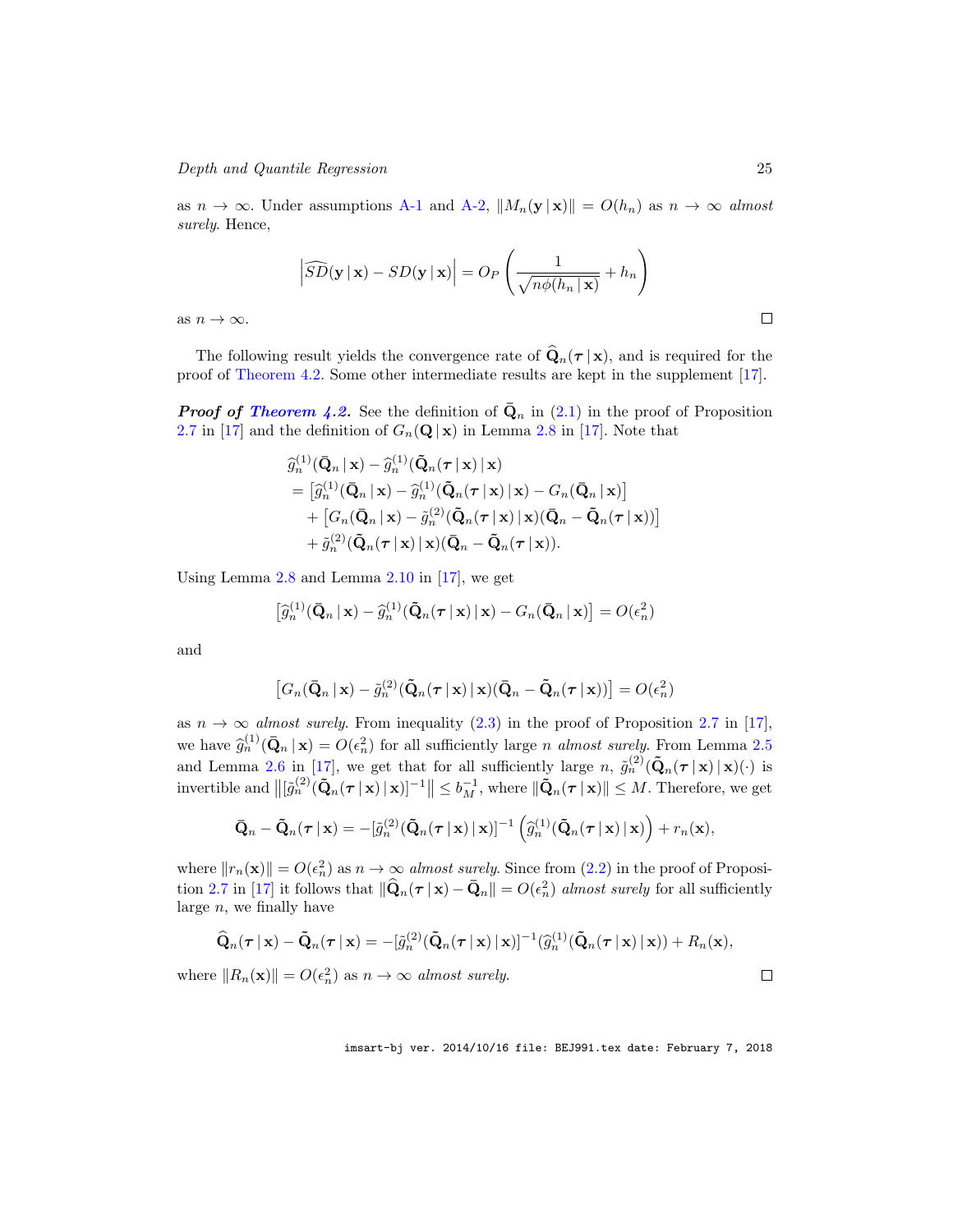as $n \to \infty$. Under assumptions A-1 and A-2, $\|M_n(\mathbf{y} \,|\, \mathbf{x})\| = O(h_n)$ as $n \to \infty$ *almost surely*. Hence,

$$\left|\widehat{SD}(\mathbf{y} \,|\, \mathbf{x}) - SD(\mathbf{y} \,|\, \mathbf{x})\right| = O_P\left(\frac{1}{\sqrt{n\phi(h_n \,|\, \mathbf{x})}} + h_n\right)$$

as $n \to \infty$. □

The following result yields the convergence rate of $\widehat{\mathbf{Q}}_n(\boldsymbol{\tau} \,|\, \mathbf{x})$, and is required for the proof of Theorem 4.2. Some other intermediate results are kept in the supplement [17].

***Proof of Theorem 4.2.*** See the definition of $\bar{\mathbf{Q}}_n$ in (2.1) in the proof of Proposition 2.7 in [17] and the definition of $G_n(\mathbf{Q} \,|\, \mathbf{x})$ in Lemma 2.8 in [17]. Note that

$$\begin{aligned}
&\widehat{g}_n^{(1)}(\bar{\mathbf{Q}}_n \,|\, \mathbf{x}) - \widehat{g}_n^{(1)}(\tilde{\mathbf{Q}}_n(\boldsymbol{\tau} \,|\, \mathbf{x}) \,|\, \mathbf{x}) \\
&= \left[\widehat{g}_n^{(1)}(\bar{\mathbf{Q}}_n \,|\, \mathbf{x}) - \widehat{g}_n^{(1)}(\tilde{\mathbf{Q}}_n(\boldsymbol{\tau} \,|\, \mathbf{x}) \,|\, \mathbf{x}) - G_n(\bar{\mathbf{Q}}_n \,|\, \mathbf{x})\right] \\
&\quad + \left[G_n(\bar{\mathbf{Q}}_n \,|\, \mathbf{x}) - \tilde{g}_n^{(2)}(\tilde{\mathbf{Q}}_n(\boldsymbol{\tau} \,|\, \mathbf{x}) \,|\, \mathbf{x})(\bar{\mathbf{Q}}_n - \tilde{\mathbf{Q}}_n(\boldsymbol{\tau} \,|\, \mathbf{x}))\right] \\
&\quad + \tilde{g}_n^{(2)}(\tilde{\mathbf{Q}}_n(\boldsymbol{\tau} \,|\, \mathbf{x}) \,|\, \mathbf{x})(\bar{\mathbf{Q}}_n - \tilde{\mathbf{Q}}_n(\boldsymbol{\tau} \,|\, \mathbf{x})).
\end{aligned}$$

Using Lemma 2.8 and Lemma 2.10 in [17], we get

$$\left[\widehat{g}_n^{(1)}(\bar{\mathbf{Q}}_n \,|\, \mathbf{x}) - \widehat{g}_n^{(1)}(\tilde{\mathbf{Q}}_n(\boldsymbol{\tau} \,|\, \mathbf{x}) \,|\, \mathbf{x}) - G_n(\bar{\mathbf{Q}}_n \,|\, \mathbf{x})\right] = O(\epsilon_n^2)$$

and

$$\left[G_n(\bar{\mathbf{Q}}_n \,|\, \mathbf{x}) - \tilde{g}_n^{(2)}(\tilde{\mathbf{Q}}_n(\boldsymbol{\tau} \,|\, \mathbf{x}) \,|\, \mathbf{x})(\bar{\mathbf{Q}}_n - \tilde{\mathbf{Q}}_n(\boldsymbol{\tau} \,|\, \mathbf{x}))\right] = O(\epsilon_n^2)$$

as $n \to \infty$ *almost surely*. From inequality (2.3) in the proof of Proposition 2.7 in [17], we have $\widehat{g}_n^{(1)}(\bar{\mathbf{Q}}_n \,|\, \mathbf{x}) = O(\epsilon_n^2)$ for all sufficiently large $n$ *almost surely*. From Lemma 2.5 and Lemma 2.6 in [17], we get that for all sufficiently large $n$, $\tilde{g}_n^{(2)}(\tilde{\mathbf{Q}}_n(\boldsymbol{\tau} \,|\, \mathbf{x}) \,|\, \mathbf{x})(\cdot)$ is invertible and $\left\|[\tilde{g}_n^{(2)}(\tilde{\mathbf{Q}}_n(\boldsymbol{\tau} \,|\, \mathbf{x}) \,|\, \mathbf{x})]^{-1}\right\| \leq b_M^{-1}$, where $\|\tilde{\mathbf{Q}}_n(\boldsymbol{\tau} \,|\, \mathbf{x})\| \leq M$. Therefore, we get

$$\bar{\mathbf{Q}}_n - \tilde{\mathbf{Q}}_n(\boldsymbol{\tau} \,|\, \mathbf{x}) = -[\tilde{g}_n^{(2)}(\tilde{\mathbf{Q}}_n(\boldsymbol{\tau} \,|\, \mathbf{x}) \,|\, \mathbf{x})]^{-1}\left(\widehat{g}_n^{(1)}(\tilde{\mathbf{Q}}_n(\boldsymbol{\tau} \,|\, \mathbf{x}) \,|\, \mathbf{x})\right) + r_n(\mathbf{x}),$$

where $\|r_n(\mathbf{x})\| = O(\epsilon_n^2)$ as $n \to \infty$ *almost surely*. Since from (2.2) in the proof of Proposition 2.7 in [17] it follows that $\|\widehat{\mathbf{Q}}_n(\boldsymbol{\tau} \,|\, \mathbf{x}) - \bar{\mathbf{Q}}_n\| = O(\epsilon_n^2)$ *almost surely* for all sufficiently large $n$, we finally have

$$\widehat{\mathbf{Q}}_n(\boldsymbol{\tau} \,|\, \mathbf{x}) - \tilde{\mathbf{Q}}_n(\boldsymbol{\tau} \,|\, \mathbf{x}) = -[\tilde{g}_n^{(2)}(\tilde{\mathbf{Q}}_n(\boldsymbol{\tau} \,|\, \mathbf{x}) \,|\, \mathbf{x})]^{-1}(\widehat{g}_n^{(1)}(\tilde{\mathbf{Q}}_n(\boldsymbol{\tau} \,|\, \mathbf{x}) \,|\, \mathbf{x})) + R_n(\mathbf{x}),$$

where $\|R_n(\mathbf{x})\| = O(\epsilon_n^2)$ as $n \to \infty$ *almost surely*. □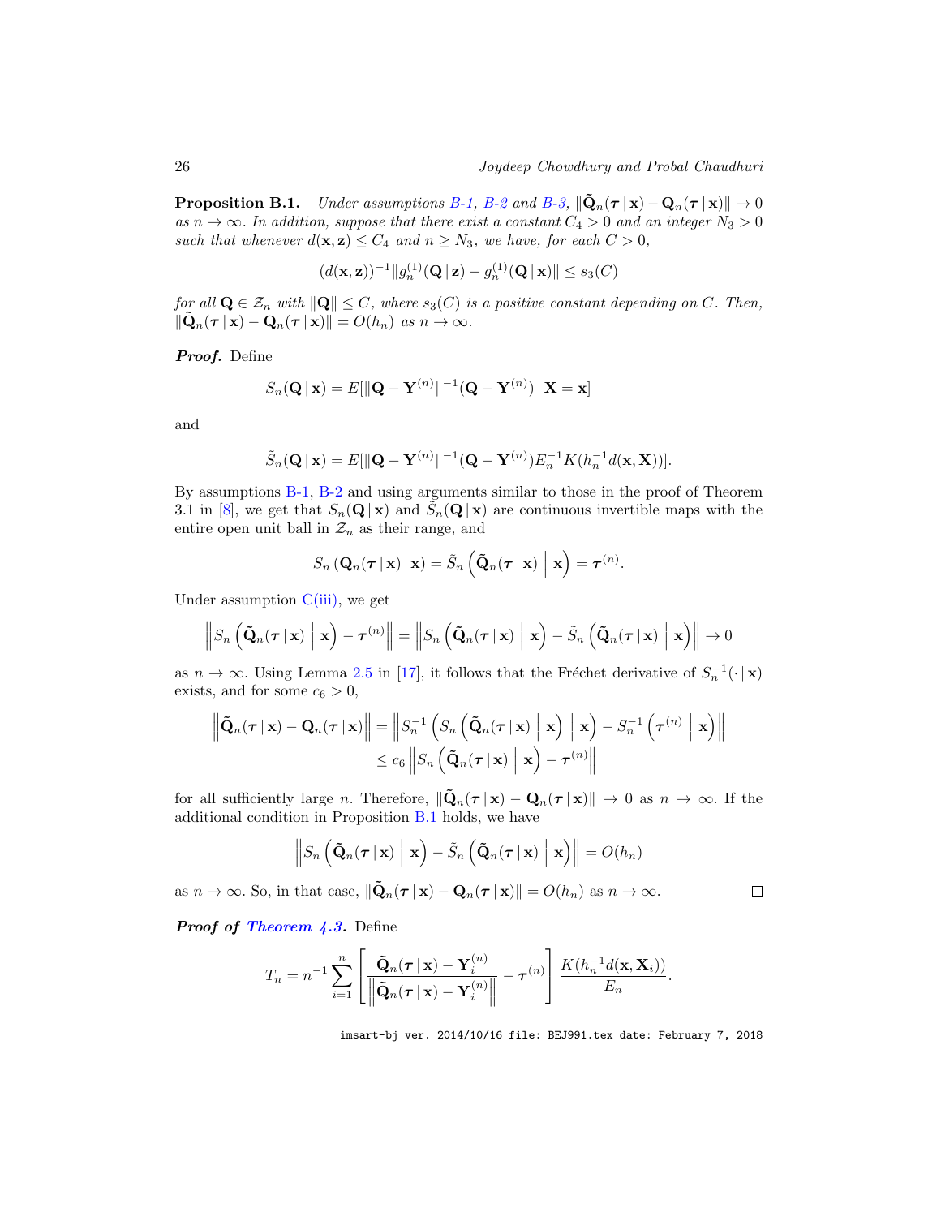**Proposition B.1.** *Under assumptions B-1, B-2 and B-3, $\|\tilde{\mathbf{Q}}_n(\boldsymbol{\tau}\,|\,\mathbf{x}) - \mathbf{Q}_n(\boldsymbol{\tau}\,|\,\mathbf{x})\| \to 0$ as $n \to \infty$. In addition, suppose that there exist a constant $C_4 > 0$ and an integer $N_3 > 0$ such that whenever $d(\mathbf{x}, \mathbf{z}) \leq C_4$ and $n \geq N_3$, we have, for each $C > 0$,*

$$(d(\mathbf{x}, \mathbf{z}))^{-1} \|g_n^{(1)}(\mathbf{Q}\,|\,\mathbf{z}) - g_n^{(1)}(\mathbf{Q}\,|\,\mathbf{x})\| \leq s_3(C)$$

*for all $\mathbf{Q} \in \mathcal{Z}_n$ with $\|\mathbf{Q}\| \leq C$, where $s_3(C)$ is a positive constant depending on $C$. Then, $\|\tilde{\mathbf{Q}}_n(\boldsymbol{\tau}\,|\,\mathbf{x}) - \mathbf{Q}_n(\boldsymbol{\tau}\,|\,\mathbf{x})\| = O(h_n)$ as $n \to \infty$.*

***Proof.*** Define

$$S_n(\mathbf{Q}\,|\,\mathbf{x}) = E[\|\mathbf{Q} - \mathbf{Y}^{(n)}\|^{-1}(\mathbf{Q} - \mathbf{Y}^{(n)})\,|\,\mathbf{X} = \mathbf{x}]$$

and

$$\tilde{S}_n(\mathbf{Q}\,|\,\mathbf{x}) = E[\|\mathbf{Q} - \mathbf{Y}^{(n)}\|^{-1}(\mathbf{Q} - \mathbf{Y}^{(n)}) E_n^{-1} K(h_n^{-1} d(\mathbf{x}, \mathbf{X}))].$$

By assumptions B-1, B-2 and using arguments similar to those in the proof of Theorem 3.1 in [8], we get that $S_n(\mathbf{Q}\,|\,\mathbf{x})$ and $\tilde{S}_n(\mathbf{Q}\,|\,\mathbf{x})$ are continuous invertible maps with the entire open unit ball in $\mathcal{Z}_n$ as their range, and

$$S_n\left(\mathbf{Q}_n(\boldsymbol{\tau}\,|\,\mathbf{x})\,|\,\mathbf{x}\right) = \tilde{S}_n\left(\tilde{\mathbf{Q}}_n(\boldsymbol{\tau}\,|\,\mathbf{x}) \,\Big|\, \mathbf{x}\right) = \boldsymbol{\tau}^{(n)}.$$

Under assumption C(iii), we get

$$\left\|S_n\left(\tilde{\mathbf{Q}}_n(\boldsymbol{\tau}\,|\,\mathbf{x}) \,\Big|\, \mathbf{x}\right) - \boldsymbol{\tau}^{(n)}\right\| = \left\|S_n\left(\tilde{\mathbf{Q}}_n(\boldsymbol{\tau}\,|\,\mathbf{x}) \,\Big|\, \mathbf{x}\right) - \tilde{S}_n\left(\tilde{\mathbf{Q}}_n(\boldsymbol{\tau}\,|\,\mathbf{x}) \,\Big|\, \mathbf{x}\right)\right\| \to 0$$

as $n \to \infty$. Using Lemma 2.5 in [17], it follows that the Fréchet derivative of $S_n^{-1}(\cdot\,|\,\mathbf{x})$ exists, and for some $c_6 > 0$,

$$\begin{aligned}
\left\|\tilde{\mathbf{Q}}_n(\boldsymbol{\tau}\,|\,\mathbf{x}) - \mathbf{Q}_n(\boldsymbol{\tau}\,|\,\mathbf{x})\right\| &= \left\|S_n^{-1}\left(S_n\left(\tilde{\mathbf{Q}}_n(\boldsymbol{\tau}\,|\,\mathbf{x}) \,\Big|\, \mathbf{x}\right) \,\Big|\, \mathbf{x}\right) - S_n^{-1}\left(\boldsymbol{\tau}^{(n)} \,\Big|\, \mathbf{x}\right)\right\| \\
&\leq c_6 \left\|S_n\left(\tilde{\mathbf{Q}}_n(\boldsymbol{\tau}\,|\,\mathbf{x}) \,\Big|\, \mathbf{x}\right) - \boldsymbol{\tau}^{(n)}\right\|
\end{aligned}$$

for all sufficiently large $n$. Therefore, $\|\tilde{\mathbf{Q}}_n(\boldsymbol{\tau}\,|\,\mathbf{x}) - \mathbf{Q}_n(\boldsymbol{\tau}\,|\,\mathbf{x})\| \to 0$ as $n \to \infty$. If the additional condition in Proposition B.1 holds, we have

$$\left\|S_n\left(\tilde{\mathbf{Q}}_n(\boldsymbol{\tau}\,|\,\mathbf{x}) \,\Big|\, \mathbf{x}\right) - \tilde{S}_n\left(\tilde{\mathbf{Q}}_n(\boldsymbol{\tau}\,|\,\mathbf{x}) \,\Big|\, \mathbf{x}\right)\right\| = O(h_n)$$

as $n \to \infty$. So, in that case, $\|\tilde{\mathbf{Q}}_n(\boldsymbol{\tau}\,|\,\mathbf{x}) - \mathbf{Q}_n(\boldsymbol{\tau}\,|\,\mathbf{x})\| = O(h_n)$ as $n \to \infty$. □

***Proof of Theorem 4.3.*** Define

$$T_n = n^{-1} \sum_{i=1}^{n} \left[\frac{\tilde{\mathbf{Q}}_n(\boldsymbol{\tau}\,|\,\mathbf{x}) - \mathbf{Y}_i^{(n)}}{\left\|\tilde{\mathbf{Q}}_n(\boldsymbol{\tau}\,|\,\mathbf{x}) - \mathbf{Y}_i^{(n)}\right\|} - \boldsymbol{\tau}^{(n)}\right] \frac{K(h_n^{-1} d(\mathbf{x}, \mathbf{X}_i))}{E_n}.$$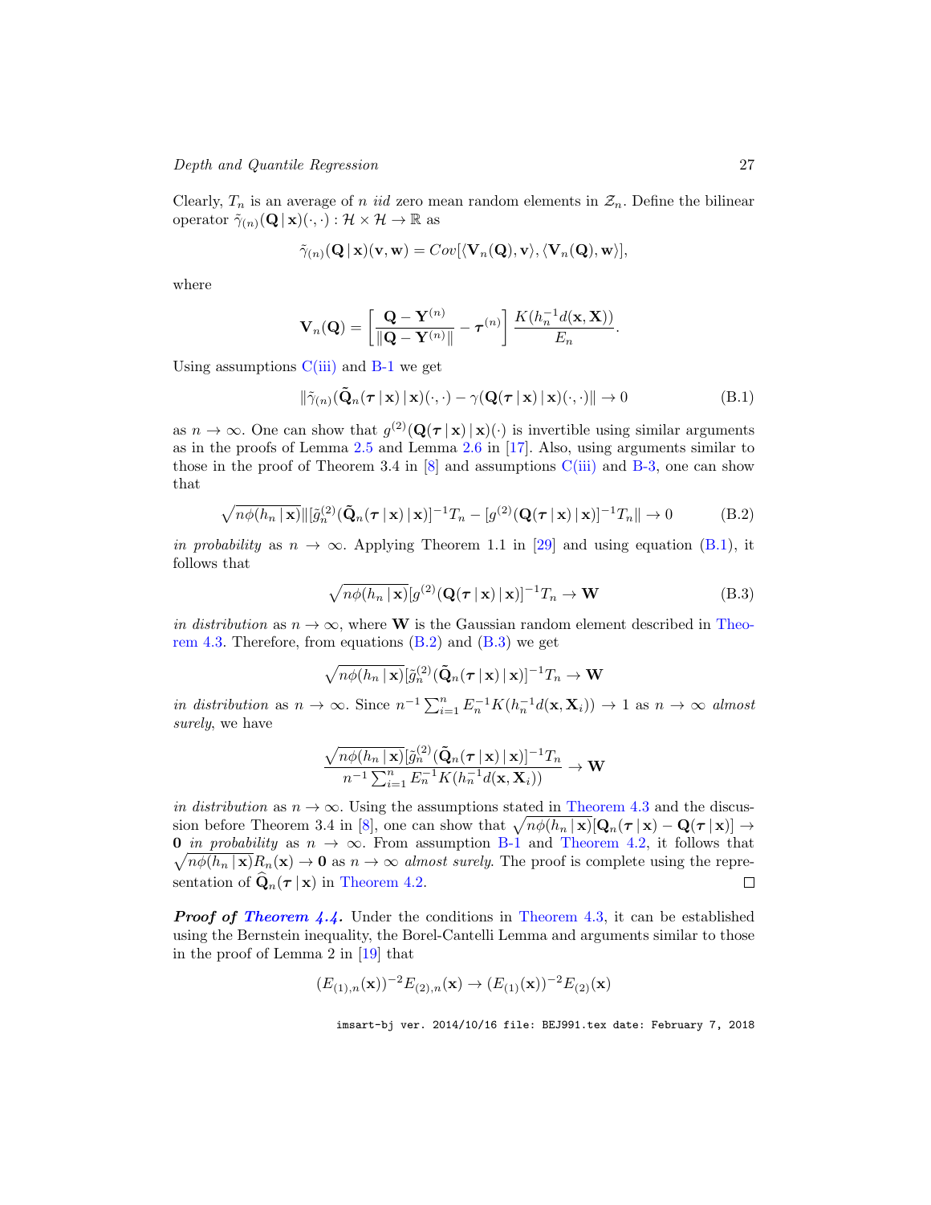Clearly, $T_n$ is an average of $n$ *iid* zero mean random elements in $\mathcal{Z}_n$. Define the bilinear operator $\tilde{\gamma}_{(n)}(\mathbf{Q}\,|\,\mathbf{x})(\cdot,\cdot) : \mathcal{H} \times \mathcal{H} \to \mathbb{R}$ as

$$\tilde{\gamma}_{(n)}(\mathbf{Q}\,|\,\mathbf{x})(\mathbf{v},\mathbf{w}) = Cov[\langle \mathbf{V}_n(\mathbf{Q}), \mathbf{v}\rangle, \langle \mathbf{V}_n(\mathbf{Q}), \mathbf{w}\rangle],$$

where

$$\mathbf{V}_n(\mathbf{Q}) = \left[\frac{\mathbf{Q} - \mathbf{Y}^{(n)}}{\|\mathbf{Q} - \mathbf{Y}^{(n)}\|} - \boldsymbol{\tau}^{(n)}\right] \frac{K(h_n^{-1} d(\mathbf{x}, \mathbf{X}))}{E_n}.$$

Using assumptions C(iii) and B-1 we get

$$\|\tilde{\gamma}_{(n)}(\tilde{\mathbf{Q}}_n(\boldsymbol{\tau}\,|\,\mathbf{x})\,|\,\mathbf{x})(\cdot,\cdot) - \gamma(\mathbf{Q}(\boldsymbol{\tau}\,|\,\mathbf{x})\,|\,\mathbf{x})(\cdot,\cdot)\| \to 0 \tag{B.1}$$

as $n \to \infty$. One can show that $g^{(2)}(\mathbf{Q}(\boldsymbol{\tau}\,|\,\mathbf{x})\,|\,\mathbf{x})(\cdot)$ is invertible using similar arguments as in the proofs of Lemma 2.5 and Lemma 2.6 in [17]. Also, using arguments similar to those in the proof of Theorem 3.4 in [8] and assumptions C(iii) and B-3, one can show that

$$\sqrt{n\phi(h_n\,|\,\mathbf{x})}\|[\tilde{g}_n^{(2)}(\tilde{\mathbf{Q}}_n(\boldsymbol{\tau}\,|\,\mathbf{x})\,|\,\mathbf{x})]^{-1}T_n - [g^{(2)}(\mathbf{Q}(\boldsymbol{\tau}\,|\,\mathbf{x})\,|\,\mathbf{x})]^{-1}T_n\| \to 0 \tag{B.2}$$

*in probability* as $n \to \infty$. Applying Theorem 1.1 in [29] and using equation (B.1), it follows that

$$\sqrt{n\phi(h_n\,|\,\mathbf{x})}[g^{(2)}(\mathbf{Q}(\boldsymbol{\tau}\,|\,\mathbf{x})\,|\,\mathbf{x})]^{-1}T_n \to \mathbf{W} \tag{B.3}$$

*in distribution* as $n \to \infty$, where $\mathbf{W}$ is the Gaussian random element described in Theorem 4.3. Therefore, from equations (B.2) and (B.3) we get

$$\sqrt{n\phi(h_n\,|\,\mathbf{x})}[\tilde{g}_n^{(2)}(\tilde{\mathbf{Q}}_n(\boldsymbol{\tau}\,|\,\mathbf{x})\,|\,\mathbf{x})]^{-1}T_n \to \mathbf{W}$$

*in distribution* as $n \to \infty$. Since $n^{-1}\sum_{i=1}^{n} E_n^{-1}K(h_n^{-1}d(\mathbf{x}, \mathbf{X}_i)) \to 1$ as $n \to \infty$ *almost surely*, we have

$$\frac{\sqrt{n\phi(h_n\,|\,\mathbf{x})}[\tilde{g}_n^{(2)}(\tilde{\mathbf{Q}}_n(\boldsymbol{\tau}\,|\,\mathbf{x})\,|\,\mathbf{x})]^{-1}T_n}{n^{-1}\sum_{i=1}^{n} E_n^{-1}K(h_n^{-1}d(\mathbf{x}, \mathbf{X}_i))} \to \mathbf{W}$$

*in distribution* as $n \to \infty$. Using the assumptions stated in Theorem 4.3 and the discussion before Theorem 3.4 in [8], one can show that $\sqrt{n\phi(h_n\,|\,\mathbf{x})}[\mathbf{Q}_n(\boldsymbol{\tau}\,|\,\mathbf{x}) - \mathbf{Q}(\boldsymbol{\tau}\,|\,\mathbf{x})] \to \mathbf{0}$ *in probability* as $n \to \infty$. From assumption B-1 and Theorem 4.2, it follows that $\sqrt{n\phi(h_n\,|\,\mathbf{x})}R_n(\mathbf{x}) \to \mathbf{0}$ as $n \to \infty$ *almost surely*. The proof is complete using the representation of $\widehat{\mathbf{Q}}_n(\boldsymbol{\tau}\,|\,\mathbf{x})$ in Theorem 4.2. □

***Proof of Theorem 4.4.*** Under the conditions in Theorem 4.3, it can be established using the Bernstein inequality, the Borel-Cantelli Lemma and arguments similar to those in the proof of Lemma 2 in [19] that

$$(E_{(1),n}(\mathbf{x}))^{-2}E_{(2),n}(\mathbf{x}) \to (E_{(1)}(\mathbf{x}))^{-2}E_{(2)}(\mathbf{x})$$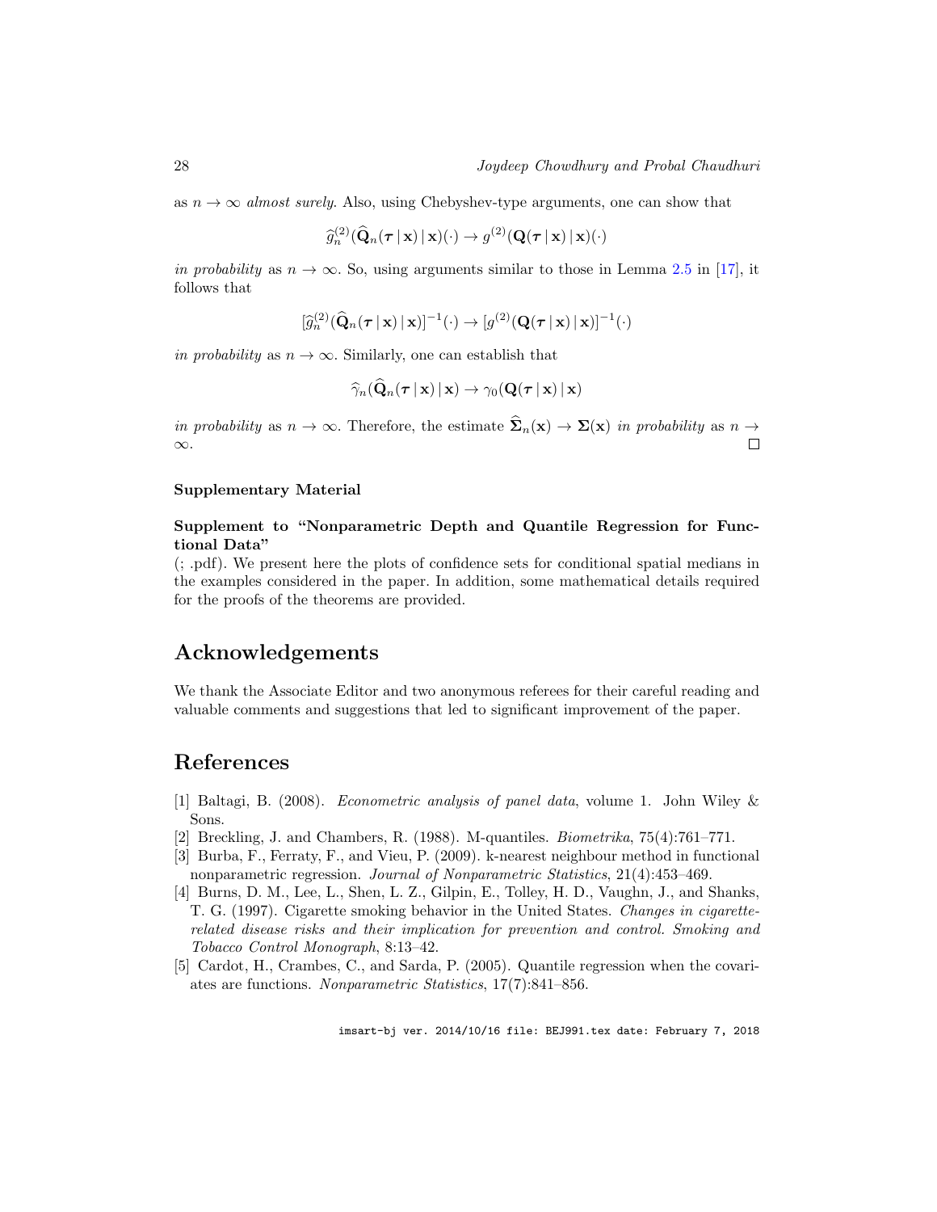as $n \to \infty$ *almost surely*. Also, using Chebyshev-type arguments, one can show that

$$\widehat{g}_n^{(2)}(\widehat{\mathbf{Q}}_n(\boldsymbol{\tau} \,|\, \mathbf{x}) \,|\, \mathbf{x})(\cdot) \to g^{(2)}(\mathbf{Q}(\boldsymbol{\tau} \,|\, \mathbf{x}) \,|\, \mathbf{x})(\cdot)$$

*in probability* as $n \to \infty$. So, using arguments similar to those in Lemma 2.5 in [17], it follows that

$$[\widehat{g}_n^{(2)}(\widehat{\mathbf{Q}}_n(\boldsymbol{\tau} \,|\, \mathbf{x}) \,|\, \mathbf{x})]^{-1}(\cdot) \to [g^{(2)}(\mathbf{Q}(\boldsymbol{\tau} \,|\, \mathbf{x}) \,|\, \mathbf{x})]^{-1}(\cdot)$$

*in probability* as $n \to \infty$. Similarly, one can establish that

$$\widehat{\gamma}_n(\widehat{\mathbf{Q}}_n(\boldsymbol{\tau} \,|\, \mathbf{x}) \,|\, \mathbf{x}) \to \gamma_0(\mathbf{Q}(\boldsymbol{\tau} \,|\, \mathbf{x}) \,|\, \mathbf{x})$$

*in probability* as $n \to \infty$. Therefore, the estimate $\widehat{\boldsymbol{\Sigma}}_n(\mathbf{x}) \to \boldsymbol{\Sigma}(\mathbf{x})$ *in probability* as $n \to \infty$. □

**Supplementary Material**

**Supplement to "Nonparametric Depth and Quantile Regression for Functional Data"**

(; .pdf). We present here the plots of confidence sets for conditional spatial medians in the examples considered in the paper. In addition, some mathematical details required for the proofs of the theorems are provided.

## Acknowledgements

We thank the Associate Editor and two anonymous referees for their careful reading and valuable comments and suggestions that led to significant improvement of the paper.

## References

[1] Baltagi, B. (2008). *Econometric analysis of panel data*, volume 1. John Wiley & Sons.

[2] Breckling, J. and Chambers, R. (1988). M-quantiles. *Biometrika*, 75(4):761–771.

[3] Burba, F., Ferraty, F., and Vieu, P. (2009). k-nearest neighbour method in functional nonparametric regression. *Journal of Nonparametric Statistics*, 21(4):453–469.

[4] Burns, D. M., Lee, L., Shen, L. Z., Gilpin, E., Tolley, H. D., Vaughn, J., and Shanks, T. G. (1997). Cigarette smoking behavior in the United States. *Changes in cigarette-related disease risks and their implication for prevention and control. Smoking and Tobacco Control Monograph*, 8:13–42.

[5] Cardot, H., Crambes, C., and Sarda, P. (2005). Quantile regression when the covariates are functions. *Nonparametric Statistics*, 17(7):841–856.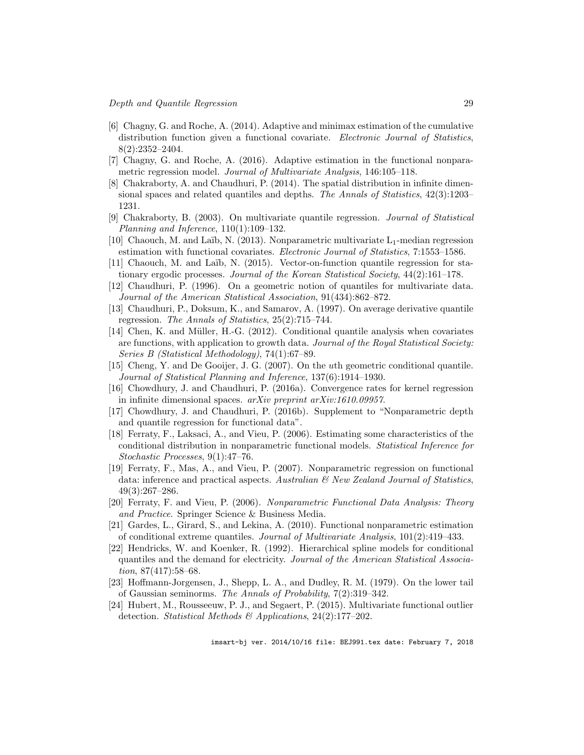[6] Chagny, G. and Roche, A. (2014). Adaptive and minimax estimation of the cumulative distribution function given a functional covariate. *Electronic Journal of Statistics*, 8(2):2352–2404.

[7] Chagny, G. and Roche, A. (2016). Adaptive estimation in the functional nonparametric regression model. *Journal of Multivariate Analysis*, 146:105–118.

[8] Chakraborty, A. and Chaudhuri, P. (2014). The spatial distribution in infinite dimensional spaces and related quantiles and depths. *The Annals of Statistics*, 42(3):1203–1231.

[9] Chakraborty, B. (2003). On multivariate quantile regression. *Journal of Statistical Planning and Inference*, 110(1):109–132.

[10] Chaouch, M. and Laïb, N. (2013). Nonparametric multivariate $\mathrm{L}_1$-median regression estimation with functional covariates. *Electronic Journal of Statistics*, 7:1553–1586.

[11] Chaouch, M. and Laïb, N. (2015). Vector-on-function quantile regression for stationary ergodic processes. *Journal of the Korean Statistical Society*, 44(2):161–178.

[12] Chaudhuri, P. (1996). On a geometric notion of quantiles for multivariate data. *Journal of the American Statistical Association*, 91(434):862–872.

[13] Chaudhuri, P., Doksum, K., and Samarov, A. (1997). On average derivative quantile regression. *The Annals of Statistics*, 25(2):715–744.

[14] Chen, K. and Müller, H.-G. (2012). Conditional quantile analysis when covariates are functions, with application to growth data. *Journal of the Royal Statistical Society: Series B (Statistical Methodology)*, 74(1):67–89.

[15] Cheng, Y. and De Gooijer, J. G. (2007). On the $u$th geometric conditional quantile. *Journal of Statistical Planning and Inference*, 137(6):1914–1930.

[16] Chowdhury, J. and Chaudhuri, P. (2016a). Convergence rates for kernel regression in infinite dimensional spaces. *arXiv preprint arXiv:1610.09957*.

[17] Chowdhury, J. and Chaudhuri, P. (2016b). Supplement to "Nonparametric depth and quantile regression for functional data".

[18] Ferraty, F., Laksaci, A., and Vieu, P. (2006). Estimating some characteristics of the conditional distribution in nonparametric functional models. *Statistical Inference for Stochastic Processes*, 9(1):47–76.

[19] Ferraty, F., Mas, A., and Vieu, P. (2007). Nonparametric regression on functional data: inference and practical aspects. *Australian & New Zealand Journal of Statistics*, 49(3):267–286.

[20] Ferraty, F. and Vieu, P. (2006). *Nonparametric Functional Data Analysis: Theory and Practice*. Springer Science & Business Media.

[21] Gardes, L., Girard, S., and Lekina, A. (2010). Functional nonparametric estimation of conditional extreme quantiles. *Journal of Multivariate Analysis*, 101(2):419–433.

[22] Hendricks, W. and Koenker, R. (1992). Hierarchical spline models for conditional quantiles and the demand for electricity. *Journal of the American Statistical Association*, 87(417):58–68.

[23] Hoffmann-Jorgensen, J., Shepp, L. A., and Dudley, R. M. (1979). On the lower tail of Gaussian seminorms. *The Annals of Probability*, 7(2):319–342.

[24] Hubert, M., Rousseeuw, P. J., and Segaert, P. (2015). Multivariate functional outlier detection. *Statistical Methods & Applications*, 24(2):177–202.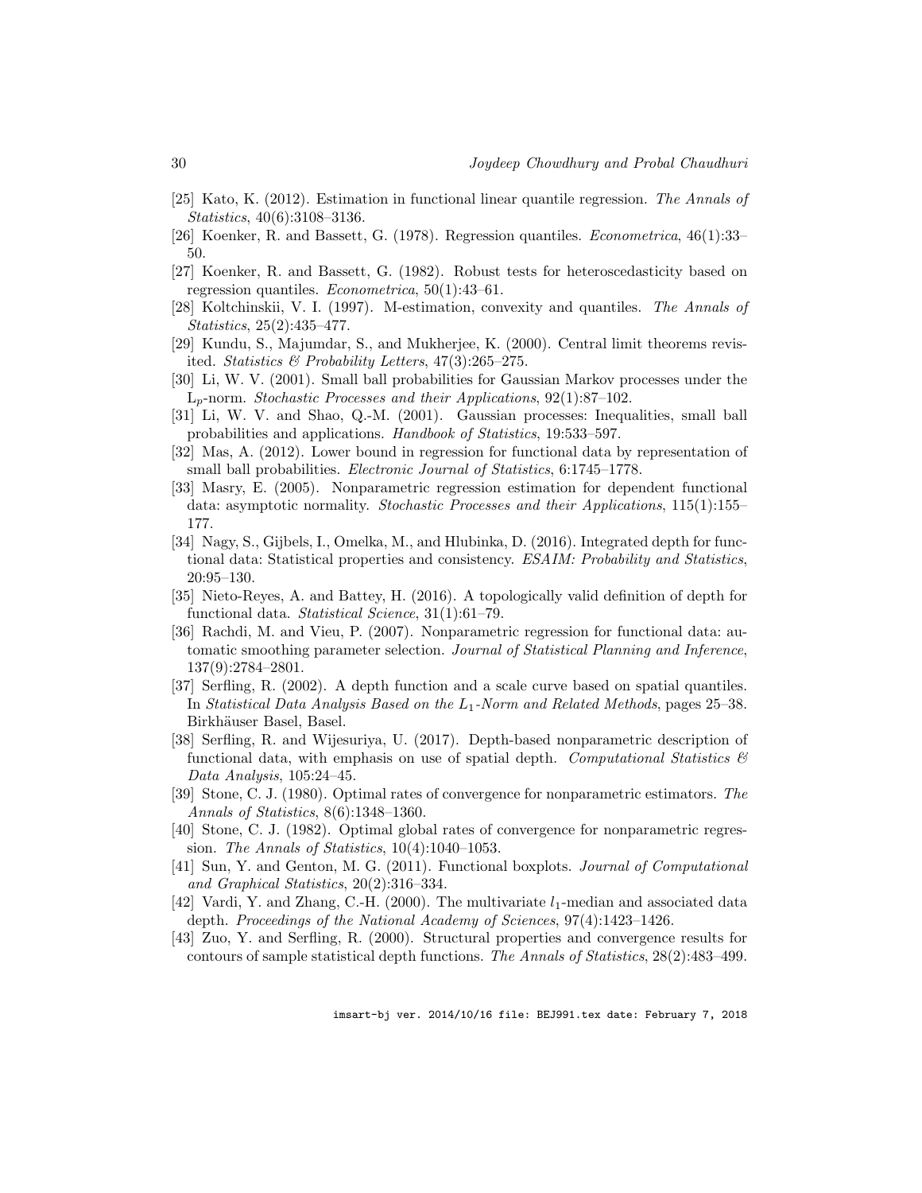[25] Kato, K. (2012). Estimation in functional linear quantile regression. *The Annals of Statistics*, 40(6):3108–3136.

[26] Koenker, R. and Bassett, G. (1978). Regression quantiles. *Econometrica*, 46(1):33–50.

[27] Koenker, R. and Bassett, G. (1982). Robust tests for heteroscedasticity based on regression quantiles. *Econometrica*, 50(1):43–61.

[28] Koltchinskii, V. I. (1997). M-estimation, convexity and quantiles. *The Annals of Statistics*, 25(2):435–477.

[29] Kundu, S., Majumdar, S., and Mukherjee, K. (2000). Central limit theorems revisited. *Statistics & Probability Letters*, 47(3):265–275.

[30] Li, W. V. (2001). Small ball probabilities for Gaussian Markov processes under the $L_p$-norm. *Stochastic Processes and their Applications*, 92(1):87–102.

[31] Li, W. V. and Shao, Q.-M. (2001). Gaussian processes: Inequalities, small ball probabilities and applications. *Handbook of Statistics*, 19:533–597.

[32] Mas, A. (2012). Lower bound in regression for functional data by representation of small ball probabilities. *Electronic Journal of Statistics*, 6:1745–1778.

[33] Masry, E. (2005). Nonparametric regression estimation for dependent functional data: asymptotic normality. *Stochastic Processes and their Applications*, 115(1):155–177.

[34] Nagy, S., Gijbels, I., Omelka, M., and Hlubinka, D. (2016). Integrated depth for functional data: Statistical properties and consistency. *ESAIM: Probability and Statistics*, 20:95–130.

[35] Nieto-Reyes, A. and Battey, H. (2016). A topologically valid definition of depth for functional data. *Statistical Science*, 31(1):61–79.

[36] Rachdi, M. and Vieu, P. (2007). Nonparametric regression for functional data: automatic smoothing parameter selection. *Journal of Statistical Planning and Inference*, 137(9):2784–2801.

[37] Serfling, R. (2002). A depth function and a scale curve based on spatial quantiles. In *Statistical Data Analysis Based on the $L_1$-Norm and Related Methods*, pages 25–38. Birkhäuser Basel, Basel.

[38] Serfling, R. and Wijesuriya, U. (2017). Depth-based nonparametric description of functional data, with emphasis on use of spatial depth. *Computational Statistics & Data Analysis*, 105:24–45.

[39] Stone, C. J. (1980). Optimal rates of convergence for nonparametric estimators. *The Annals of Statistics*, 8(6):1348–1360.

[40] Stone, C. J. (1982). Optimal global rates of convergence for nonparametric regression. *The Annals of Statistics*, 10(4):1040–1053.

[41] Sun, Y. and Genton, M. G. (2011). Functional boxplots. *Journal of Computational and Graphical Statistics*, 20(2):316–334.

[42] Vardi, Y. and Zhang, C.-H. (2000). The multivariate $l_1$-median and associated data depth. *Proceedings of the National Academy of Sciences*, 97(4):1423–1426.

[43] Zuo, Y. and Serfling, R. (2000). Structural properties and convergence results for contours of sample statistical depth functions. *The Annals of Statistics*, 28(2):483–499.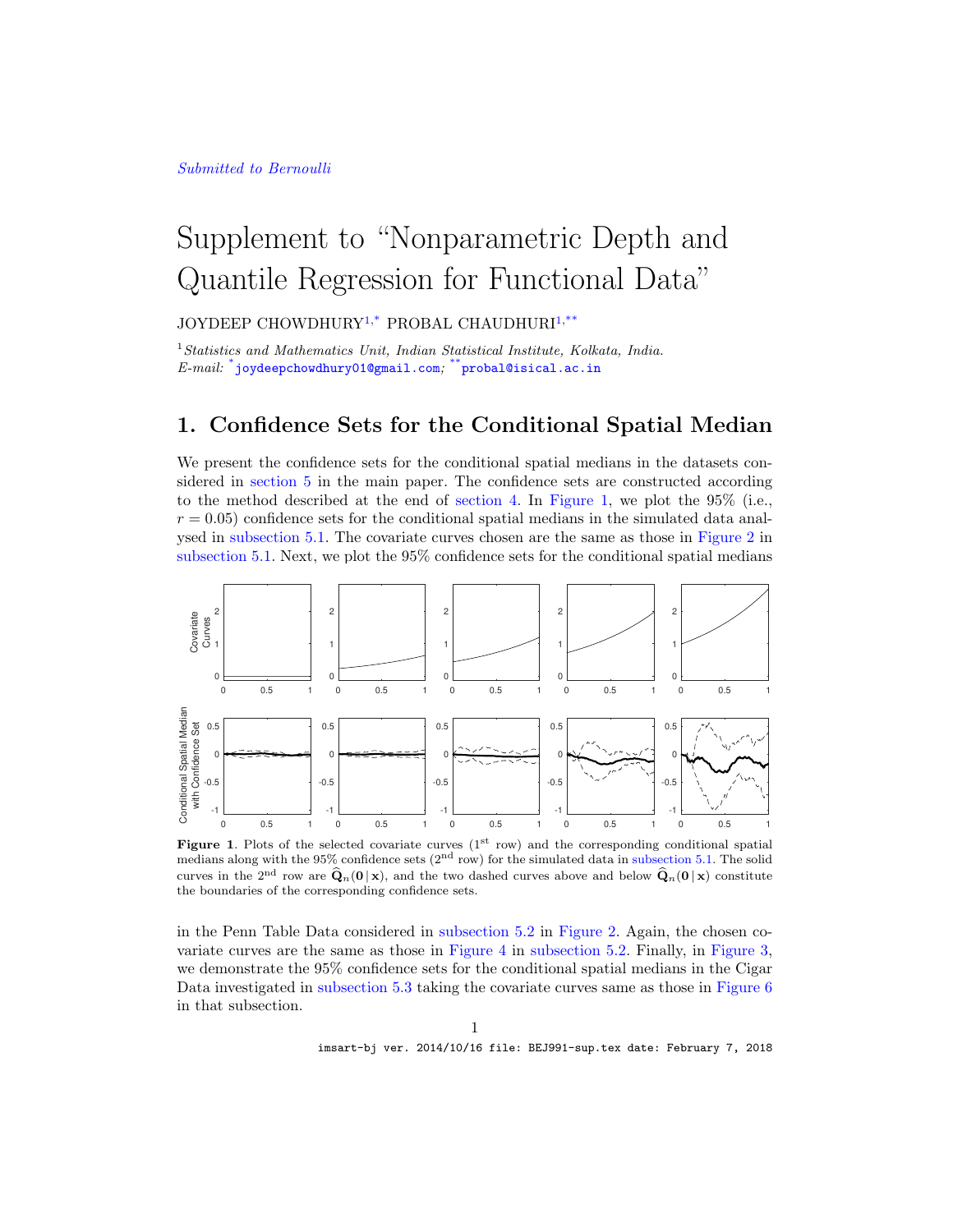*Submitted to Bernoulli*

# Supplement to "Nonparametric Depth and Quantile Regression for Functional Data"

JOYDEEP CHOWDHURY[1,*] PROBAL CHAUDHURI[1,**]

[1] *Statistics and Mathematics Unit, Indian Statistical Institute, Kolkata, India.*
*E-mail:* [*] joydeepchowdhury01@gmail.com; [**] probal@isical.ac.in

## 1. Confidence Sets for the Conditional Spatial Median

We present the confidence sets for the conditional spatial medians in the datasets considered in section 5 in the main paper. The confidence sets are constructed according to the method described at the end of section 4. In Figure 1, we plot the 95% (i.e., $r = 0.05$) confidence sets for the conditional spatial medians in the simulated data analysed in subsection 5.1. The covariate curves chosen are the same as those in Figure 2 in subsection 5.1. Next, we plot the 95% confidence sets for the conditional spatial medians

**Figure 1**. Plots of the selected covariate curves (1st row) and the corresponding conditional spatial medians along with the 95% confidence sets (2nd row) for the simulated data in subsection 5.1. The solid curves in the 2nd row are $\widehat{\mathbf{Q}}_n(\mathbf{0}\,|\,\mathbf{x})$, and the two dashed curves above and below $\widehat{\mathbf{Q}}_n(\mathbf{0}\,|\,\mathbf{x})$ constitute the boundaries of the corresponding confidence sets.

in the Penn Table Data considered in subsection 5.2 in Figure 2. Again, the chosen covariate curves are the same as those in Figure 4 in subsection 5.2. Finally, in Figure 3, we demonstrate the 95% confidence sets for the conditional spatial medians in the Cigar Data investigated in subsection 5.3 taking the covariate curves same as those in Figure 6 in that subsection.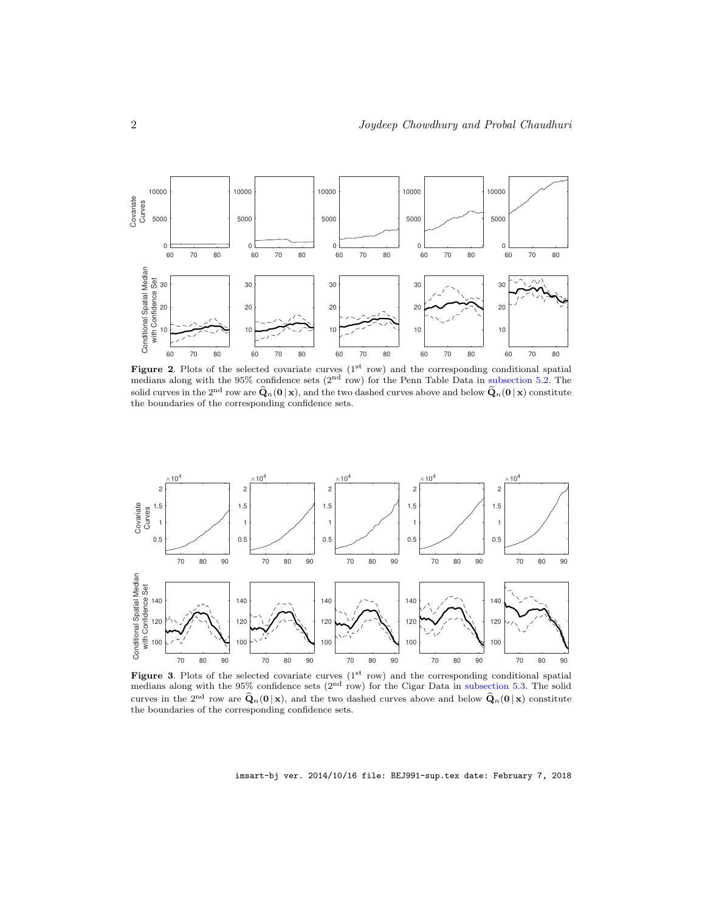**Figure 2**. Plots of the selected covariate curves (1[st] row) and the corresponding conditional spatial medians along with the 95% confidence sets (2[nd] row) for the Penn Table Data in subsection 5.2. The solid curves in the 2[nd] row are $\widehat{\mathbf{Q}}_n(\mathbf{0}\,|\,\mathbf{x})$, and the two dashed curves above and below $\widehat{\mathbf{Q}}_n(\mathbf{0}\,|\,\mathbf{x})$ constitute the boundaries of the corresponding confidence sets.

**Figure 3**. Plots of the selected covariate curves (1[st] row) and the corresponding conditional spatial medians along with the 95% confidence sets (2[nd] row) for the Cigar Data in subsection 5.3. The solid curves in the 2[nd] row are $\widehat{\mathbf{Q}}_n(\mathbf{0}\,|\,\mathbf{x})$, and the two dashed curves above and below $\widehat{\mathbf{Q}}_n(\mathbf{0}\,|\,\mathbf{x})$ constitute the boundaries of the corresponding confidence sets.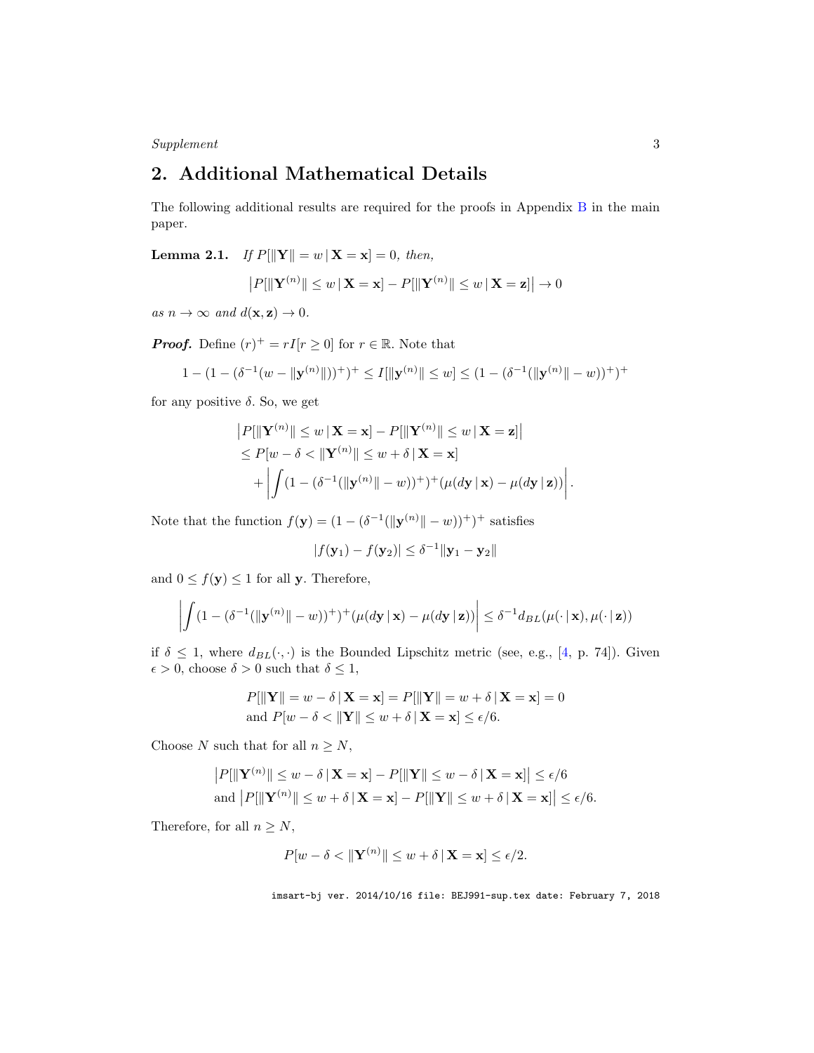## 2. Additional Mathematical Details

The following additional results are required for the proofs in Appendix B in the main paper.

**Lemma 2.1.** *If $P[\|\mathbf{Y}\| = w \,|\, \mathbf{X} = \mathbf{x}] = 0$, then,*

$$\left|P[\|\mathbf{Y}^{(n)}\| \le w \,|\, \mathbf{X} = \mathbf{x}] - P[\|\mathbf{Y}^{(n)}\| \le w \,|\, \mathbf{X} = \mathbf{z}]\right| \to 0$$

*as $n \to \infty$ and $d(\mathbf{x}, \mathbf{z}) \to 0$.*

***Proof.*** Define $(r)^+ = rI[r \ge 0]$ for $r \in \mathbb{R}$. Note that

$$1 - (1 - (\delta^{-1}(w - \|\mathbf{y}^{(n)}\|))^+)^+ \le I[\|\mathbf{y}^{(n)}\| \le w] \le (1 - (\delta^{-1}(\|\mathbf{y}^{(n)}\| - w))^+)^+$$

for any positive $\delta$. So, we get

$$\begin{aligned}
&\left|P[\|\mathbf{Y}^{(n)}\| \le w \,|\, \mathbf{X} = \mathbf{x}] - P[\|\mathbf{Y}^{(n)}\| \le w \,|\, \mathbf{X} = \mathbf{z}]\right| \\
&\le P[w - \delta < \|\mathbf{Y}^{(n)}\| \le w + \delta \,|\, \mathbf{X} = \mathbf{x}] \\
&\quad + \left| \int (1 - (\delta^{-1}(\|\mathbf{y}^{(n)}\| - w))^+)^+ (\mu(d\mathbf{y} \,|\, \mathbf{x}) - \mu(d\mathbf{y} \,|\, \mathbf{z})) \right|.
\end{aligned}$$

Note that the function $f(\mathbf{y}) = (1 - (\delta^{-1}(\|\mathbf{y}^{(n)}\| - w))^+)^+$ satisfies

$$|f(\mathbf{y}_1) - f(\mathbf{y}_2)| \le \delta^{-1} \|\mathbf{y}_1 - \mathbf{y}_2\|$$

and $0 \le f(\mathbf{y}) \le 1$ for all $\mathbf{y}$. Therefore,

$$\left| \int (1 - (\delta^{-1}(\|\mathbf{y}^{(n)}\| - w))^+)^+ (\mu(d\mathbf{y} \,|\, \mathbf{x}) - \mu(d\mathbf{y} \,|\, \mathbf{z})) \right| \le \delta^{-1} d_{BL}(\mu(\cdot \,|\, \mathbf{x}), \mu(\cdot \,|\, \mathbf{z}))$$

if $\delta \le 1$, where $d_{BL}(\cdot, \cdot)$ is the Bounded Lipschitz metric (see, e.g., [4, p. 74]). Given $\epsilon > 0$, choose $\delta > 0$ such that $\delta \le 1$,

$$\begin{aligned}
&P[\|\mathbf{Y}\| = w - \delta \,|\, \mathbf{X} = \mathbf{x}] = P[\|\mathbf{Y}\| = w + \delta \,|\, \mathbf{X} = \mathbf{x}] = 0 \\
&\text{and } P[w - \delta < \|\mathbf{Y}\| \le w + \delta \,|\, \mathbf{X} = \mathbf{x}] \le \epsilon/6.
\end{aligned}$$

Choose $N$ such that for all $n \ge N$,

$$\begin{aligned}
&\left|P[\|\mathbf{Y}^{(n)}\| \le w - \delta \,|\, \mathbf{X} = \mathbf{x}] - P[\|\mathbf{Y}\| \le w - \delta \,|\, \mathbf{X} = \mathbf{x}]\right| \le \epsilon/6 \\
&\text{and } \left|P[\|\mathbf{Y}^{(n)}\| \le w + \delta \,|\, \mathbf{X} = \mathbf{x}] - P[\|\mathbf{Y}\| \le w + \delta \,|\, \mathbf{X} = \mathbf{x}]\right| \le \epsilon/6.
\end{aligned}$$

Therefore, for all $n \ge N$,

$$P[w - \delta < \|\mathbf{Y}^{(n)}\| \le w + \delta \,|\, \mathbf{X} = \mathbf{x}] \le \epsilon/2.$$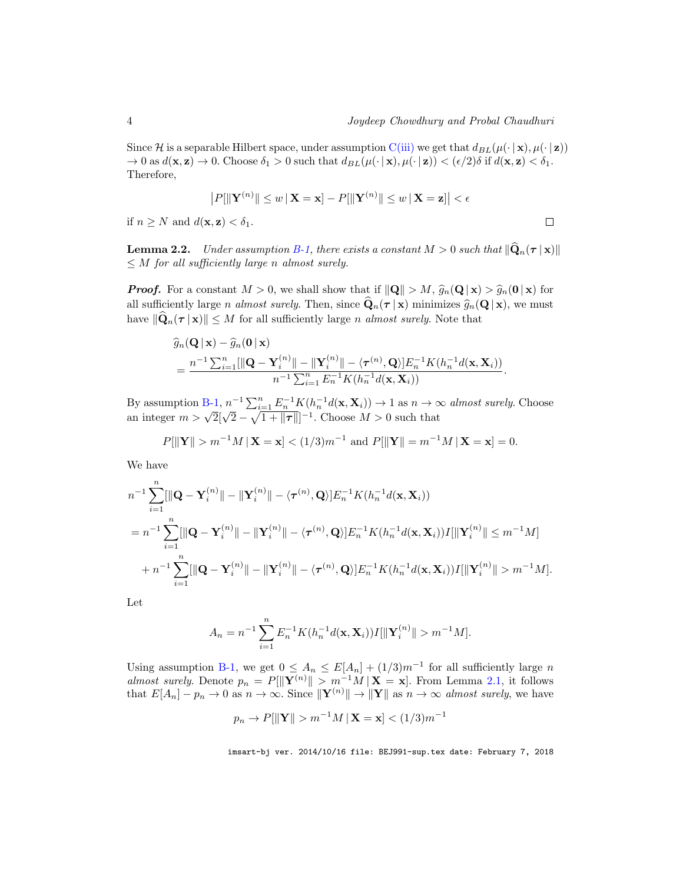Since $\mathcal{H}$ is a separable Hilbert space, under assumption C(iii) we get that $d_{BL}(\mu(\cdot\,|\,\mathbf{x}), \mu(\cdot\,|\,\mathbf{z})) \to 0$ as $d(\mathbf{x}, \mathbf{z}) \to 0$. Choose $\delta_1 > 0$ such that $d_{BL}(\mu(\cdot\,|\,\mathbf{x}), \mu(\cdot\,|\,\mathbf{z})) < (\epsilon/2)\delta$ if $d(\mathbf{x}, \mathbf{z}) < \delta_1$. Therefore,

$$\left|P[\|\mathbf{Y}^{(n)}\| \le w \,|\, \mathbf{X} = \mathbf{x}] - P[\|\mathbf{Y}^{(n)}\| \le w \,|\, \mathbf{X} = \mathbf{z}]\right| < \epsilon$$

if $n \ge N$ and $d(\mathbf{x}, \mathbf{z}) < \delta_1$. $\square$

**Lemma 2.2.** *Under assumption B-1, there exists a constant $M > 0$ such that $\|\widehat{\mathbf{Q}}_n(\boldsymbol{\tau}\,|\,\mathbf{x})\| \le M$ for all sufficiently large $n$ almost surely.*

***Proof.*** For a constant $M > 0$, we shall show that if $\|\mathbf{Q}\| > M$, $\widehat{g}_n(\mathbf{Q}\,|\,\mathbf{x}) > \widehat{g}_n(\mathbf{0}\,|\,\mathbf{x})$ for all sufficiently large $n$ *almost surely*. Then, since $\widehat{\mathbf{Q}}_n(\boldsymbol{\tau}\,|\,\mathbf{x})$ minimizes $\widehat{g}_n(\mathbf{Q}\,|\,\mathbf{x})$, we must have $\|\widehat{\mathbf{Q}}_n(\boldsymbol{\tau}\,|\,\mathbf{x})\| \le M$ for all sufficiently large $n$ *almost surely*. Note that

$$\begin{aligned}
&\widehat{g}_n(\mathbf{Q}\,|\,\mathbf{x}) - \widehat{g}_n(\mathbf{0}\,|\,\mathbf{x}) \\
&= \frac{n^{-1}\sum_{i=1}^{n}[\|\mathbf{Q} - \mathbf{Y}_i^{(n)}\| - \|\mathbf{Y}_i^{(n)}\| - \langle \boldsymbol{\tau}^{(n)}, \mathbf{Q}\rangle] E_n^{-1} K(h_n^{-1} d(\mathbf{x}, \mathbf{X}_i))}{n^{-1}\sum_{i=1}^{n} E_n^{-1} K(h_n^{-1} d(\mathbf{x}, \mathbf{X}_i))}.
\end{aligned}$$

By assumption B-1, $n^{-1}\sum_{i=1}^{n} E_n^{-1} K(h_n^{-1} d(\mathbf{x}, \mathbf{X}_i)) \to 1$ as $n \to \infty$ *almost surely*. Choose an integer $m > \sqrt{2}[\sqrt{2} - \sqrt{1 + \|\boldsymbol{\tau}\|}]^{-1}$. Choose $M > 0$ such that

$$P[\|\mathbf{Y}\| > m^{-1}M \,|\, \mathbf{X} = \mathbf{x}] < (1/3)m^{-1} \text{ and } P[\|\mathbf{Y}\| = m^{-1}M \,|\, \mathbf{X} = \mathbf{x}] = 0.$$

We have

$$\begin{aligned}
&n^{-1}\sum_{i=1}^{n}[\|\mathbf{Q} - \mathbf{Y}_i^{(n)}\| - \|\mathbf{Y}_i^{(n)}\| - \langle \boldsymbol{\tau}^{(n)}, \mathbf{Q}\rangle] E_n^{-1} K(h_n^{-1} d(\mathbf{x}, \mathbf{X}_i)) \\
&= n^{-1}\sum_{i=1}^{n}[\|\mathbf{Q} - \mathbf{Y}_i^{(n)}\| - \|\mathbf{Y}_i^{(n)}\| - \langle \boldsymbol{\tau}^{(n)}, \mathbf{Q}\rangle] E_n^{-1} K(h_n^{-1} d(\mathbf{x}, \mathbf{X}_i)) I[\|\mathbf{Y}_i^{(n)}\| \le m^{-1}M] \\
&\quad + n^{-1}\sum_{i=1}^{n}[\|\mathbf{Q} - \mathbf{Y}_i^{(n)}\| - \|\mathbf{Y}_i^{(n)}\| - \langle \boldsymbol{\tau}^{(n)}, \mathbf{Q}\rangle] E_n^{-1} K(h_n^{-1} d(\mathbf{x}, \mathbf{X}_i)) I[\|\mathbf{Y}_i^{(n)}\| > m^{-1}M].
\end{aligned}$$

Let

$$A_n = n^{-1}\sum_{i=1}^{n} E_n^{-1} K(h_n^{-1} d(\mathbf{x}, \mathbf{X}_i)) I[\|\mathbf{Y}_i^{(n)}\| > m^{-1}M].$$

Using assumption B-1, we get $0 \le A_n \le E[A_n] + (1/3)m^{-1}$ for all sufficiently large $n$ *almost surely*. Denote $p_n = P[\|\mathbf{Y}^{(n)}\| > m^{-1}M \,|\, \mathbf{X} = \mathbf{x}]$. From Lemma 2.1, it follows that $E[A_n] - p_n \to 0$ as $n \to \infty$. Since $\|\mathbf{Y}^{(n)}\| \to \|\mathbf{Y}\|$ as $n \to \infty$ *almost surely*, we have

$$p_n \to P[\|\mathbf{Y}\| > m^{-1}M \,|\, \mathbf{X} = \mathbf{x}] < (1/3)m^{-1}$$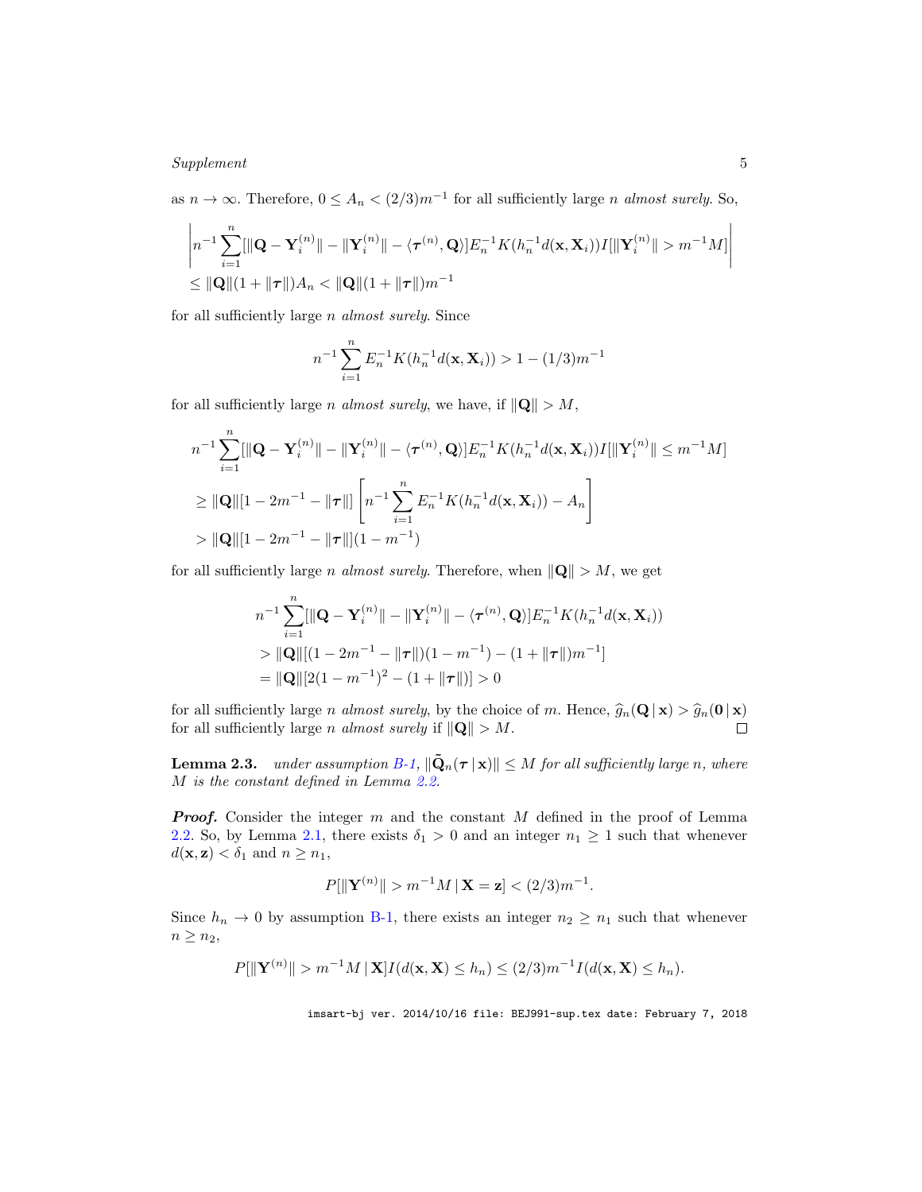as $n \to \infty$. Therefore, $0 \le A_n < (2/3)m^{-1}$ for all sufficiently large $n$ *almost surely*. So,

$$\left| n^{-1} \sum_{i=1}^{n} [\|\mathbf{Q} - \mathbf{Y}_i^{(n)}\| - \|\mathbf{Y}_i^{(n)}\| - \langle \boldsymbol{\tau}^{(n)}, \mathbf{Q} \rangle] E_n^{-1} K(h_n^{-1} d(\mathbf{x}, \mathbf{X}_i)) I[\|\mathbf{Y}_i^{(n)}\| > m^{-1} M] \right|$$
$$\le \|\mathbf{Q}\|(1 + \|\boldsymbol{\tau}\|) A_n < \|\mathbf{Q}\|(1 + \|\boldsymbol{\tau}\|) m^{-1}$$

for all sufficiently large $n$ *almost surely*. Since

$$n^{-1} \sum_{i=1}^{n} E_n^{-1} K(h_n^{-1} d(\mathbf{x}, \mathbf{X}_i)) > 1 - (1/3) m^{-1}$$

for all sufficiently large $n$ *almost surely*, we have, if $\|\mathbf{Q}\| > M$,

$$n^{-1} \sum_{i=1}^{n} [\|\mathbf{Q} - \mathbf{Y}_i^{(n)}\| - \|\mathbf{Y}_i^{(n)}\| - \langle \boldsymbol{\tau}^{(n)}, \mathbf{Q} \rangle] E_n^{-1} K(h_n^{-1} d(\mathbf{x}, \mathbf{X}_i)) I[\|\mathbf{Y}_i^{(n)}\| \le m^{-1} M]$$
$$\ge \|\mathbf{Q}\|[1 - 2m^{-1} - \|\boldsymbol{\tau}\|] \left[ n^{-1} \sum_{i=1}^{n} E_n^{-1} K(h_n^{-1} d(\mathbf{x}, \mathbf{X}_i)) - A_n \right]$$
$$> \|\mathbf{Q}\|[1 - 2m^{-1} - \|\boldsymbol{\tau}\|](1 - m^{-1})$$

for all sufficiently large $n$ *almost surely*. Therefore, when $\|\mathbf{Q}\| > M$, we get

$$n^{-1} \sum_{i=1}^{n} [\|\mathbf{Q} - \mathbf{Y}_i^{(n)}\| - \|\mathbf{Y}_i^{(n)}\| - \langle \boldsymbol{\tau}^{(n)}, \mathbf{Q} \rangle] E_n^{-1} K(h_n^{-1} d(\mathbf{x}, \mathbf{X}_i))$$
$$> \|\mathbf{Q}\|[(1 - 2m^{-1} - \|\boldsymbol{\tau}\|)(1 - m^{-1}) - (1 + \|\boldsymbol{\tau}\|) m^{-1}]$$
$$= \|\mathbf{Q}\|[2(1 - m^{-1})^2 - (1 + \|\boldsymbol{\tau}\|)] > 0$$

for all sufficiently large $n$ *almost surely*, by the choice of $m$. Hence, $\widehat{g}_n(\mathbf{Q} \,|\, \mathbf{x}) > \widehat{g}_n(\mathbf{0} \,|\, \mathbf{x})$ for all sufficiently large $n$ *almost surely* if $\|\mathbf{Q}\| > M$. $\square$

**Lemma 2.3.** *under assumption B-1, $\|\tilde{\mathbf{Q}}_n(\boldsymbol{\tau} \,|\, \mathbf{x})\| \le M$ for all sufficiently large $n$, where $M$ is the constant defined in Lemma 2.2.*

***Proof.*** Consider the integer $m$ and the constant $M$ defined in the proof of Lemma 2.2. So, by Lemma 2.1, there exists $\delta_1 > 0$ and an integer $n_1 \ge 1$ such that whenever $d(\mathbf{x}, \mathbf{z}) < \delta_1$ and $n \ge n_1$,

$$P[\|\mathbf{Y}^{(n)}\| > m^{-1} M \,|\, \mathbf{X} = \mathbf{z}] < (2/3) m^{-1}.$$

Since $h_n \to 0$ by assumption B-1, there exists an integer $n_2 \ge n_1$ such that whenever $n \ge n_2$,

$$P[\|\mathbf{Y}^{(n)}\| > m^{-1} M \,|\, \mathbf{X}] I(d(\mathbf{x}, \mathbf{X}) \le h_n) \le (2/3) m^{-1} I(d(\mathbf{x}, \mathbf{X}) \le h_n).$$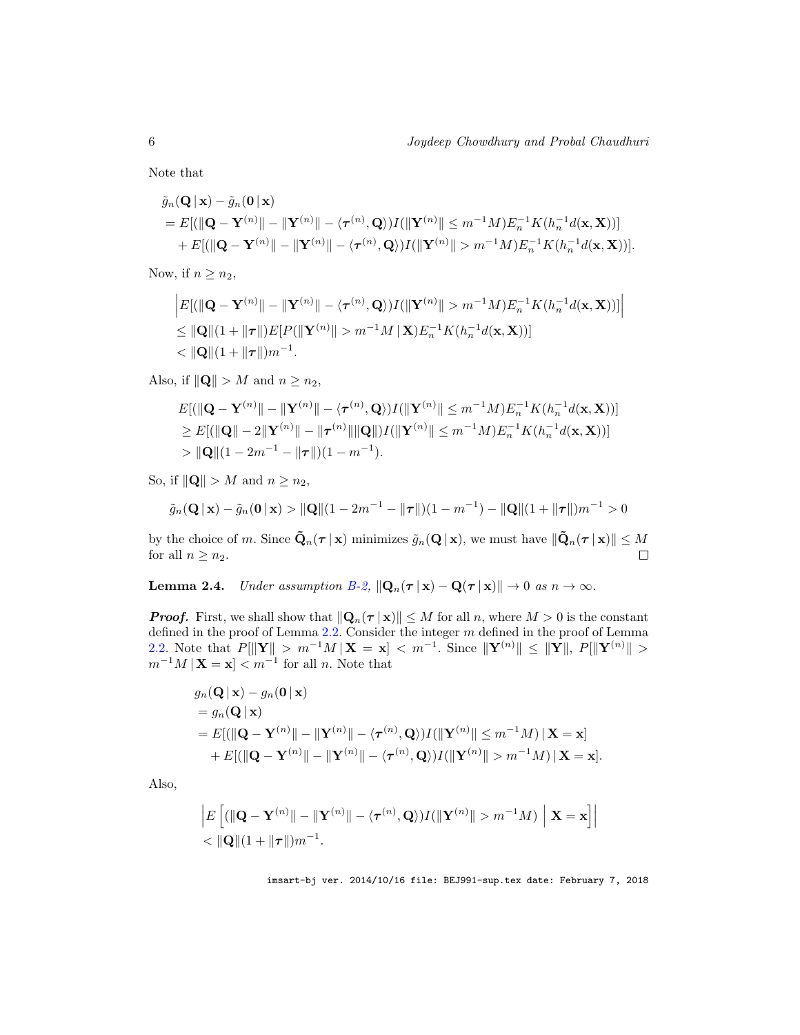Note that

$$
\begin{aligned}
&\tilde{g}_n(\mathbf{Q}\,|\,\mathbf{x}) - \tilde{g}_n(\mathbf{0}\,|\,\mathbf{x}) \\
&= E[(\|\mathbf{Q} - \mathbf{Y}^{(n)}\| - \|\mathbf{Y}^{(n)}\| - \langle \boldsymbol{\tau}^{(n)}, \mathbf{Q}\rangle) I(\|\mathbf{Y}^{(n)}\| \leq m^{-1}M) E_n^{-1} K(h_n^{-1} d(\mathbf{x}, \mathbf{X}))] \\
&\quad + E[(\|\mathbf{Q} - \mathbf{Y}^{(n)}\| - \|\mathbf{Y}^{(n)}\| - \langle \boldsymbol{\tau}^{(n)}, \mathbf{Q}\rangle) I(\|\mathbf{Y}^{(n)}\| > m^{-1}M) E_n^{-1} K(h_n^{-1} d(\mathbf{x}, \mathbf{X}))].
\end{aligned}
$$

Now, if $n \geq n_2$,

$$
\begin{aligned}
&\left| E[(\|\mathbf{Q} - \mathbf{Y}^{(n)}\| - \|\mathbf{Y}^{(n)}\| - \langle \boldsymbol{\tau}^{(n)}, \mathbf{Q}\rangle) I(\|\mathbf{Y}^{(n)}\| > m^{-1}M) E_n^{-1} K(h_n^{-1} d(\mathbf{x}, \mathbf{X}))] \right| \\
&\leq \|\mathbf{Q}\|(1 + \|\boldsymbol{\tau}\|) E[P(\|\mathbf{Y}^{(n)}\| > m^{-1}M \,|\, \mathbf{X}) E_n^{-1} K(h_n^{-1} d(\mathbf{x}, \mathbf{X}))] \\
&< \|\mathbf{Q}\|(1 + \|\boldsymbol{\tau}\|) m^{-1}.
\end{aligned}
$$

Also, if $\|\mathbf{Q}\| > M$ and $n \geq n_2$,

$$
\begin{aligned}
&E[(\|\mathbf{Q} - \mathbf{Y}^{(n)}\| - \|\mathbf{Y}^{(n)}\| - \langle \boldsymbol{\tau}^{(n)}, \mathbf{Q}\rangle) I(\|\mathbf{Y}^{(n)}\| \leq m^{-1}M) E_n^{-1} K(h_n^{-1} d(\mathbf{x}, \mathbf{X}))] \\
&\geq E[(\|\mathbf{Q}\| - 2\|\mathbf{Y}^{(n)}\| - \|\boldsymbol{\tau}^{(n)}\| \|\mathbf{Q}\|) I(\|\mathbf{Y}^{(n)}\| \leq m^{-1}M) E_n^{-1} K(h_n^{-1} d(\mathbf{x}, \mathbf{X}))] \\
&> \|\mathbf{Q}\|(1 - 2m^{-1} - \|\boldsymbol{\tau}\|)(1 - m^{-1}).
\end{aligned}
$$

So, if $\|\mathbf{Q}\| > M$ and $n \geq n_2$,

$$
\tilde{g}_n(\mathbf{Q}\,|\,\mathbf{x}) - \tilde{g}_n(\mathbf{0}\,|\,\mathbf{x}) > \|\mathbf{Q}\|(1 - 2m^{-1} - \|\boldsymbol{\tau}\|)(1 - m^{-1}) - \|\mathbf{Q}\|(1 + \|\boldsymbol{\tau}\|) m^{-1} > 0
$$

by the choice of $m$. Since $\tilde{\mathbf{Q}}_n(\boldsymbol{\tau}\,|\,\mathbf{x})$ minimizes $\tilde{g}_n(\mathbf{Q}\,|\,\mathbf{x})$, we must have $\|\tilde{\mathbf{Q}}_n(\boldsymbol{\tau}\,|\,\mathbf{x})\| \leq M$ for all $n \geq n_2$. □

**Lemma 2.4.** *Under assumption B-2, $\|\mathbf{Q}_n(\boldsymbol{\tau}\,|\,\mathbf{x}) - \mathbf{Q}(\boldsymbol{\tau}\,|\,\mathbf{x})\| \to 0$ as $n \to \infty$.*

***Proof.*** First, we shall show that $\|\mathbf{Q}_n(\boldsymbol{\tau}\,|\,\mathbf{x})\| \leq M$ for all $n$, where $M > 0$ is the constant defined in the proof of Lemma 2.2. Consider the integer $m$ defined in the proof of Lemma 2.2. Note that $P[\|\mathbf{Y}\| > m^{-1}M \,|\, \mathbf{X} = \mathbf{x}] < m^{-1}$. Since $\|\mathbf{Y}^{(n)}\| \leq \|\mathbf{Y}\|$, $P[\|\mathbf{Y}^{(n)}\| > m^{-1}M \,|\, \mathbf{X} = \mathbf{x}] < m^{-1}$ for all $n$. Note that

$$
\begin{aligned}
&g_n(\mathbf{Q}\,|\,\mathbf{x}) - g_n(\mathbf{0}\,|\,\mathbf{x}) \\
&= g_n(\mathbf{Q}\,|\,\mathbf{x}) \\
&= E[(\|\mathbf{Q} - \mathbf{Y}^{(n)}\| - \|\mathbf{Y}^{(n)}\| - \langle \boldsymbol{\tau}^{(n)}, \mathbf{Q}\rangle) I(\|\mathbf{Y}^{(n)}\| \leq m^{-1}M) \,|\, \mathbf{X} = \mathbf{x}] \\
&\quad + E[(\|\mathbf{Q} - \mathbf{Y}^{(n)}\| - \|\mathbf{Y}^{(n)}\| - \langle \boldsymbol{\tau}^{(n)}, \mathbf{Q}\rangle) I(\|\mathbf{Y}^{(n)}\| > m^{-1}M) \,|\, \mathbf{X} = \mathbf{x}].
\end{aligned}
$$

Also,

$$
\begin{aligned}
&\left| E\left[ (\|\mathbf{Q} - \mathbf{Y}^{(n)}\| - \|\mathbf{Y}^{(n)}\| - \langle \boldsymbol{\tau}^{(n)}, \mathbf{Q}\rangle) I(\|\mathbf{Y}^{(n)}\| > m^{-1}M) \;\middle|\; \mathbf{X} = \mathbf{x} \right] \right| \\
&< \|\mathbf{Q}\|(1 + \|\boldsymbol{\tau}\|) m^{-1}.
\end{aligned}
$$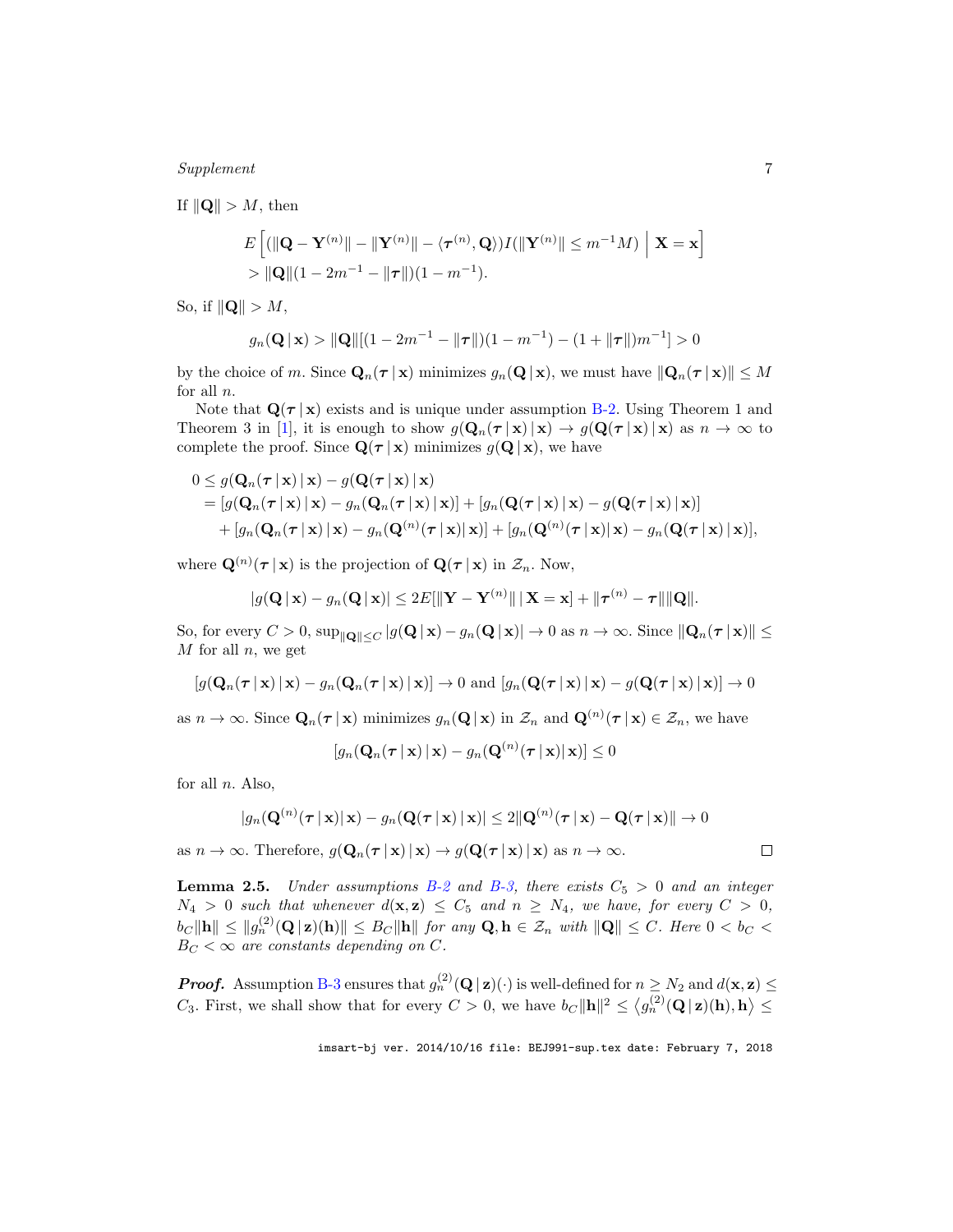If $\|\mathbf{Q}\| > M$, then

$$E\left[ (\|\mathbf{Q} - \mathbf{Y}^{(n)}\| - \|\mathbf{Y}^{(n)}\| - \langle \boldsymbol{\tau}^{(n)}, \mathbf{Q} \rangle) I(\|\mathbf{Y}^{(n)}\| \leq m^{-1} M) \;\middle|\; \mathbf{X} = \mathbf{x} \right]$$
$$> \|\mathbf{Q}\|(1 - 2m^{-1} - \|\boldsymbol{\tau}\|)(1 - m^{-1}).$$

So, if $\|\mathbf{Q}\| > M$,

$$g_n(\mathbf{Q} \,|\, \mathbf{x}) > \|\mathbf{Q}\|[(1 - 2m^{-1} - \|\boldsymbol{\tau}\|)(1 - m^{-1}) - (1 + \|\boldsymbol{\tau}\|)m^{-1}] > 0$$

by the choice of $m$. Since $\mathbf{Q}_n(\boldsymbol{\tau} \,|\, \mathbf{x})$ minimizes $g_n(\mathbf{Q} \,|\, \mathbf{x})$, we must have $\|\mathbf{Q}_n(\boldsymbol{\tau} \,|\, \mathbf{x})\| \leq M$ for all $n$.

Note that $\mathbf{Q}(\boldsymbol{\tau} \,|\, \mathbf{x})$ exists and is unique under assumption B-2. Using Theorem 1 and Theorem 3 in [1], it is enough to show $g(\mathbf{Q}_n(\boldsymbol{\tau} \,|\, \mathbf{x}) \,|\, \mathbf{x}) \to g(\mathbf{Q}(\boldsymbol{\tau} \,|\, \mathbf{x}) \,|\, \mathbf{x})$ as $n \to \infty$ to complete the proof. Since $\mathbf{Q}(\boldsymbol{\tau} \,|\, \mathbf{x})$ minimizes $g(\mathbf{Q} \,|\, \mathbf{x})$, we have

$$\begin{aligned}
0 &\leq g(\mathbf{Q}_n(\boldsymbol{\tau} \,|\, \mathbf{x}) \,|\, \mathbf{x}) - g(\mathbf{Q}(\boldsymbol{\tau} \,|\, \mathbf{x}) \,|\, \mathbf{x}) \\
&= [g(\mathbf{Q}_n(\boldsymbol{\tau} \,|\, \mathbf{x}) \,|\, \mathbf{x}) - g_n(\mathbf{Q}_n(\boldsymbol{\tau} \,|\, \mathbf{x}) \,|\, \mathbf{x})] + [g_n(\mathbf{Q}(\boldsymbol{\tau} \,|\, \mathbf{x}) \,|\, \mathbf{x}) - g(\mathbf{Q}(\boldsymbol{\tau} \,|\, \mathbf{x}) \,|\, \mathbf{x})] \\
&\quad + [g_n(\mathbf{Q}_n(\boldsymbol{\tau} \,|\, \mathbf{x}) \,|\, \mathbf{x}) - g_n(\mathbf{Q}^{(n)}(\boldsymbol{\tau} \,|\, \mathbf{x}) | \, \mathbf{x})] + [g_n(\mathbf{Q}^{(n)}(\boldsymbol{\tau} \,|\, \mathbf{x}) | \, \mathbf{x}) - g_n(\mathbf{Q}(\boldsymbol{\tau} \,|\, \mathbf{x}) \,|\, \mathbf{x})],
\end{aligned}$$

where $\mathbf{Q}^{(n)}(\boldsymbol{\tau} \,|\, \mathbf{x})$ is the projection of $\mathbf{Q}(\boldsymbol{\tau} \,|\, \mathbf{x})$ in $\mathcal{Z}_n$. Now,

$$|g(\mathbf{Q} \,|\, \mathbf{x}) - g_n(\mathbf{Q} \,|\, \mathbf{x})| \leq 2E[\|\mathbf{Y} - \mathbf{Y}^{(n)}\| \,|\, \mathbf{X} = \mathbf{x}] + \|\boldsymbol{\tau}^{(n)} - \boldsymbol{\tau}\| \|\mathbf{Q}\|.$$

So, for every $C > 0$, $\sup_{\|\mathbf{Q}\| \leq C} |g(\mathbf{Q} \,|\, \mathbf{x}) - g_n(\mathbf{Q} \,|\, \mathbf{x})| \to 0$ as $n \to \infty$. Since $\|\mathbf{Q}_n(\boldsymbol{\tau} \,|\, \mathbf{x})\| \leq M$ for all $n$, we get

$$[g(\mathbf{Q}_n(\boldsymbol{\tau} \,|\, \mathbf{x}) \,|\, \mathbf{x}) - g_n(\mathbf{Q}_n(\boldsymbol{\tau} \,|\, \mathbf{x}) \,|\, \mathbf{x})] \to 0 \text{ and } [g_n(\mathbf{Q}(\boldsymbol{\tau} \,|\, \mathbf{x}) \,|\, \mathbf{x}) - g(\mathbf{Q}(\boldsymbol{\tau} \,|\, \mathbf{x}) \,|\, \mathbf{x})] \to 0$$

as $n \to \infty$. Since $\mathbf{Q}_n(\boldsymbol{\tau} \,|\, \mathbf{x})$ minimizes $g_n(\mathbf{Q} \,|\, \mathbf{x})$ in $\mathcal{Z}_n$ and $\mathbf{Q}^{(n)}(\boldsymbol{\tau} \,|\, \mathbf{x}) \in \mathcal{Z}_n$, we have

$$[g_n(\mathbf{Q}_n(\boldsymbol{\tau} \,|\, \mathbf{x}) \,|\, \mathbf{x}) - g_n(\mathbf{Q}^{(n)}(\boldsymbol{\tau} \,|\, \mathbf{x}) | \mathbf{x})] \leq 0$$

for all $n$. Also,

$$|g_n(\mathbf{Q}^{(n)}(\boldsymbol{\tau} \,|\, \mathbf{x}) | \, \mathbf{x}) - g_n(\mathbf{Q}(\boldsymbol{\tau} \,|\, \mathbf{x}) \,|\, \mathbf{x})| \leq 2\|\mathbf{Q}^{(n)}(\boldsymbol{\tau} \,|\, \mathbf{x}) - \mathbf{Q}(\boldsymbol{\tau} \,|\, \mathbf{x})\| \to 0$$

as $n \to \infty$. Therefore, $g(\mathbf{Q}_n(\boldsymbol{\tau} \,|\, \mathbf{x}) \,|\, \mathbf{x}) \to g(\mathbf{Q}(\boldsymbol{\tau} \,|\, \mathbf{x}) \,|\, \mathbf{x})$ as $n \to \infty$. $\square$

**Lemma 2.5.** *Under assumptions B-2 and B-3, there exists $C_5 > 0$ and an integer $N_4 > 0$ such that whenever $d(\mathbf{x}, \mathbf{z}) \leq C_5$ and $n \geq N_4$, we have, for every $C > 0$, $b_C \|\mathbf{h}\| \leq \|g_n^{(2)}(\mathbf{Q} \,|\, \mathbf{z})(\mathbf{h})\| \leq B_C \|\mathbf{h}\|$ for any $\mathbf{Q}, \mathbf{h} \in \mathcal{Z}_n$ with $\|\mathbf{Q}\| \leq C$. Here $0 < b_C < B_C < \infty$ are constants depending on $C$.*

***Proof.*** Assumption B-3 ensures that $g_n^{(2)}(\mathbf{Q} \,|\, \mathbf{z})(\cdot)$ is well-defined for $n \geq N_2$ and $d(\mathbf{x}, \mathbf{z}) \leq C_3$. First, we shall show that for every $C > 0$, we have $b_C \|\mathbf{h}\|^2 \leq \langle g_n^{(2)}(\mathbf{Q} \,|\, \mathbf{z})(\mathbf{h}), \mathbf{h} \rangle \leq$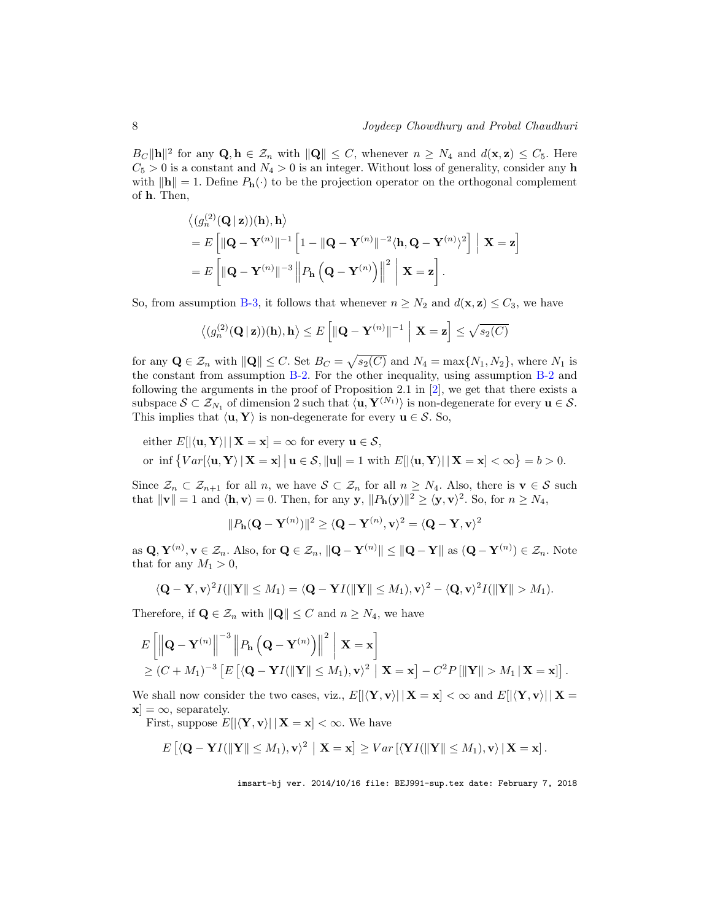$B_C\|\mathbf{h}\|^2$ for any $\mathbf{Q}, \mathbf{h} \in \mathcal{Z}_n$ with $\|\mathbf{Q}\| \leq C$, whenever $n \geq N_4$ and $d(\mathbf{x}, \mathbf{z}) \leq C_5$. Here $C_5 > 0$ is a constant and $N_4 > 0$ is an integer. Without loss of generality, consider any $\mathbf{h}$ with $\|\mathbf{h}\| = 1$. Define $P_{\mathbf{h}}(\cdot)$ to be the projection operator on the orthogonal complement of $\mathbf{h}$. Then,

$$
\begin{aligned}
&\left\langle (g_n^{(2)}(\mathbf{Q} \,|\, \mathbf{z}))(\mathbf{h}), \mathbf{h} \right\rangle \\
&= E\left[ \|\mathbf{Q} - \mathbf{Y}^{(n)}\|^{-1} \left[ 1 - \|\mathbf{Q} - \mathbf{Y}^{(n)}\|^{-2} \langle \mathbf{h}, \mathbf{Q} - \mathbf{Y}^{(n)} \rangle^2 \right] \;\middle|\; \mathbf{X} = \mathbf{z} \right] \\
&= E\left[ \|\mathbf{Q} - \mathbf{Y}^{(n)}\|^{-3} \left\| P_{\mathbf{h}}\left( \mathbf{Q} - \mathbf{Y}^{(n)} \right) \right\|^2 \;\middle|\; \mathbf{X} = \mathbf{z} \right].
\end{aligned}
$$

So, from assumption B-3, it follows that whenever $n \geq N_2$ and $d(\mathbf{x}, \mathbf{z}) \leq C_3$, we have

$$
\left\langle (g_n^{(2)}(\mathbf{Q} \,|\, \mathbf{z}))(\mathbf{h}), \mathbf{h} \right\rangle \leq E\left[ \|\mathbf{Q} - \mathbf{Y}^{(n)}\|^{-1} \;\middle|\; \mathbf{X} = \mathbf{z} \right] \leq \sqrt{s_2(C)}
$$

for any $\mathbf{Q} \in \mathcal{Z}_n$ with $\|\mathbf{Q}\| \leq C$. Set $B_C = \sqrt{s_2(C)}$ and $N_4 = \max\{N_1, N_2\}$, where $N_1$ is the constant from assumption B-2. For the other inequality, using assumption B-2 and following the arguments in the proof of Proposition 2.1 in [2], we get that there exists a subspace $\mathcal{S} \subset \mathcal{Z}_{N_1}$ of dimension 2 such that $\langle \mathbf{u}, \mathbf{Y}^{(N_1)} \rangle$ is non-degenerate for every $\mathbf{u} \in \mathcal{S}$. This implies that $\langle \mathbf{u}, \mathbf{Y} \rangle$ is non-degenerate for every $\mathbf{u} \in \mathcal{S}$. So,

$$
\begin{aligned}
&\text{either } E[|\langle \mathbf{u}, \mathbf{Y} \rangle| \,|\, \mathbf{X} = \mathbf{x}] = \infty \text{ for every } \mathbf{u} \in \mathcal{S}, \\
&\text{or } \inf\left\{ Var[\langle \mathbf{u}, \mathbf{Y} \rangle \,|\, \mathbf{X} = \mathbf{x}] \,\middle|\, \mathbf{u} \in \mathcal{S}, \|\mathbf{u}\| = 1 \text{ with } E[|\langle \mathbf{u}, \mathbf{Y} \rangle| \,|\, \mathbf{X} = \mathbf{x}] < \infty \right\} = b > 0.
\end{aligned}
$$

Since $\mathcal{Z}_n \subset \mathcal{Z}_{n+1}$ for all $n$, we have $\mathcal{S} \subset \mathcal{Z}_n$ for all $n \geq N_4$. Also, there is $\mathbf{v} \in \mathcal{S}$ such that $\|\mathbf{v}\| = 1$ and $\langle \mathbf{h}, \mathbf{v} \rangle = 0$. Then, for any $\mathbf{y}$, $\|P_{\mathbf{h}}(\mathbf{y})\|^2 \geq \langle \mathbf{y}, \mathbf{v} \rangle^2$. So, for $n \geq N_4$,

$$
\|P_{\mathbf{h}}(\mathbf{Q} - \mathbf{Y}^{(n)})\|^2 \geq \langle \mathbf{Q} - \mathbf{Y}^{(n)}, \mathbf{v} \rangle^2 = \langle \mathbf{Q} - \mathbf{Y}, \mathbf{v} \rangle^2
$$

as $\mathbf{Q}, \mathbf{Y}^{(n)}, \mathbf{v} \in \mathcal{Z}_n$. Also, for $\mathbf{Q} \in \mathcal{Z}_n$, $\|\mathbf{Q} - \mathbf{Y}^{(n)}\| \leq \|\mathbf{Q} - \mathbf{Y}\|$ as $(\mathbf{Q} - \mathbf{Y}^{(n)}) \in \mathcal{Z}_n$. Note that for any $M_1 > 0$,

$$
\langle \mathbf{Q} - \mathbf{Y}, \mathbf{v} \rangle^2 I(\|\mathbf{Y}\| \leq M_1) = \langle \mathbf{Q} - \mathbf{Y} I(\|\mathbf{Y}\| \leq M_1), \mathbf{v} \rangle^2 - \langle \mathbf{Q}, \mathbf{v} \rangle^2 I(\|\mathbf{Y}\| > M_1).
$$

Therefore, if $\mathbf{Q} \in \mathcal{Z}_n$ with $\|\mathbf{Q}\| \leq C$ and $n \geq N_4$, we have

$$
\begin{aligned}
&E\left[ \left\| \mathbf{Q} - \mathbf{Y}^{(n)} \right\|^{-3} \left\| P_{\mathbf{h}}\left( \mathbf{Q} - \mathbf{Y}^{(n)} \right) \right\|^2 \;\middle|\; \mathbf{X} = \mathbf{x} \right] \\
&\geq (C + M_1)^{-3} \left[ E\left[ \langle \mathbf{Q} - \mathbf{Y} I(\|\mathbf{Y}\| \leq M_1), \mathbf{v} \rangle^2 \;\middle|\; \mathbf{X} = \mathbf{x} \right] - C^2 P\left[ \|\mathbf{Y}\| > M_1 \,|\, \mathbf{X} = \mathbf{x} \right] \right].
\end{aligned}
$$

We shall now consider the two cases, viz., $E[|\langle \mathbf{Y}, \mathbf{v} \rangle| \,|\, \mathbf{X} = \mathbf{x}] < \infty$ and $E[|\langle \mathbf{Y}, \mathbf{v} \rangle| \,|\, \mathbf{X} = \mathbf{x}] = \infty$, separately.

First, suppose $E[|\langle \mathbf{Y}, \mathbf{v} \rangle| \,|\, \mathbf{X} = \mathbf{x}] < \infty$. We have

$$
E\left[ \langle \mathbf{Q} - \mathbf{Y} I(\|\mathbf{Y}\| \leq M_1), \mathbf{v} \rangle^2 \;\middle|\; \mathbf{X} = \mathbf{x} \right] \geq Var\left[ \langle \mathbf{Y} I(\|\mathbf{Y}\| \leq M_1), \mathbf{v} \rangle \,|\, \mathbf{X} = \mathbf{x} \right].
$$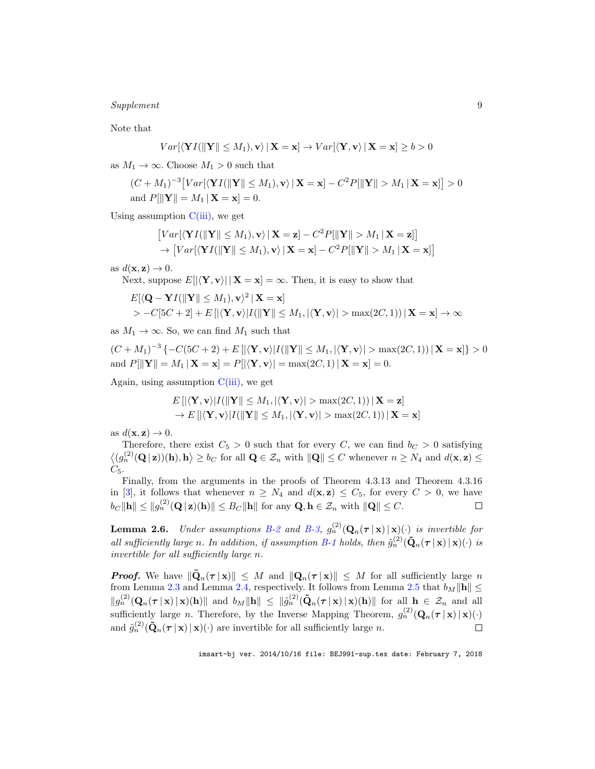Note that

$$Var[\langle \mathbf{Y} I(\|\mathbf{Y}\| \leq M_1), \mathbf{v}\rangle \,|\, \mathbf{X} = \mathbf{x}] \to Var[\langle \mathbf{Y}, \mathbf{v}\rangle \,|\, \mathbf{X} = \mathbf{x}] \geq b > 0$$

as $M_1 \to \infty$. Choose $M_1 > 0$ such that

$$(C + M_1)^{-3}\big[Var[\langle \mathbf{Y} I(\|\mathbf{Y}\| \leq M_1), \mathbf{v}\rangle \,|\, \mathbf{X} = \mathbf{x}] - C^2 P[\|\mathbf{Y}\| > M_1 \,|\, \mathbf{X} = \mathbf{x}]\big] > 0$$
$$\text{and } P[\|\mathbf{Y}\| = M_1 \,|\, \mathbf{X} = \mathbf{x}] = 0.$$

Using assumption C(iii), we get

$$\begin{aligned}&\big[Var[\langle \mathbf{Y} I(\|\mathbf{Y}\| \leq M_1), \mathbf{v}\rangle \,|\, \mathbf{X} = \mathbf{z}] - C^2 P[\|\mathbf{Y}\| > M_1 \,|\, \mathbf{X} = \mathbf{z}]\big] \\ &\to \big[Var[\langle \mathbf{Y} I(\|\mathbf{Y}\| \leq M_1), \mathbf{v}\rangle \,|\, \mathbf{X} = \mathbf{x}] - C^2 P[\|\mathbf{Y}\| > M_1 \,|\, \mathbf{X} = \mathbf{x}]\big]\end{aligned}$$

as $d(\mathbf{x}, \mathbf{z}) \to 0$.

Next, suppose $E[|\langle \mathbf{Y}, \mathbf{v}\rangle| \,|\, \mathbf{X} = \mathbf{x}] = \infty$. Then, it is easy to show that

$$\begin{aligned}&E[\langle \mathbf{Q} - \mathbf{Y} I(\|\mathbf{Y}\| \leq M_1), \mathbf{v}\rangle^2 \,|\, \mathbf{X} = \mathbf{x}] \\ &> -C[5C + 2] + E\left[|\langle \mathbf{Y}, \mathbf{v}\rangle| I(\|\mathbf{Y}\| \leq M_1, |\langle \mathbf{Y}, \mathbf{v}\rangle| > \max(2C, 1)) \,|\, \mathbf{X} = \mathbf{x}\right] \to \infty\end{aligned}$$

as $M_1 \to \infty$. So, we can find $M_1$ such that

$$(C + M_1)^{-3}\left\{-C(5C + 2) + E\left[|\langle \mathbf{Y}, \mathbf{v}\rangle| I(\|\mathbf{Y}\| \leq M_1, |\langle \mathbf{Y}, \mathbf{v}\rangle| > \max(2C, 1)) \,|\, \mathbf{X} = \mathbf{x}\right]\right\} > 0$$
$$\text{and } P[\|\mathbf{Y}\| = M_1 \,|\, \mathbf{X} = \mathbf{x}] = P[|\langle \mathbf{Y}, \mathbf{v}\rangle| = \max(2C, 1) \,|\, \mathbf{X} = \mathbf{x}] = 0.$$

Again, using assumption C(iii), we get

$$\begin{aligned}&E\left[|\langle \mathbf{Y}, \mathbf{v}\rangle| I(\|\mathbf{Y}\| \leq M_1, |\langle \mathbf{Y}, \mathbf{v}\rangle| > \max(2C, 1)) \,|\, \mathbf{X} = \mathbf{z}\right] \\ &\to E\left[|\langle \mathbf{Y}, \mathbf{v}\rangle| I(\|\mathbf{Y}\| \leq M_1, |\langle \mathbf{Y}, \mathbf{v}\rangle| > \max(2C, 1)) \,|\, \mathbf{X} = \mathbf{x}\right]\end{aligned}$$

as $d(\mathbf{x}, \mathbf{z}) \to 0$.

Therefore, there exist $C_5 > 0$ such that for every $C$, we can find $b_C > 0$ satisfying $\langle (g_n^{(2)}(\mathbf{Q} \,|\, \mathbf{z}))(\mathbf{h}), \mathbf{h}\rangle \geq b_C$ for all $\mathbf{Q} \in \mathcal{Z}_n$ with $\|\mathbf{Q}\| \leq C$ whenever $n \geq N_4$ and $d(\mathbf{x}, \mathbf{z}) \leq C_5$.

Finally, from the arguments in the proofs of Theorem 4.3.13 and Theorem 4.3.16 in [3], it follows that whenever $n \geq N_4$ and $d(\mathbf{x}, \mathbf{z}) \leq C_5$, for every $C > 0$, we have $b_C\|\mathbf{h}\| \leq \|g_n^{(2)}(\mathbf{Q} \,|\, \mathbf{z})(\mathbf{h})\| \leq B_C\|\mathbf{h}\|$ for any $\mathbf{Q}, \mathbf{h} \in \mathcal{Z}_n$ with $\|\mathbf{Q}\| \leq C$. ∎

**Lemma 2.6.** *Under assumptions B-2 and B-3, $g_n^{(2)}(\mathbf{Q}_n(\boldsymbol{\tau} \,|\, \mathbf{x}) \,|\, \mathbf{x})(\cdot)$ is invertible for all sufficiently large $n$. In addition, if assumption B-1 holds, then $\tilde{g}_n^{(2)}(\tilde{\mathbf{Q}}_n(\boldsymbol{\tau} \,|\, \mathbf{x}) \,|\, \mathbf{x})(\cdot)$ is invertible for all sufficiently large $n$.*

***Proof.*** We have $\|\tilde{\mathbf{Q}}_n(\boldsymbol{\tau} \,|\, \mathbf{x})\| \leq M$ and $\|\mathbf{Q}_n(\boldsymbol{\tau} \,|\, \mathbf{x})\| \leq M$ for all sufficiently large $n$ from Lemma 2.3 and Lemma 2.4, respectively. It follows from Lemma 2.5 that $b_M\|\mathbf{h}\| \leq \|g_n^{(2)}(\mathbf{Q}_n(\boldsymbol{\tau} \,|\, \mathbf{x}) \,|\, \mathbf{x})(\mathbf{h})\|$ and $b_M\|\mathbf{h}\| \leq \|\tilde{g}_n^{(2)}(\tilde{\mathbf{Q}}_n(\boldsymbol{\tau} \,|\, \mathbf{x}) \,|\, \mathbf{x})(\mathbf{h})\|$ for all $\mathbf{h} \in \mathcal{Z}_n$ and all sufficiently large $n$. Therefore, by the Inverse Mapping Theorem, $g_n^{(2)}(\mathbf{Q}_n(\boldsymbol{\tau} \,|\, \mathbf{x}) \,|\, \mathbf{x})(\cdot)$ and $\tilde{g}_n^{(2)}(\tilde{\mathbf{Q}}_n(\boldsymbol{\tau} \,|\, \mathbf{x}) \,|\, \mathbf{x})(\cdot)$ are invertible for all sufficiently large $n$. ∎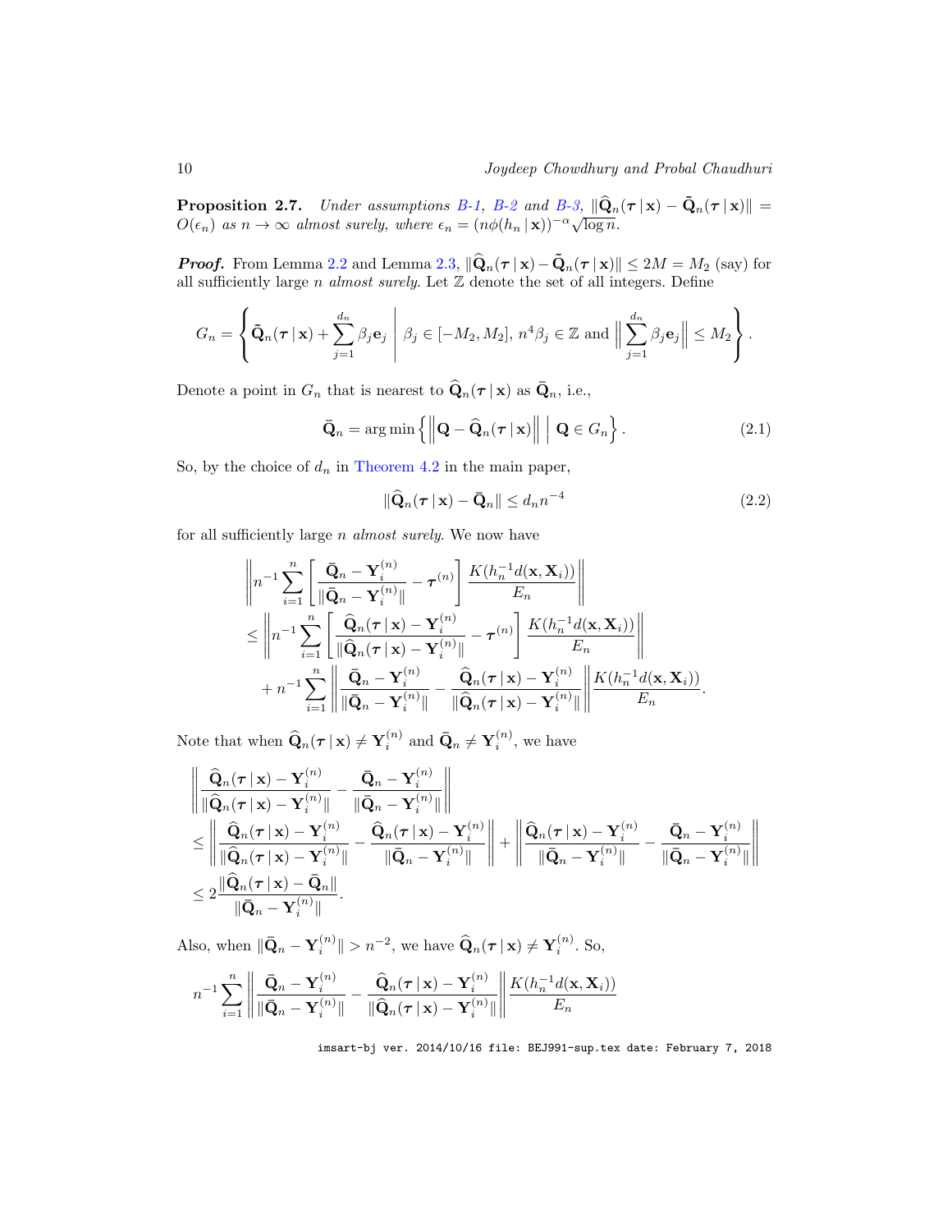**Proposition 2.7.** *Under assumptions B-1, B-2 and B-3,* $\|\widehat{\mathbf{Q}}_n(\boldsymbol{\tau}\,|\,\mathbf{x}) - \tilde{\mathbf{Q}}_n(\boldsymbol{\tau}\,|\,\mathbf{x})\| = O(\epsilon_n)$ *as* $n \to \infty$ *almost surely, where* $\epsilon_n = (n\phi(h_n\,|\,\mathbf{x}))^{-\alpha}\sqrt{\log n}$.

***Proof.*** From Lemma 2.2 and Lemma 2.3, $\|\widehat{\mathbf{Q}}_n(\boldsymbol{\tau}\,|\,\mathbf{x}) - \tilde{\mathbf{Q}}_n(\boldsymbol{\tau}\,|\,\mathbf{x})\| \le 2M = M_2$ (say) for all sufficiently large $n$ *almost surely*. Let $\mathbb{Z}$ denote the set of all integers. Define

$$
G_n = \left\{ \tilde{\mathbf{Q}}_n(\boldsymbol{\tau}\,|\,\mathbf{x}) + \sum_{j=1}^{d_n} \beta_j \mathbf{e}_j \;\middle|\; \beta_j \in [-M_2, M_2],\, n^4\beta_j \in \mathbb{Z} \text{ and } \left\| \sum_{j=1}^{d_n} \beta_j \mathbf{e}_j \right\| \le M_2 \right\}.
$$

Denote a point in $G_n$ that is nearest to $\widehat{\mathbf{Q}}_n(\boldsymbol{\tau}\,|\,\mathbf{x})$ as $\bar{\mathbf{Q}}_n$, i.e.,

$$
\bar{\mathbf{Q}}_n = \arg\min \left\{ \left\| \mathbf{Q} - \widehat{\mathbf{Q}}_n(\boldsymbol{\tau}\,|\,\mathbf{x}) \right\| \;\middle|\; \mathbf{Q} \in G_n \right\}. \tag{2.1}
$$

So, by the choice of $d_n$ in Theorem 4.2 in the main paper,

$$
\|\widehat{\mathbf{Q}}_n(\boldsymbol{\tau}\,|\,\mathbf{x}) - \bar{\mathbf{Q}}_n\| \le d_n n^{-4} \tag{2.2}
$$

for all sufficiently large $n$ *almost surely*. We now have

$$
\begin{aligned}
&\left\| n^{-1} \sum_{i=1}^{n} \left[ \frac{\bar{\mathbf{Q}}_n - \mathbf{Y}_i^{(n)}}{\|\bar{\mathbf{Q}}_n - \mathbf{Y}_i^{(n)}\|} - \boldsymbol{\tau}^{(n)} \right] \frac{K(h_n^{-1} d(\mathbf{x}, \mathbf{X}_i))}{E_n} \right\| \\
&\le \left\| n^{-1} \sum_{i=1}^{n} \left[ \frac{\widehat{\mathbf{Q}}_n(\boldsymbol{\tau}\,|\,\mathbf{x}) - \mathbf{Y}_i^{(n)}}{\|\widehat{\mathbf{Q}}_n(\boldsymbol{\tau}\,|\,\mathbf{x}) - \mathbf{Y}_i^{(n)}\|} - \boldsymbol{\tau}^{(n)} \right] \frac{K(h_n^{-1} d(\mathbf{x}, \mathbf{X}_i))}{E_n} \right\| \\
&\quad + n^{-1} \sum_{i=1}^{n} \left\| \frac{\bar{\mathbf{Q}}_n - \mathbf{Y}_i^{(n)}}{\|\bar{\mathbf{Q}}_n - \mathbf{Y}_i^{(n)}\|} - \frac{\widehat{\mathbf{Q}}_n(\boldsymbol{\tau}\,|\,\mathbf{x}) - \mathbf{Y}_i^{(n)}}{\|\widehat{\mathbf{Q}}_n(\boldsymbol{\tau}\,|\,\mathbf{x}) - \mathbf{Y}_i^{(n)}\|} \right\| \frac{K(h_n^{-1} d(\mathbf{x}, \mathbf{X}_i))}{E_n}.
\end{aligned}
$$

Note that when $\widehat{\mathbf{Q}}_n(\boldsymbol{\tau}\,|\,\mathbf{x}) \ne \mathbf{Y}_i^{(n)}$ and $\bar{\mathbf{Q}}_n \ne \mathbf{Y}_i^{(n)}$, we have

$$
\begin{aligned}
&\left\| \frac{\widehat{\mathbf{Q}}_n(\boldsymbol{\tau}\,|\,\mathbf{x}) - \mathbf{Y}_i^{(n)}}{\|\widehat{\mathbf{Q}}_n(\boldsymbol{\tau}\,|\,\mathbf{x}) - \mathbf{Y}_i^{(n)}\|} - \frac{\bar{\mathbf{Q}}_n - \mathbf{Y}_i^{(n)}}{\|\bar{\mathbf{Q}}_n - \mathbf{Y}_i^{(n)}\|} \right\| \\
&\le \left\| \frac{\widehat{\mathbf{Q}}_n(\boldsymbol{\tau}\,|\,\mathbf{x}) - \mathbf{Y}_i^{(n)}}{\|\widehat{\mathbf{Q}}_n(\boldsymbol{\tau}\,|\,\mathbf{x}) - \mathbf{Y}_i^{(n)}\|} - \frac{\widehat{\mathbf{Q}}_n(\boldsymbol{\tau}\,|\,\mathbf{x}) - \mathbf{Y}_i^{(n)}}{\|\bar{\mathbf{Q}}_n - \mathbf{Y}_i^{(n)}\|} \right\| + \left\| \frac{\widehat{\mathbf{Q}}_n(\boldsymbol{\tau}\,|\,\mathbf{x}) - \mathbf{Y}_i^{(n)}}{\|\bar{\mathbf{Q}}_n - \mathbf{Y}_i^{(n)}\|} - \frac{\bar{\mathbf{Q}}_n - \mathbf{Y}_i^{(n)}}{\|\bar{\mathbf{Q}}_n - \mathbf{Y}_i^{(n)}\|} \right\| \\
&\le 2 \frac{\|\widehat{\mathbf{Q}}_n(\boldsymbol{\tau}\,|\,\mathbf{x}) - \bar{\mathbf{Q}}_n\|}{\|\bar{\mathbf{Q}}_n - \mathbf{Y}_i^{(n)}\|}.
\end{aligned}
$$

Also, when $\|\bar{\mathbf{Q}}_n - \mathbf{Y}_i^{(n)}\| > n^{-2}$, we have $\widehat{\mathbf{Q}}_n(\boldsymbol{\tau}\,|\,\mathbf{x}) \ne \mathbf{Y}_i^{(n)}$. So,

$$
n^{-1} \sum_{i=1}^{n} \left\| \frac{\bar{\mathbf{Q}}_n - \mathbf{Y}_i^{(n)}}{\|\bar{\mathbf{Q}}_n - \mathbf{Y}_i^{(n)}\|} - \frac{\widehat{\mathbf{Q}}_n(\boldsymbol{\tau}\,|\,\mathbf{x}) - \mathbf{Y}_i^{(n)}}{\|\widehat{\mathbf{Q}}_n(\boldsymbol{\tau}\,|\,\mathbf{x}) - \mathbf{Y}_i^{(n)}\|} \right\| \frac{K(h_n^{-1} d(\mathbf{x}, \mathbf{X}_i))}{E_n}
$$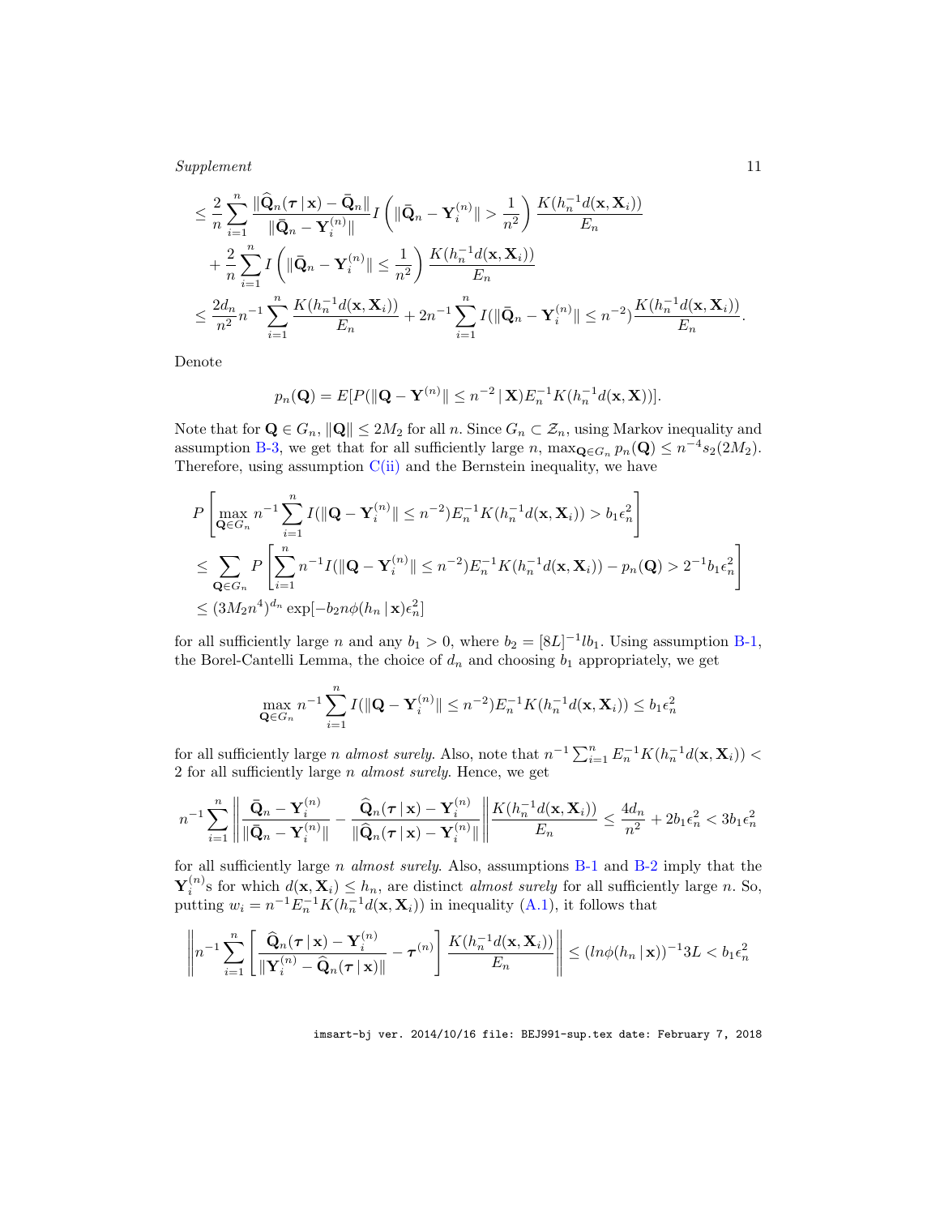$$
\begin{aligned}
&\leq \frac{2}{n}\sum_{i=1}^{n}\frac{\|\widehat{\mathbf{Q}}_n(\boldsymbol{\tau}\,|\,\mathbf{x})-\bar{\mathbf{Q}}_n\|}{\|\bar{\mathbf{Q}}_n-\mathbf{Y}_i^{(n)}\|} I\left(\|\bar{\mathbf{Q}}_n-\mathbf{Y}_i^{(n)}\|>\frac{1}{n^2}\right)\frac{K(h_n^{-1}d(\mathbf{x},\mathbf{X}_i))}{E_n} \\
&\quad + \frac{2}{n}\sum_{i=1}^{n} I\left(\|\bar{\mathbf{Q}}_n-\mathbf{Y}_i^{(n)}\|\leq\frac{1}{n^2}\right)\frac{K(h_n^{-1}d(\mathbf{x},\mathbf{X}_i))}{E_n} \\
&\leq \frac{2d_n}{n^2}n^{-1}\sum_{i=1}^{n}\frac{K(h_n^{-1}d(\mathbf{x},\mathbf{X}_i))}{E_n}+2n^{-1}\sum_{i=1}^{n}I(\|\bar{\mathbf{Q}}_n-\mathbf{Y}_i^{(n)}\|\leq n^{-2})\frac{K(h_n^{-1}d(\mathbf{x},\mathbf{X}_i))}{E_n}.
\end{aligned}
$$

Denote

$$
p_n(\mathbf{Q}) = E[P(\|\mathbf{Q}-\mathbf{Y}^{(n)}\|\leq n^{-2}\,|\,\mathbf{X})E_n^{-1}K(h_n^{-1}d(\mathbf{x},\mathbf{X}))].
$$

Note that for $\mathbf{Q}\in G_n$, $\|\mathbf{Q}\|\leq 2M_2$ for all $n$. Since $G_n\subset\mathcal{Z}_n$, using Markov inequality and assumption B-3, we get that for all sufficiently large $n$, $\max_{\mathbf{Q}\in G_n} p_n(\mathbf{Q})\leq n^{-4}s_2(2M_2)$. Therefore, using assumption C(ii) and the Bernstein inequality, we have

$$
\begin{aligned}
&P\left[\max_{\mathbf{Q}\in G_n} n^{-1}\sum_{i=1}^{n}I(\|\mathbf{Q}-\mathbf{Y}_i^{(n)}\|\leq n^{-2})E_n^{-1}K(h_n^{-1}d(\mathbf{x},\mathbf{X}_i))>b_1\epsilon_n^2\right] \\
&\leq \sum_{\mathbf{Q}\in G_n} P\left[\sum_{i=1}^{n}n^{-1}I(\|\mathbf{Q}-\mathbf{Y}_i^{(n)}\|\leq n^{-2})E_n^{-1}K(h_n^{-1}d(\mathbf{x},\mathbf{X}_i))-p_n(\mathbf{Q})>2^{-1}b_1\epsilon_n^2\right] \\
&\leq (3M_2n^4)^{d_n}\exp[-b_2n\phi(h_n\,|\,\mathbf{x})\epsilon_n^2]
\end{aligned}
$$

for all sufficiently large $n$ and any $b_1>0$, where $b_2=[8L]^{-1}lb_1$. Using assumption B-1, the Borel-Cantelli Lemma, the choice of $d_n$ and choosing $b_1$ appropriately, we get

$$
\max_{\mathbf{Q}\in G_n} n^{-1}\sum_{i=1}^{n}I(\|\mathbf{Q}-\mathbf{Y}_i^{(n)}\|\leq n^{-2})E_n^{-1}K(h_n^{-1}d(\mathbf{x},\mathbf{X}_i))\leq b_1\epsilon_n^2
$$

for all sufficiently large $n$ *almost surely*. Also, note that $n^{-1}\sum_{i=1}^{n}E_n^{-1}K(h_n^{-1}d(\mathbf{x},\mathbf{X}_i))<2$ for all sufficiently large $n$ *almost surely*. Hence, we get

$$
n^{-1}\sum_{i=1}^{n}\left\|\frac{\bar{\mathbf{Q}}_n-\mathbf{Y}_i^{(n)}}{\|\bar{\mathbf{Q}}_n-\mathbf{Y}_i^{(n)}\|}-\frac{\widehat{\mathbf{Q}}_n(\boldsymbol{\tau}\,|\,\mathbf{x})-\mathbf{Y}_i^{(n)}}{\|\widehat{\mathbf{Q}}_n(\boldsymbol{\tau}\,|\,\mathbf{x})-\mathbf{Y}_i^{(n)}\|}\right\|\frac{K(h_n^{-1}d(\mathbf{x},\mathbf{X}_i))}{E_n}\leq\frac{4d_n}{n^2}+2b_1\epsilon_n^2<3b_1\epsilon_n^2
$$

for all sufficiently large $n$ *almost surely*. Also, assumptions B-1 and B-2 imply that the $\mathbf{Y}_i^{(n)}$s for which $d(\mathbf{x},\mathbf{X}_i)\leq h_n$, are distinct *almost surely* for all sufficiently large $n$. So, putting $w_i=n^{-1}E_n^{-1}K(h_n^{-1}d(\mathbf{x},\mathbf{X}_i))$ in inequality (A.1), it follows that

$$
\left\|n^{-1}\sum_{i=1}^{n}\left[\frac{\widehat{\mathbf{Q}}_n(\boldsymbol{\tau}\,|\,\mathbf{x})-\mathbf{Y}_i^{(n)}}{\|\mathbf{Y}_i^{(n)}-\widehat{\mathbf{Q}}_n(\boldsymbol{\tau}\,|\,\mathbf{x})\|}-\boldsymbol{\tau}^{(n)}\right]\frac{K(h_n^{-1}d(\mathbf{x},\mathbf{X}_i))}{E_n}\right\|\leq(ln\phi(h_n\,|\,\mathbf{x}))^{-1}3L<b_1\epsilon_n^2
$$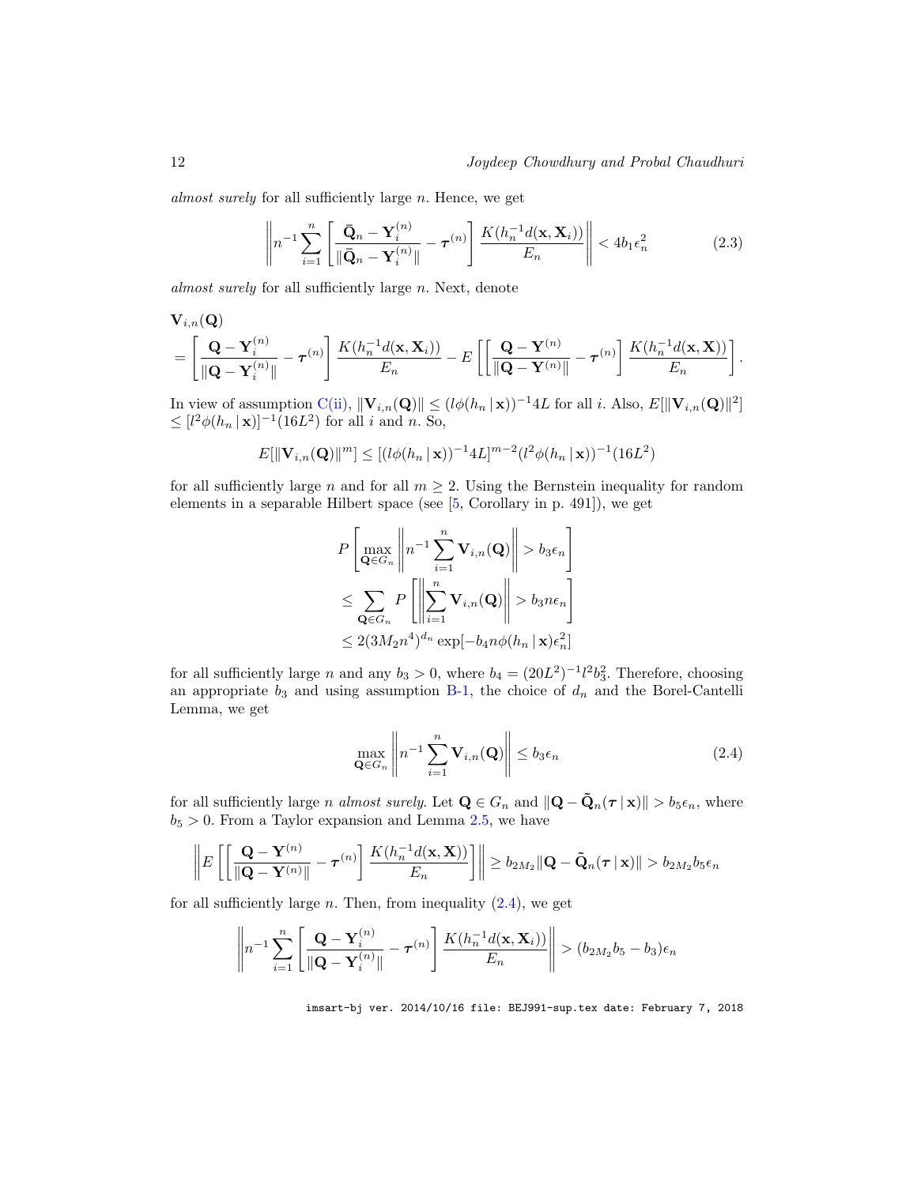*almost surely* for all sufficiently large $n$. Hence, we get

$$\left\| n^{-1} \sum_{i=1}^{n} \left[ \frac{\bar{\mathbf{Q}}_n - \mathbf{Y}_i^{(n)}}{\|\bar{\mathbf{Q}}_n - \mathbf{Y}_i^{(n)}\|} - \boldsymbol{\tau}^{(n)} \right] \frac{K(h_n^{-1} d(\mathbf{x}, \mathbf{X}_i))}{E_n} \right\| < 4 b_1 \epsilon_n^2 \tag{2.3}$$

*almost surely* for all sufficiently large $n$. Next, denote

$$\begin{aligned}
&\mathbf{V}_{i,n}(\mathbf{Q}) \\
&= \left[ \frac{\mathbf{Q} - \mathbf{Y}_i^{(n)}}{\|\mathbf{Q} - \mathbf{Y}_i^{(n)}\|} - \boldsymbol{\tau}^{(n)} \right] \frac{K(h_n^{-1} d(\mathbf{x}, \mathbf{X}_i))}{E_n} - E\left[ \left[ \frac{\mathbf{Q} - \mathbf{Y}^{(n)}}{\|\mathbf{Q} - \mathbf{Y}^{(n)}\|} - \boldsymbol{\tau}^{(n)} \right] \frac{K(h_n^{-1} d(\mathbf{x}, \mathbf{X}))}{E_n} \right].
\end{aligned}$$

In view of assumption C(ii), $\|\mathbf{V}_{i,n}(\mathbf{Q})\| \leq (l\phi(h_n \,|\, \mathbf{x}))^{-1} 4L$ for all $i$. Also, $E[\|\mathbf{V}_{i,n}(\mathbf{Q})\|^2] \leq [l^2 \phi(h_n \,|\, \mathbf{x})]^{-1}(16L^2)$ for all $i$ and $n$. So,

$$E[\|\mathbf{V}_{i,n}(\mathbf{Q})\|^m] \leq [(l\phi(h_n \,|\, \mathbf{x}))^{-1} 4L]^{m-2} (l^2 \phi(h_n \,|\, \mathbf{x}))^{-1}(16L^2)$$

for all sufficiently large $n$ and for all $m \geq 2$. Using the Bernstein inequality for random elements in a separable Hilbert space (see [5, Corollary in p. 491]), we get

$$\begin{aligned}
&P\left[ \max_{\mathbf{Q} \in G_n} \left\| n^{-1} \sum_{i=1}^{n} \mathbf{V}_{i,n}(\mathbf{Q}) \right\| > b_3 \epsilon_n \right] \\
&\leq \sum_{\mathbf{Q} \in G_n} P\left[ \left\| \sum_{i=1}^{n} \mathbf{V}_{i,n}(\mathbf{Q}) \right\| > b_3 n \epsilon_n \right] \\
&\leq 2(3M_2 n^4)^{d_n} \exp[-b_4 n \phi(h_n \,|\, \mathbf{x}) \epsilon_n^2]
\end{aligned}$$

for all sufficiently large $n$ and any $b_3 > 0$, where $b_4 = (20L^2)^{-1} l^2 b_3^2$. Therefore, choosing an appropriate $b_3$ and using assumption B-1, the choice of $d_n$ and the Borel-Cantelli Lemma, we get

$$\max_{\mathbf{Q} \in G_n} \left\| n^{-1} \sum_{i=1}^{n} \mathbf{V}_{i,n}(\mathbf{Q}) \right\| \leq b_3 \epsilon_n \tag{2.4}$$

for all sufficiently large $n$ *almost surely*. Let $\mathbf{Q} \in G_n$ and $\|\mathbf{Q} - \tilde{\mathbf{Q}}_n(\boldsymbol{\tau} \,|\, \mathbf{x})\| > b_5 \epsilon_n$, where $b_5 > 0$. From a Taylor expansion and Lemma 2.5, we have

$$\left\| E\left[ \left[ \frac{\mathbf{Q} - \mathbf{Y}^{(n)}}{\|\mathbf{Q} - \mathbf{Y}^{(n)}\|} - \boldsymbol{\tau}^{(n)} \right] \frac{K(h_n^{-1} d(\mathbf{x}, \mathbf{X}))}{E_n} \right] \right\| \geq b_{2M_2} \|\mathbf{Q} - \tilde{\mathbf{Q}}_n(\boldsymbol{\tau} \,|\, \mathbf{x})\| > b_{2M_2} b_5 \epsilon_n$$

for all sufficiently large $n$. Then, from inequality (2.4), we get

$$\left\| n^{-1} \sum_{i=1}^{n} \left[ \frac{\mathbf{Q} - \mathbf{Y}_i^{(n)}}{\|\mathbf{Q} - \mathbf{Y}_i^{(n)}\|} - \boldsymbol{\tau}^{(n)} \right] \frac{K(h_n^{-1} d(\mathbf{x}, \mathbf{X}_i))}{E_n} \right\| > (b_{2M_2} b_5 - b_3) \epsilon_n$$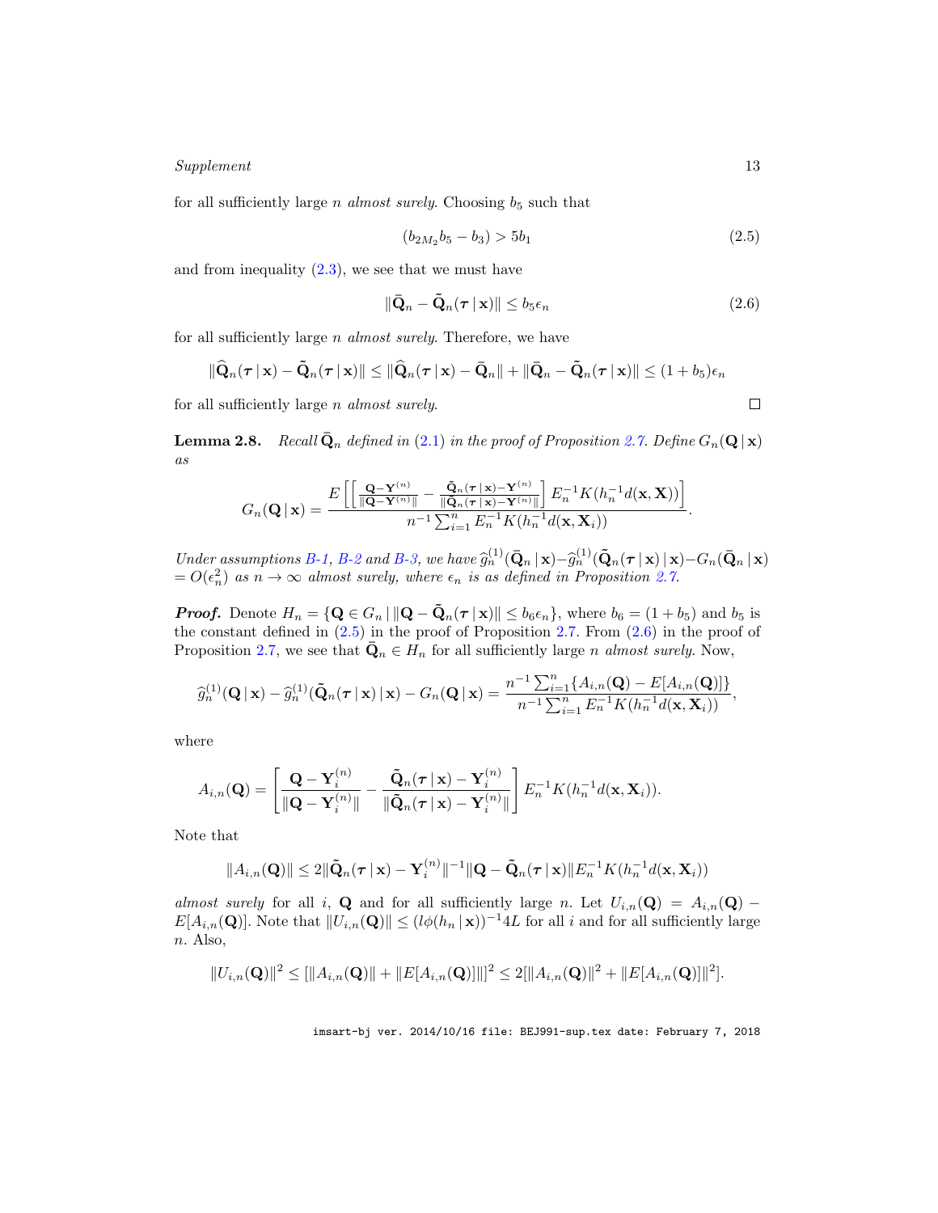for all sufficiently large $n$ *almost surely*. Choosing $b_5$ such that

$$(b_{2M_2} b_5 - b_3) > 5b_1 \tag{2.5}$$

and from inequality (2.3), we see that we must have

$$\|\bar{\mathbf{Q}}_n - \tilde{\mathbf{Q}}_n(\boldsymbol{\tau} \,|\, \mathbf{x})\| \leq b_5 \epsilon_n \tag{2.6}$$

for all sufficiently large $n$ *almost surely*. Therefore, we have

$$\|\widehat{\mathbf{Q}}_n(\boldsymbol{\tau} \,|\, \mathbf{x}) - \tilde{\mathbf{Q}}_n(\boldsymbol{\tau} \,|\, \mathbf{x})\| \leq \|\widehat{\mathbf{Q}}_n(\boldsymbol{\tau} \,|\, \mathbf{x}) - \bar{\mathbf{Q}}_n\| + \|\bar{\mathbf{Q}}_n - \tilde{\mathbf{Q}}_n(\boldsymbol{\tau} \,|\, \mathbf{x})\| \leq (1 + b_5)\epsilon_n$$

for all sufficiently large $n$ *almost surely*. □

**Lemma 2.8.** *Recall $\bar{\mathbf{Q}}_n$ defined in (2.1) in the proof of Proposition 2.7. Define $G_n(\mathbf{Q} \,|\, \mathbf{x})$ as*

$$G_n(\mathbf{Q} \,|\, \mathbf{x}) = \frac{E\left[\left[\frac{\mathbf{Q} - \mathbf{Y}^{(n)}}{\|\mathbf{Q} - \mathbf{Y}^{(n)}\|} - \frac{\tilde{\mathbf{Q}}_n(\boldsymbol{\tau} \,|\, \mathbf{x}) - \mathbf{Y}^{(n)}}{\|\tilde{\mathbf{Q}}_n(\boldsymbol{\tau} \,|\, \mathbf{x}) - \mathbf{Y}^{(n)}\|}\right] E_n^{-1} K(h_n^{-1} d(\mathbf{x}, \mathbf{X}))\right]}{n^{-1} \sum_{i=1}^n E_n^{-1} K(h_n^{-1} d(\mathbf{x}, \mathbf{X}_i))}.$$

*Under assumptions B-1, B-2 and B-3, we have $\widehat{g}_n^{(1)}(\bar{\mathbf{Q}}_n \,|\, \mathbf{x}) - \widehat{g}_n^{(1)}(\tilde{\mathbf{Q}}_n(\boldsymbol{\tau} \,|\, \mathbf{x}) \,|\, \mathbf{x}) - G_n(\bar{\mathbf{Q}}_n \,|\, \mathbf{x}) = O(\epsilon_n^2)$ as $n \to \infty$ almost surely, where $\epsilon_n$ is as defined in Proposition 2.7.*

***Proof.*** Denote $H_n = \{\mathbf{Q} \in G_n \,|\, \|\mathbf{Q} - \tilde{\mathbf{Q}}_n(\boldsymbol{\tau} \,|\, \mathbf{x})\| \leq b_6 \epsilon_n\}$, where $b_6 = (1 + b_5)$ and $b_5$ is the constant defined in (2.5) in the proof of Proposition 2.7. From (2.6) in the proof of Proposition 2.7, we see that $\bar{\mathbf{Q}}_n \in H_n$ for all sufficiently large $n$ *almost surely*. Now,

$$\widehat{g}_n^{(1)}(\mathbf{Q} \,|\, \mathbf{x}) - \widehat{g}_n^{(1)}(\tilde{\mathbf{Q}}_n(\boldsymbol{\tau} \,|\, \mathbf{x}) \,|\, \mathbf{x}) - G_n(\mathbf{Q} \,|\, \mathbf{x}) = \frac{n^{-1} \sum_{i=1}^n \{A_{i,n}(\mathbf{Q}) - E[A_{i,n}(\mathbf{Q})]\}}{n^{-1} \sum_{i=1}^n E_n^{-1} K(h_n^{-1} d(\mathbf{x}, \mathbf{X}_i))},$$

where

$$A_{i,n}(\mathbf{Q}) = \left[\frac{\mathbf{Q} - \mathbf{Y}_i^{(n)}}{\|\mathbf{Q} - \mathbf{Y}_i^{(n)}\|} - \frac{\tilde{\mathbf{Q}}_n(\boldsymbol{\tau} \,|\, \mathbf{x}) - \mathbf{Y}_i^{(n)}}{\|\tilde{\mathbf{Q}}_n(\boldsymbol{\tau} \,|\, \mathbf{x}) - \mathbf{Y}_i^{(n)}\|}\right] E_n^{-1} K(h_n^{-1} d(\mathbf{x}, \mathbf{X}_i)).$$

Note that

$$\|A_{i,n}(\mathbf{Q})\| \leq 2\|\tilde{\mathbf{Q}}_n(\boldsymbol{\tau} \,|\, \mathbf{x}) - \mathbf{Y}_i^{(n)}\|^{-1} \|\mathbf{Q} - \tilde{\mathbf{Q}}_n(\boldsymbol{\tau} \,|\, \mathbf{x})\| E_n^{-1} K(h_n^{-1} d(\mathbf{x}, \mathbf{X}_i))$$

*almost surely* for all $i$, $\mathbf{Q}$ and for all sufficiently large $n$. Let $U_{i,n}(\mathbf{Q}) = A_{i,n}(\mathbf{Q}) - E[A_{i,n}(\mathbf{Q})]$. Note that $\|U_{i,n}(\mathbf{Q})\| \leq (l\phi(h_n \,|\, \mathbf{x}))^{-1} 4L$ for all $i$ and for all sufficiently large $n$. Also,

$$\|U_{i,n}(\mathbf{Q})\|^2 \leq [\|A_{i,n}(\mathbf{Q})\| + \|E[A_{i,n}(\mathbf{Q})]\|]^2 \leq 2[\|A_{i,n}(\mathbf{Q})\|^2 + \|E[A_{i,n}(\mathbf{Q})]\|^2].$$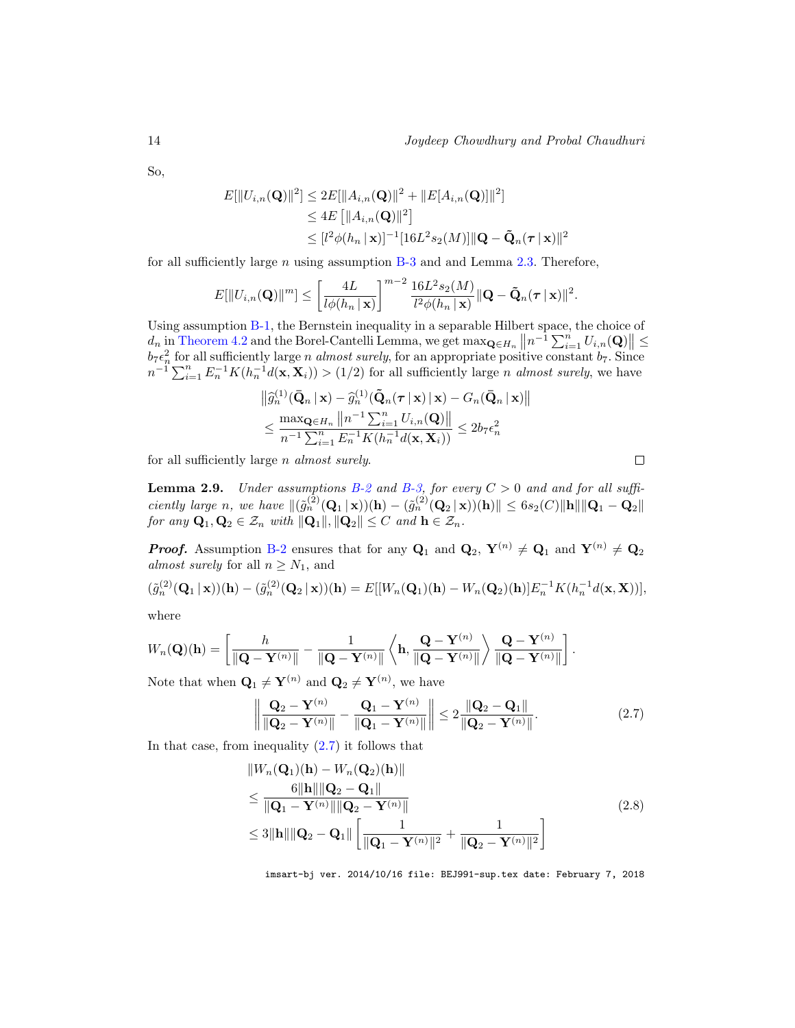So,

$$
\begin{aligned}
E[\|U_{i,n}(\mathbf{Q})\|^2] &\leq 2E[\|A_{i,n}(\mathbf{Q})\|^2 + \|E[A_{i,n}(\mathbf{Q})]\|^2] \\
&\leq 4E\left[\|A_{i,n}(\mathbf{Q})\|^2\right] \\
&\leq [l^2\phi(h_n \,|\, \mathbf{x})]^{-1}[16L^2 s_2(M)]\|\mathbf{Q} - \tilde{\mathbf{Q}}_n(\boldsymbol{\tau} \,|\, \mathbf{x})\|^2
\end{aligned}
$$

for all sufficiently large $n$ using assumption B-3 and and Lemma 2.3. Therefore,

$$
E[\|U_{i,n}(\mathbf{Q})\|^m] \leq \left[\frac{4L}{l\phi(h_n \,|\, \mathbf{x})}\right]^{m-2} \frac{16L^2 s_2(M)}{l^2\phi(h_n \,|\, \mathbf{x})}\|\mathbf{Q} - \tilde{\mathbf{Q}}_n(\boldsymbol{\tau} \,|\, \mathbf{x})\|^2.
$$

Using assumption B-1, the Bernstein inequality in a separable Hilbert space, the choice of $d_n$ in Theorem 4.2 and the Borel-Cantelli Lemma, we get $\max_{\mathbf{Q}\in H_n}\left\|n^{-1}\sum_{i=1}^n U_{i,n}(\mathbf{Q})\right\| \leq b_7\epsilon_n^2$ for all sufficiently large $n$ *almost surely*, for an appropriate positive constant $b_7$. Since $n^{-1}\sum_{i=1}^n E_n^{-1}K(h_n^{-1}d(\mathbf{x}, \mathbf{X}_i)) > (1/2)$ for all sufficiently large $n$ *almost surely*, we have

$$
\begin{aligned}
&\left\|\widehat{g}_n^{(1)}(\bar{\mathbf{Q}}_n \,|\, \mathbf{x}) - \widehat{g}_n^{(1)}(\tilde{\mathbf{Q}}_n(\boldsymbol{\tau} \,|\, \mathbf{x}) \,|\, \mathbf{x}) - G_n(\bar{\mathbf{Q}}_n \,|\, \mathbf{x})\right\| \\
&\leq \frac{\max_{\mathbf{Q}\in H_n}\left\|n^{-1}\sum_{i=1}^n U_{i,n}(\mathbf{Q})\right\|}{n^{-1}\sum_{i=1}^n E_n^{-1}K(h_n^{-1}d(\mathbf{x}, \mathbf{X}_i))} \leq 2b_7\epsilon_n^2
\end{aligned}
$$

for all sufficiently large $n$ *almost surely*. □

**Lemma 2.9.** *Under assumptions B-2 and B-3, for every $C > 0$ and and for all sufficiently large $n$, we have $\|(\tilde{g}_n^{(2)}(\mathbf{Q}_1 \,|\, \mathbf{x}))(\mathbf{h}) - (\tilde{g}_n^{(2)}(\mathbf{Q}_2 \,|\, \mathbf{x}))(\mathbf{h})\| \leq 6s_2(C)\|\mathbf{h}\|\|\mathbf{Q}_1 - \mathbf{Q}_2\|$ for any $\mathbf{Q}_1, \mathbf{Q}_2 \in \mathcal{Z}_n$ with $\|\mathbf{Q}_1\|, \|\mathbf{Q}_2\| \leq C$ and $\mathbf{h} \in \mathcal{Z}_n$.*

***Proof.*** Assumption B-2 ensures that for any $\mathbf{Q}_1$ and $\mathbf{Q}_2$, $\mathbf{Y}^{(n)} \neq \mathbf{Q}_1$ and $\mathbf{Y}^{(n)} \neq \mathbf{Q}_2$ *almost surely* for all $n \geq N_1$, and

$$
(\tilde{g}_n^{(2)}(\mathbf{Q}_1 \,|\, \mathbf{x}))(\mathbf{h}) - (\tilde{g}_n^{(2)}(\mathbf{Q}_2 \,|\, \mathbf{x}))(\mathbf{h}) = E[[W_n(\mathbf{Q}_1)(\mathbf{h}) - W_n(\mathbf{Q}_2)(\mathbf{h})]E_n^{-1}K(h_n^{-1}d(\mathbf{x}, \mathbf{X}))],
$$

where

$$
W_n(\mathbf{Q})(\mathbf{h}) = \left[\frac{h}{\|\mathbf{Q} - \mathbf{Y}^{(n)}\|} - \frac{1}{\|\mathbf{Q} - \mathbf{Y}^{(n)}\|}\left\langle \mathbf{h}, \frac{\mathbf{Q} - \mathbf{Y}^{(n)}}{\|\mathbf{Q} - \mathbf{Y}^{(n)}\|}\right\rangle \frac{\mathbf{Q} - \mathbf{Y}^{(n)}}{\|\mathbf{Q} - \mathbf{Y}^{(n)}\|}\right].
$$

Note that when $\mathbf{Q}_1 \neq \mathbf{Y}^{(n)}$ and $\mathbf{Q}_2 \neq \mathbf{Y}^{(n)}$, we have

$$
\left\|\frac{\mathbf{Q}_2 - \mathbf{Y}^{(n)}}{\|\mathbf{Q}_2 - \mathbf{Y}^{(n)}\|} - \frac{\mathbf{Q}_1 - \mathbf{Y}^{(n)}}{\|\mathbf{Q}_1 - \mathbf{Y}^{(n)}\|}\right\| \leq 2\frac{\|\mathbf{Q}_2 - \mathbf{Q}_1\|}{\|\mathbf{Q}_2 - \mathbf{Y}^{(n)}\|}. \tag{2.7}
$$

In that case, from inequality (2.7) it follows that

$$
\begin{aligned}
&\|W_n(\mathbf{Q}_1)(\mathbf{h}) - W_n(\mathbf{Q}_2)(\mathbf{h})\| \\
&\leq \frac{6\|\mathbf{h}\|\|\mathbf{Q}_2 - \mathbf{Q}_1\|}{\|\mathbf{Q}_1 - \mathbf{Y}^{(n)}\|\|\mathbf{Q}_2 - \mathbf{Y}^{(n)}\|} \\
&\leq 3\|\mathbf{h}\|\|\mathbf{Q}_2 - \mathbf{Q}_1\|\left[\frac{1}{\|\mathbf{Q}_1 - \mathbf{Y}^{(n)}\|^2} + \frac{1}{\|\mathbf{Q}_2 - \mathbf{Y}^{(n)}\|^2}\right]
\end{aligned} \tag{2.8}
$$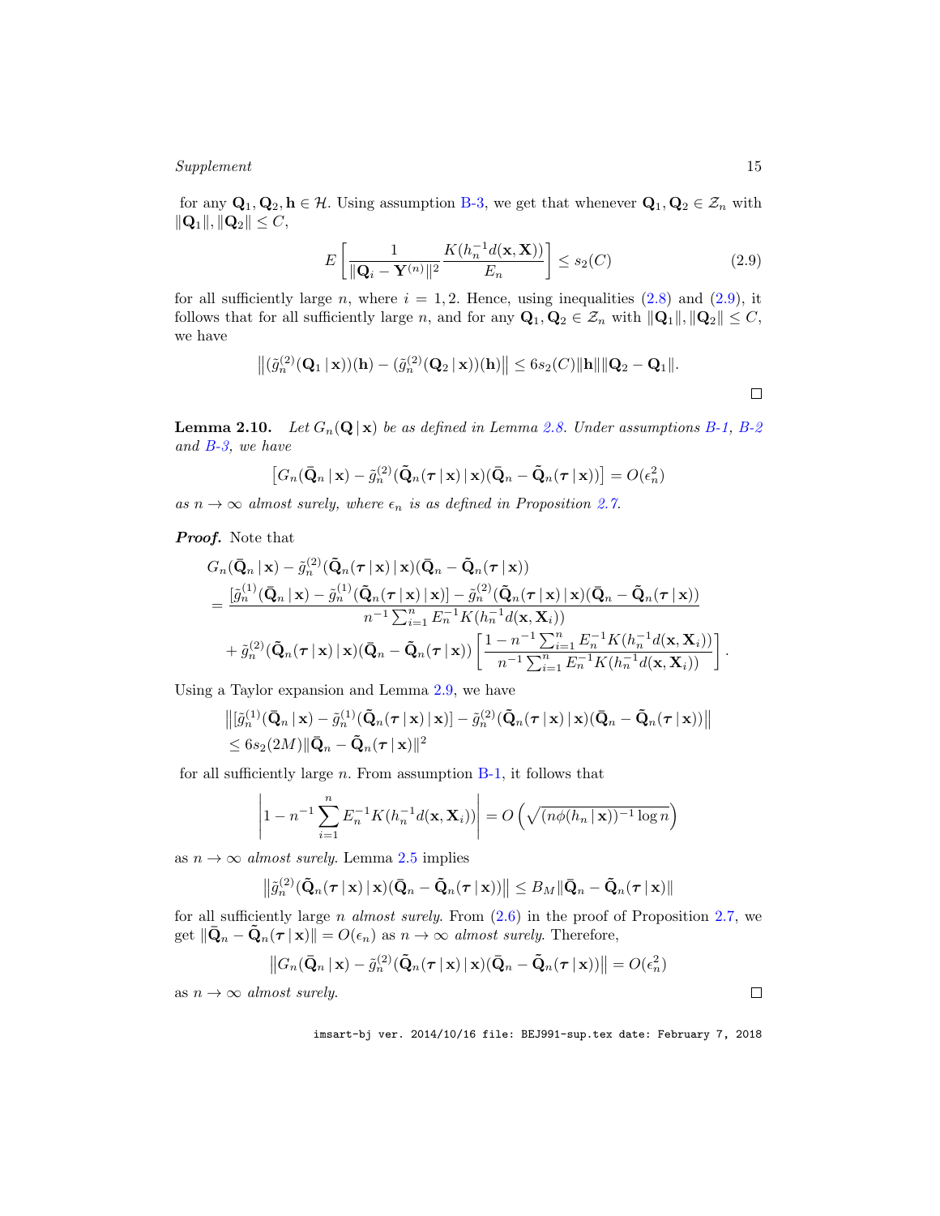for any $\mathbf{Q}_1, \mathbf{Q}_2, \mathbf{h} \in \mathcal{H}$. Using assumption B-3, we get that whenever $\mathbf{Q}_1, \mathbf{Q}_2 \in \mathcal{Z}_n$ with $\|\mathbf{Q}_1\|, \|\mathbf{Q}_2\| \leq C$,

$$E\left[\frac{1}{\|\mathbf{Q}_i - \mathbf{Y}^{(n)}\|^2} \frac{K(h_n^{-1} d(\mathbf{x}, \mathbf{X}))}{E_n}\right] \leq s_2(C) \tag{2.9}$$

for all sufficiently large $n$, where $i = 1, 2$. Hence, using inequalities (2.8) and (2.9), it follows that for all sufficiently large $n$, and for any $\mathbf{Q}_1, \mathbf{Q}_2 \in \mathcal{Z}_n$ with $\|\mathbf{Q}_1\|, \|\mathbf{Q}_2\| \leq C$, we have

$$\left\|(\tilde{g}_n^{(2)}(\mathbf{Q}_1 \,|\, \mathbf{x}))(\mathbf{h}) - (\tilde{g}_n^{(2)}(\mathbf{Q}_2 \,|\, \mathbf{x}))(\mathbf{h})\right\| \leq 6 s_2(C) \|\mathbf{h}\| \|\mathbf{Q}_2 - \mathbf{Q}_1\|.$$

□

**Lemma 2.10.** *Let $G_n(\mathbf{Q} \,|\, \mathbf{x})$ be as defined in Lemma 2.8. Under assumptions B-1, B-2 and B-3, we have*

$$\left[G_n(\bar{\mathbf{Q}}_n \,|\, \mathbf{x}) - \tilde{g}_n^{(2)}(\tilde{\mathbf{Q}}_n(\boldsymbol{\tau} \,|\, \mathbf{x}) \,|\, \mathbf{x})(\bar{\mathbf{Q}}_n - \tilde{\mathbf{Q}}_n(\boldsymbol{\tau} \,|\, \mathbf{x}))\right] = O(\epsilon_n^2)$$

*as $n \to \infty$ almost surely, where $\epsilon_n$ is as defined in Proposition 2.7.*

***Proof.*** Note that

$$\begin{aligned}
&G_n(\bar{\mathbf{Q}}_n \,|\, \mathbf{x}) - \tilde{g}_n^{(2)}(\tilde{\mathbf{Q}}_n(\boldsymbol{\tau} \,|\, \mathbf{x}) \,|\, \mathbf{x})(\bar{\mathbf{Q}}_n - \tilde{\mathbf{Q}}_n(\boldsymbol{\tau} \,|\, \mathbf{x})) \\
&= \frac{[\tilde{g}_n^{(1)}(\bar{\mathbf{Q}}_n \,|\, \mathbf{x}) - \tilde{g}_n^{(1)}(\tilde{\mathbf{Q}}_n(\boldsymbol{\tau} \,|\, \mathbf{x}) \,|\, \mathbf{x})] - \tilde{g}_n^{(2)}(\tilde{\mathbf{Q}}_n(\boldsymbol{\tau} \,|\, \mathbf{x}) \,|\, \mathbf{x})(\bar{\mathbf{Q}}_n - \tilde{\mathbf{Q}}_n(\boldsymbol{\tau} \,|\, \mathbf{x}))}{n^{-1} \sum_{i=1}^n E_n^{-1} K(h_n^{-1} d(\mathbf{x}, \mathbf{X}_i))} \\
&\quad + \tilde{g}_n^{(2)}(\tilde{\mathbf{Q}}_n(\boldsymbol{\tau} \,|\, \mathbf{x}) \,|\, \mathbf{x})(\bar{\mathbf{Q}}_n - \tilde{\mathbf{Q}}_n(\boldsymbol{\tau} \,|\, \mathbf{x})) \left[\frac{1 - n^{-1} \sum_{i=1}^n E_n^{-1} K(h_n^{-1} d(\mathbf{x}, \mathbf{X}_i))}{n^{-1} \sum_{i=1}^n E_n^{-1} K(h_n^{-1} d(\mathbf{x}, \mathbf{X}_i))}\right].
\end{aligned}$$

Using a Taylor expansion and Lemma 2.9, we have

$$\begin{aligned}
&\left\|[\tilde{g}_n^{(1)}(\bar{\mathbf{Q}}_n \,|\, \mathbf{x}) - \tilde{g}_n^{(1)}(\tilde{\mathbf{Q}}_n(\boldsymbol{\tau} \,|\, \mathbf{x}) \,|\, \mathbf{x})] - \tilde{g}_n^{(2)}(\tilde{\mathbf{Q}}_n(\boldsymbol{\tau} \,|\, \mathbf{x}) \,|\, \mathbf{x})(\bar{\mathbf{Q}}_n - \tilde{\mathbf{Q}}_n(\boldsymbol{\tau} \,|\, \mathbf{x}))\right\| \\
&\leq 6 s_2(2M) \|\bar{\mathbf{Q}}_n - \tilde{\mathbf{Q}}_n(\boldsymbol{\tau} \,|\, \mathbf{x})\|^2
\end{aligned}$$

for all sufficiently large $n$. From assumption B-1, it follows that

$$\left|1 - n^{-1} \sum_{i=1}^n E_n^{-1} K(h_n^{-1} d(\mathbf{x}, \mathbf{X}_i))\right| = O\left(\sqrt{(n\phi(h_n \,|\, \mathbf{x}))^{-1} \log n}\right)$$

as $n \to \infty$ *almost surely*. Lemma 2.5 implies

$$\left\|\tilde{g}_n^{(2)}(\tilde{\mathbf{Q}}_n(\boldsymbol{\tau} \,|\, \mathbf{x}) \,|\, \mathbf{x})(\bar{\mathbf{Q}}_n - \tilde{\mathbf{Q}}_n(\boldsymbol{\tau} \,|\, \mathbf{x}))\right\| \leq B_M \|\bar{\mathbf{Q}}_n - \tilde{\mathbf{Q}}_n(\boldsymbol{\tau} \,|\, \mathbf{x})\|$$

for all sufficiently large $n$ *almost surely*. From (2.6) in the proof of Proposition 2.7, we get $\|\bar{\mathbf{Q}}_n - \tilde{\mathbf{Q}}_n(\boldsymbol{\tau} \,|\, \mathbf{x})\| = O(\epsilon_n)$ as $n \to \infty$ *almost surely*. Therefore,

$$\left\|G_n(\bar{\mathbf{Q}}_n \,|\, \mathbf{x}) - \tilde{g}_n^{(2)}(\tilde{\mathbf{Q}}_n(\boldsymbol{\tau} \,|\, \mathbf{x}) \,|\, \mathbf{x})(\bar{\mathbf{Q}}_n - \tilde{\mathbf{Q}}_n(\boldsymbol{\tau} \,|\, \mathbf{x}))\right\| = O(\epsilon_n^2)$$

as $n \to \infty$ *almost surely*.

□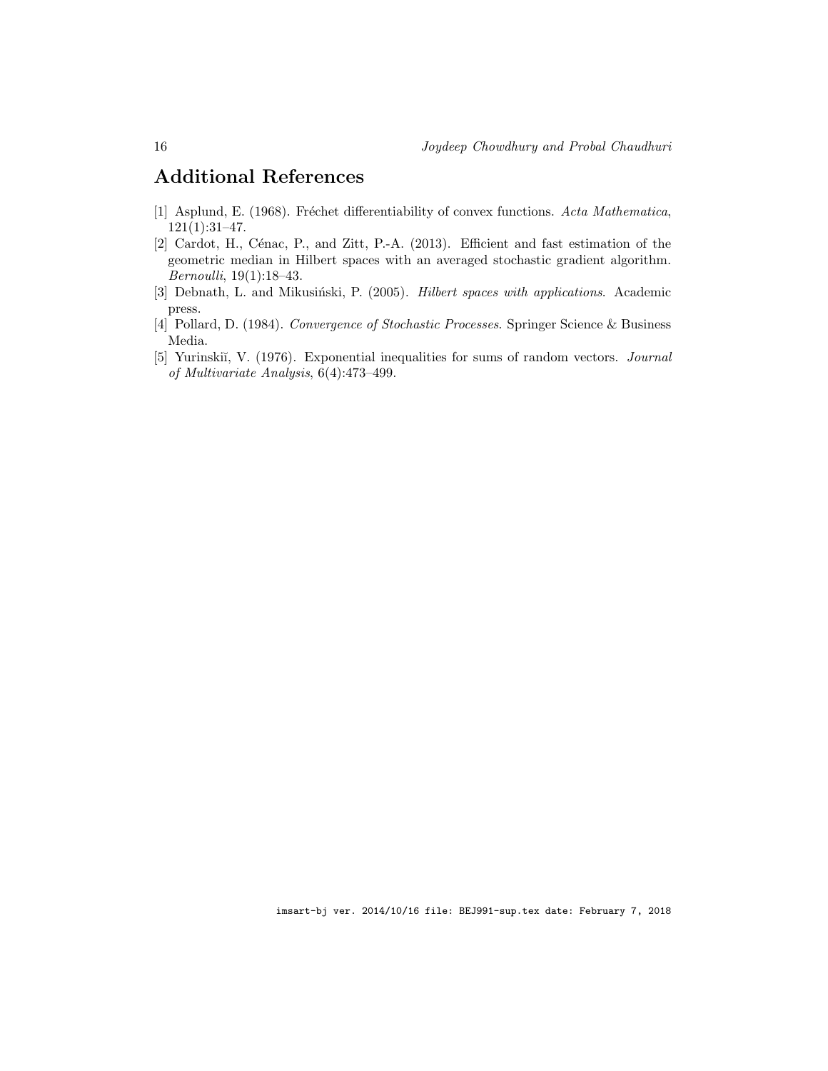## Additional References

[1] Asplund, E. (1968). Fréchet differentiability of convex functions. *Acta Mathematica*, 121(1):31–47.

[2] Cardot, H., Cénac, P., and Zitt, P.-A. (2013). Efficient and fast estimation of the geometric median in Hilbert spaces with an averaged stochastic gradient algorithm. *Bernoulli*, 19(1):18–43.

[3] Debnath, L. and Mikusiński, P. (2005). *Hilbert spaces with applications*. Academic press.

[4] Pollard, D. (1984). *Convergence of Stochastic Processes*. Springer Science & Business Media.

[5] Yurinskiĭ, V. (1976). Exponential inequalities for sums of random vectors. *Journal of Multivariate Analysis*, 6(4):473–499.